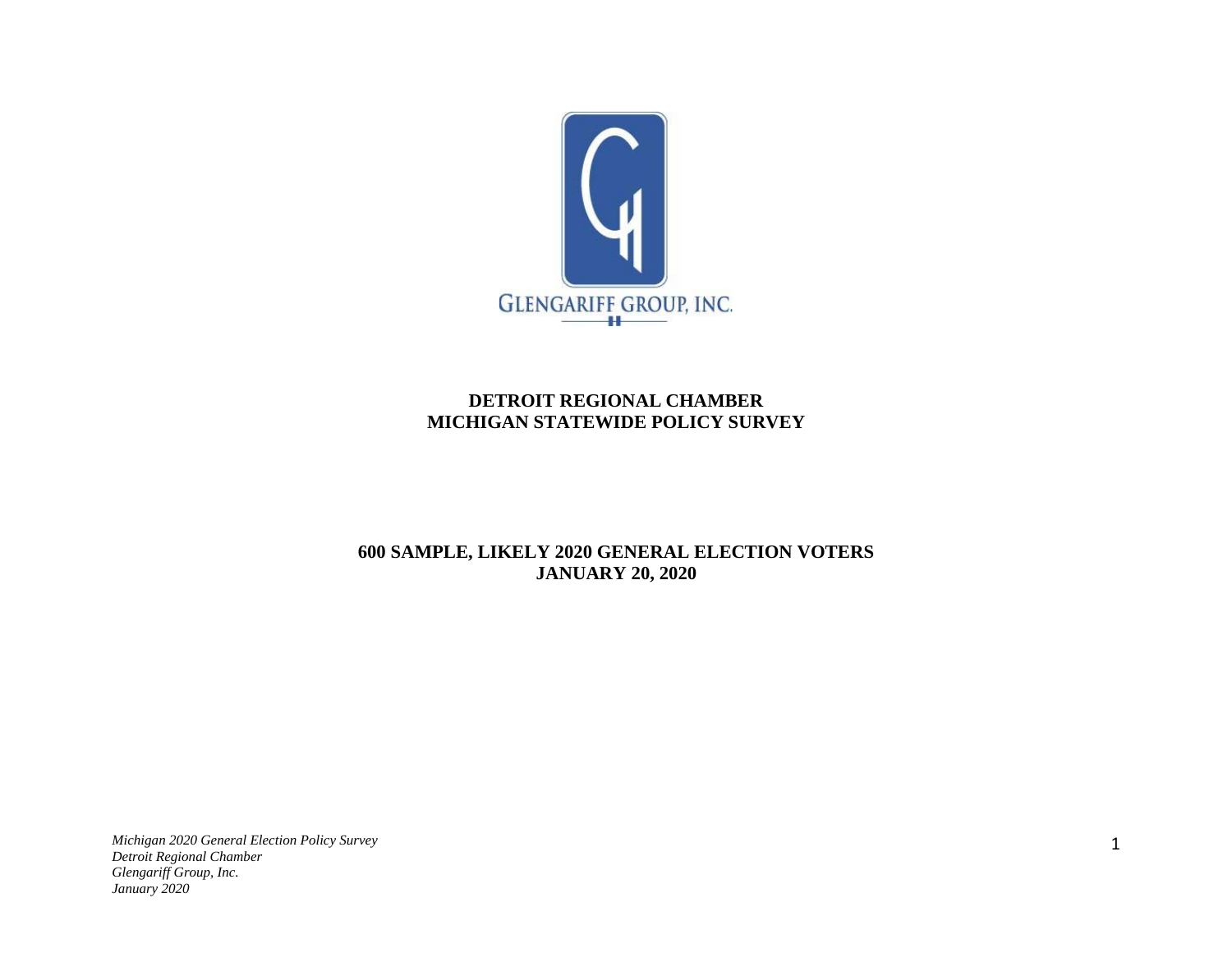GLENGARIFF GROUP, INC.

# DETROIT REGIONAL CHAMBER
# MICHIGAN STATEWIDE POLICY SURVEY

## 600 SAMPLE, LIKELY 2020 GENERAL ELECTION VOTERS
## JANUARY 20, 2020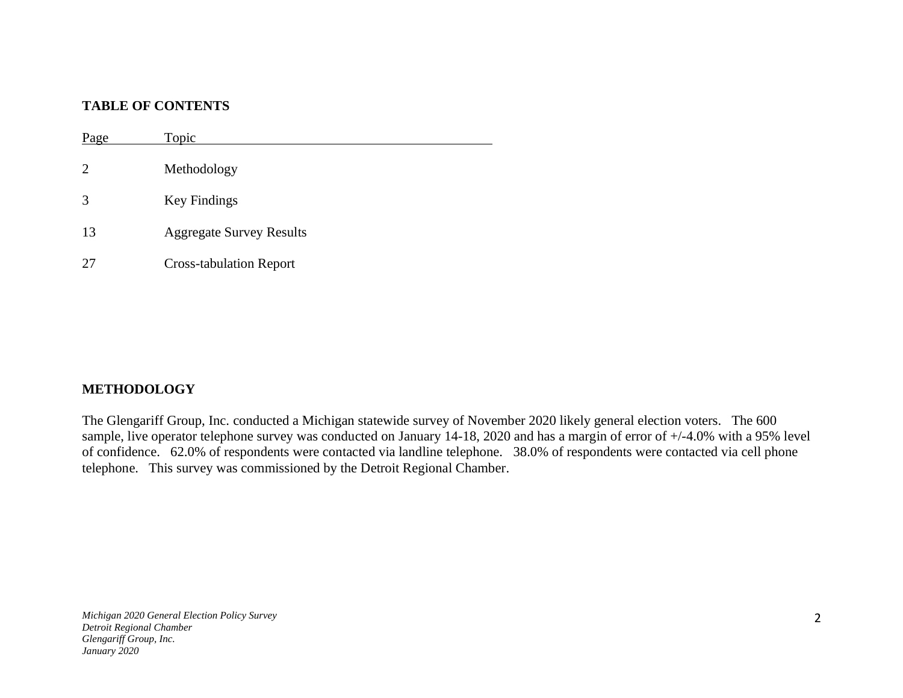**TABLE OF CONTENTS**

| Page | Topic |
|---|---|
| 2 | Methodology |
| 3 | Key Findings |
| 13 | Aggregate Survey Results |
| 27 | Cross-tabulation Report |

**METHODOLOGY**

The Glengariff Group, Inc. conducted a Michigan statewide survey of November 2020 likely general election voters. The 600 sample, live operator telephone survey was conducted on January 14-18, 2020 and has a margin of error of +/-4.0% with a 95% level of confidence. 62.0% of respondents were contacted via landline telephone. 38.0% of respondents were contacted via cell phone telephone. This survey was commissioned by the Detroit Regional Chamber.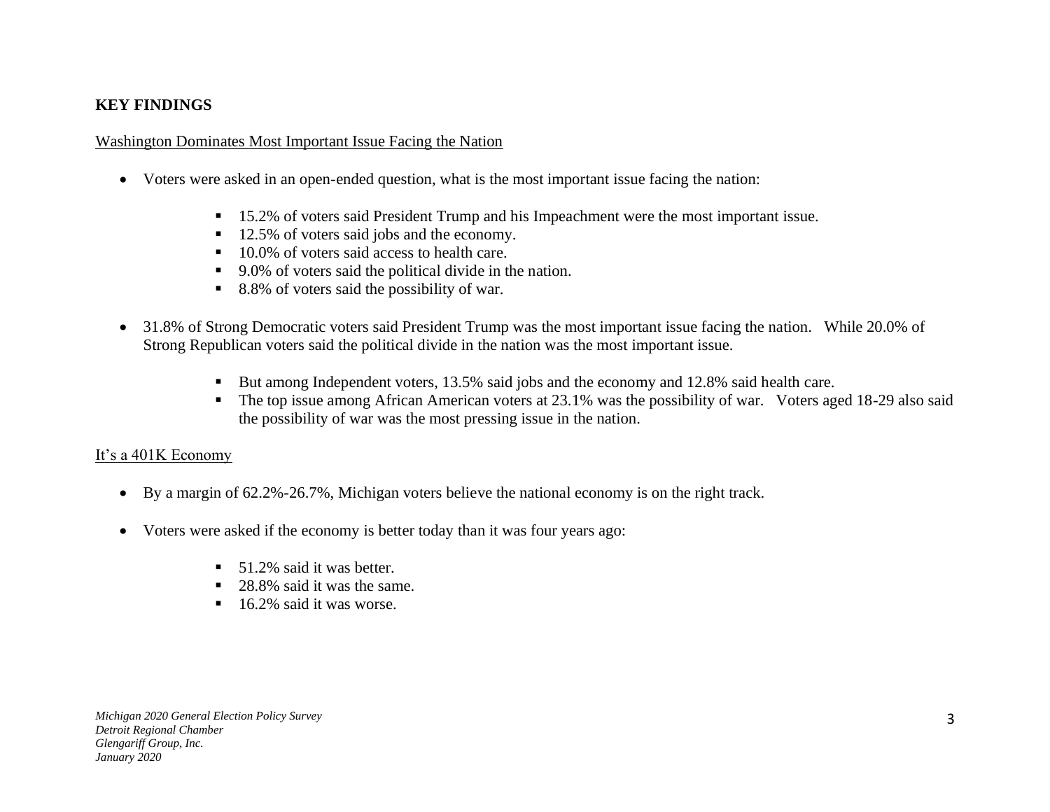**KEY FINDINGS**

Washington Dominates Most Important Issue Facing the Nation

- Voters were asked in an open-ended question, what is the most important issue facing the nation:
    - 15.2% of voters said President Trump and his Impeachment were the most important issue.
    - 12.5% of voters said jobs and the economy.
    - 10.0% of voters said access to health care.
    - 9.0% of voters said the political divide in the nation.
    - 8.8% of voters said the possibility of war.

- 31.8% of Strong Democratic voters said President Trump was the most important issue facing the nation. While 20.0% of Strong Republican voters said the political divide in the nation was the most important issue.
    - But among Independent voters, 13.5% said jobs and the economy and 12.8% said health care.
    - The top issue among African American voters at 23.1% was the possibility of war. Voters aged 18-29 also said the possibility of war was the most pressing issue in the nation.

It's a 401K Economy

- By a margin of 62.2%-26.7%, Michigan voters believe the national economy is on the right track.

- Voters were asked if the economy is better today than it was four years ago:
    - 51.2% said it was better.
    - 28.8% said it was the same.
    - 16.2% said it was worse.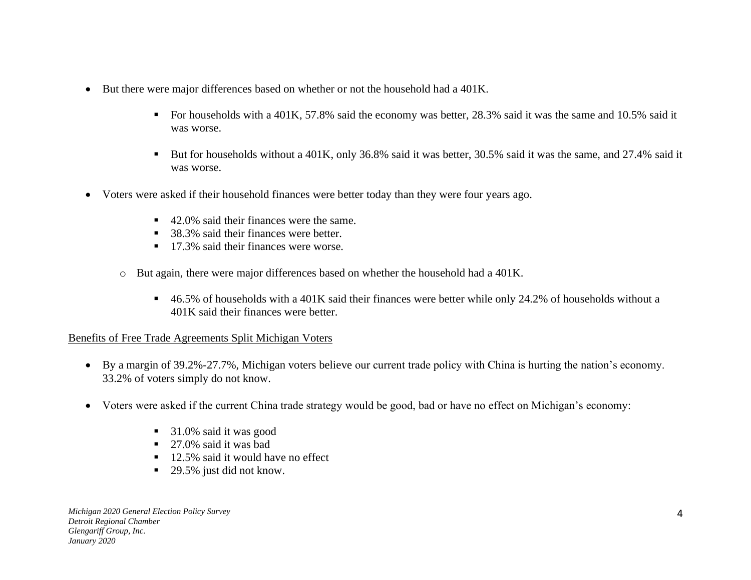- But there were major differences based on whether or not the household had a 401K.

    - For households with a 401K, 57.8% said the economy was better, 28.3% said it was the same and 10.5% said it was worse.

    - But for households without a 401K, only 36.8% said it was better, 30.5% said it was the same, and 27.4% said it was worse.

- Voters were asked if their household finances were better today than they were four years ago.

    - 42.0% said their finances were the same.
    - 38.3% said their finances were better.
    - 17.3% said their finances were worse.

  - But again, there were major differences based on whether the household had a 401K.

      - 46.5% of households with a 401K said their finances were better while only 24.2% of households without a 401K said their finances were better.

<u>Benefits of Free Trade Agreements Split Michigan Voters</u>

- By a margin of 39.2%-27.7%, Michigan voters believe our current trade policy with China is hurting the nation's economy. 33.2% of voters simply do not know.

- Voters were asked if the current China trade strategy would be good, bad or have no effect on Michigan's economy:

    - 31.0% said it was good
    - 27.0% said it was bad
    - 12.5% said it would have no effect
    - 29.5% just did not know.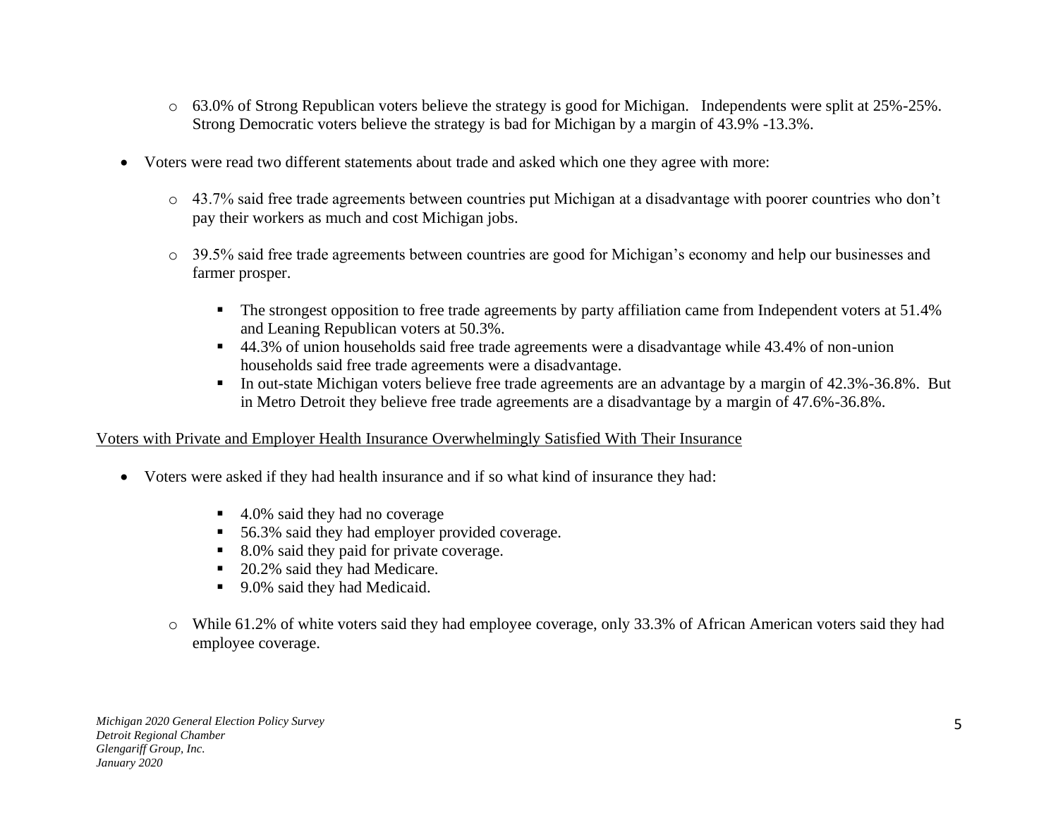- 63.0% of Strong Republican voters believe the strategy is good for Michigan. Independents were split at 25%-25%. Strong Democratic voters believe the strategy is bad for Michigan by a margin of 43.9% -13.3%.

- Voters were read two different statements about trade and asked which one they agree with more:

  - 43.7% said free trade agreements between countries put Michigan at a disadvantage with poorer countries who don't pay their workers as much and cost Michigan jobs.

  - 39.5% said free trade agreements between countries are good for Michigan's economy and help our businesses and farmer prosper.

    - The strongest opposition to free trade agreements by party affiliation came from Independent voters at 51.4% and Leaning Republican voters at 50.3%.
    - 44.3% of union households said free trade agreements were a disadvantage while 43.4% of non-union households said free trade agreements were a disadvantage.
    - In out-state Michigan voters believe free trade agreements are an advantage by a margin of 42.3%-36.8%. But in Metro Detroit they believe free trade agreements are a disadvantage by a margin of 47.6%-36.8%.

<u>Voters with Private and Employer Health Insurance Overwhelmingly Satisfied With Their Insurance</u>

- Voters were asked if they had health insurance and if so what kind of insurance they had:

    - 4.0% said they had no coverage
    - 56.3% said they had employer provided coverage.
    - 8.0% said they paid for private coverage.
    - 20.2% said they had Medicare.
    - 9.0% said they had Medicaid.

  - While 61.2% of white voters said they had employee coverage, only 33.3% of African American voters said they had employee coverage.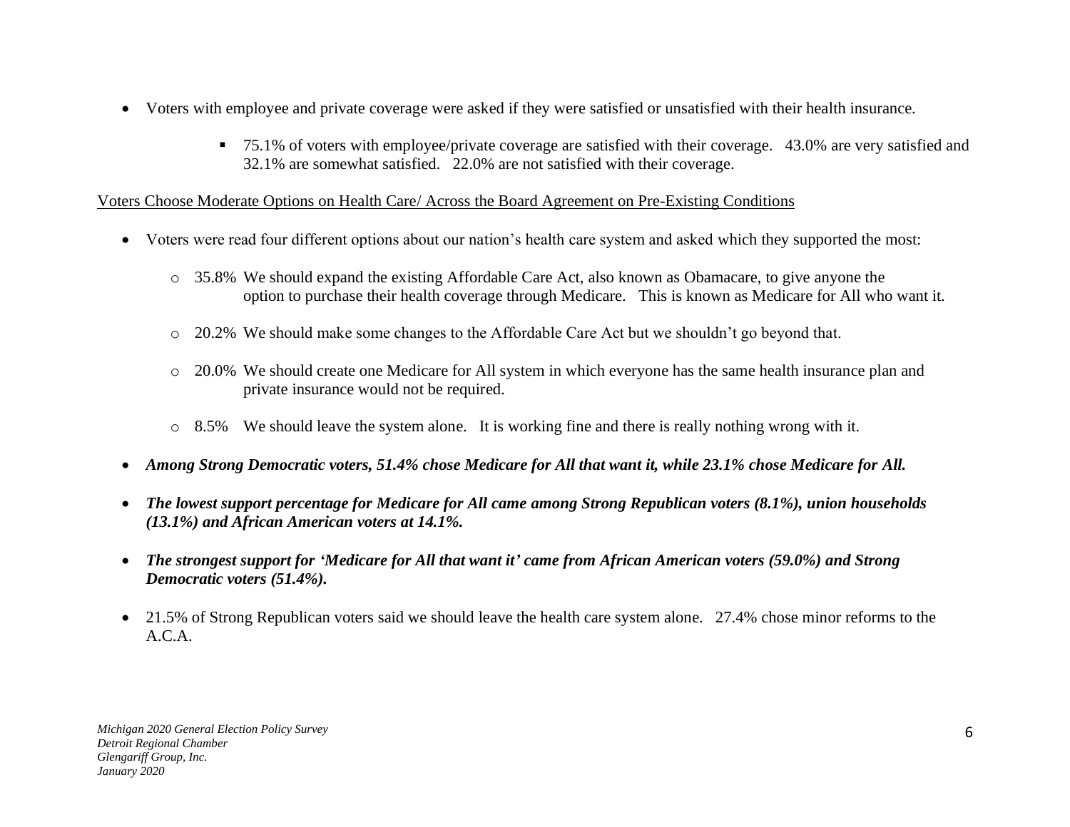- Voters with employee and private coverage were asked if they were satisfied or unsatisfied with their health insurance.

  - 75.1% of voters with employee/private coverage are satisfied with their coverage. 43.0% are very satisfied and 32.1% are somewhat satisfied. 22.0% are not satisfied with their coverage.

<u>Voters Choose Moderate Options on Health Care/ Across the Board Agreement on Pre-Existing Conditions</u>

- Voters were read four different options about our nation's health care system and asked which they supported the most:

  - 35.8% We should expand the existing Affordable Care Act, also known as Obamacare, to give anyone the option to purchase their health coverage through Medicare. This is known as Medicare for All who want it.

  - 20.2% We should make some changes to the Affordable Care Act but we shouldn't go beyond that.

  - 20.0% We should create one Medicare for All system in which everyone has the same health insurance plan and private insurance would not be required.

  - 8.5% We should leave the system alone. It is working fine and there is really nothing wrong with it.

- ***Among Strong Democratic voters, 51.4% chose Medicare for All that want it, while 23.1% chose Medicare for All.***

- ***The lowest support percentage for Medicare for All came among Strong Republican voters (8.1%), union households (13.1%) and African American voters at 14.1%.***

- ***The strongest support for 'Medicare for All that want it' came from African American voters (59.0%) and Strong Democratic voters (51.4%).***

- 21.5% of Strong Republican voters said we should leave the health care system alone. 27.4% chose minor reforms to the A.C.A.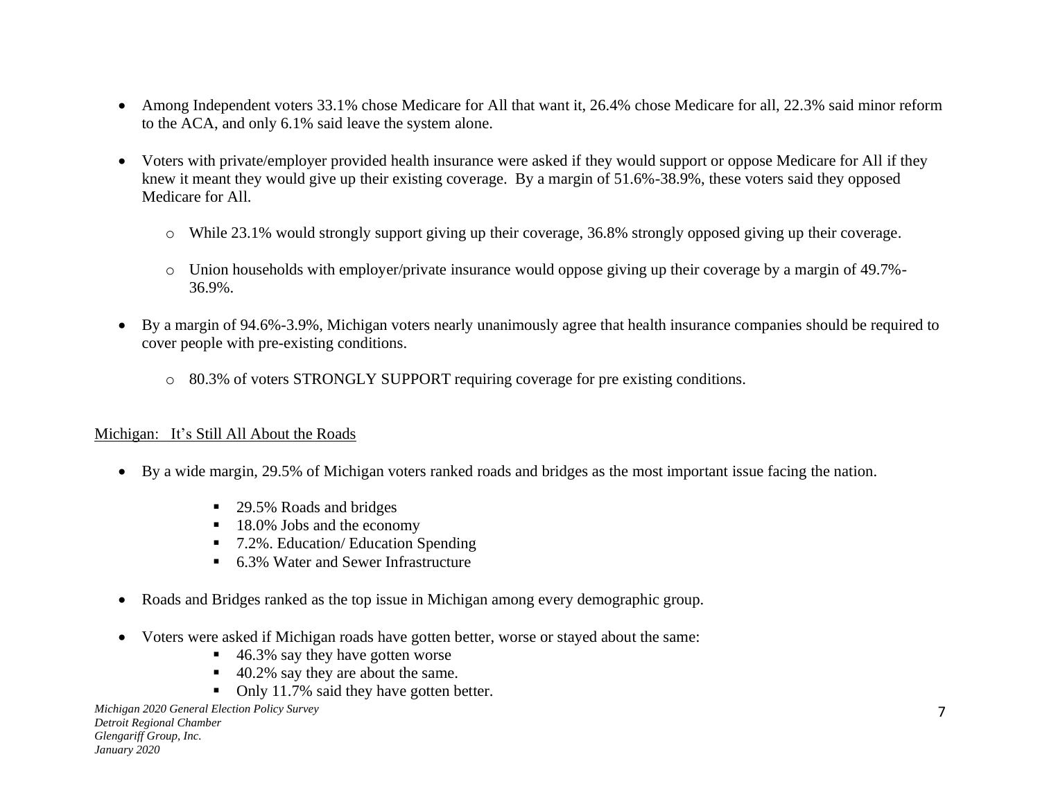- Among Independent voters 33.1% chose Medicare for All that want it, 26.4% chose Medicare for all, 22.3% said minor reform to the ACA, and only 6.1% said leave the system alone.

- Voters with private/employer provided health insurance were asked if they would support or oppose Medicare for All if they knew it meant they would give up their existing coverage. By a margin of 51.6%-38.9%, these voters said they opposed Medicare for All.

  - While 23.1% would strongly support giving up their coverage, 36.8% strongly opposed giving up their coverage.

  - Union households with employer/private insurance would oppose giving up their coverage by a margin of 49.7%-36.9%.

- By a margin of 94.6%-3.9%, Michigan voters nearly unanimously agree that health insurance companies should be required to cover people with pre-existing conditions.

  - 80.3% of voters STRONGLY SUPPORT requiring coverage for pre existing conditions.

<u>Michigan: It's Still All About the Roads</u>

- By a wide margin, 29.5% of Michigan voters ranked roads and bridges as the most important issue facing the nation.

  - 29.5% Roads and bridges
  - 18.0% Jobs and the economy
  - 7.2%. Education/ Education Spending
  - 6.3% Water and Sewer Infrastructure

- Roads and Bridges ranked as the top issue in Michigan among every demographic group.

- Voters were asked if Michigan roads have gotten better, worse or stayed about the same:
  - 46.3% say they have gotten worse
  - 40.2% say they are about the same.
  - Only 11.7% said they have gotten better.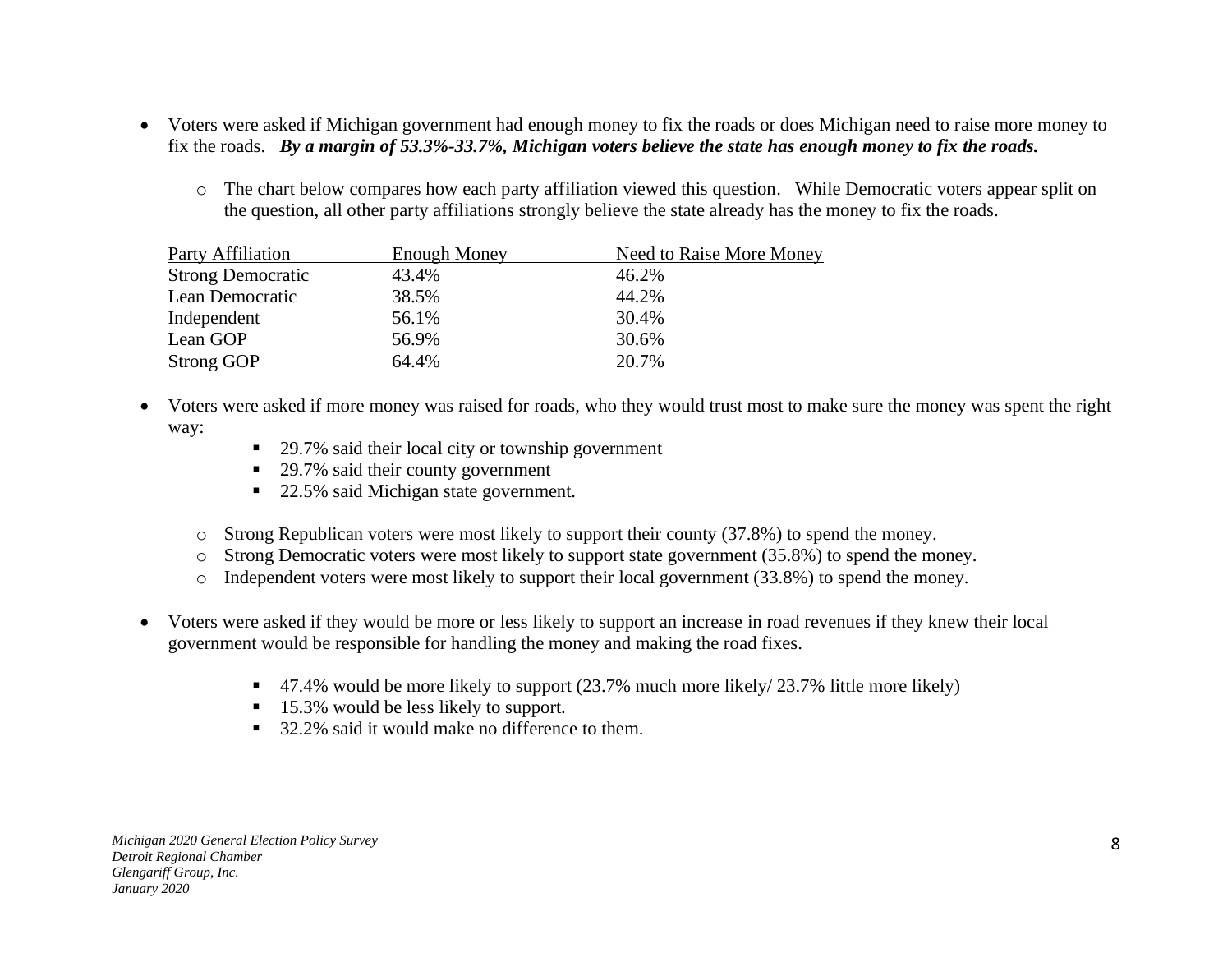- Voters were asked if Michigan government had enough money to fix the roads or does Michigan need to raise more money to fix the roads. ***By a margin of 53.3%-33.7%, Michigan voters believe the state has enough money to fix the roads.***

    - The chart below compares how each party affiliation viewed this question. While Democratic voters appear split on the question, all other party affiliations strongly believe the state already has the money to fix the roads.

| Party Affiliation | Enough Money | Need to Raise More Money |
|---|---|---|
| Strong Democratic | 43.4% | 46.2% |
| Lean Democratic | 38.5% | 44.2% |
| Independent | 56.1% | 30.4% |
| Lean GOP | 56.9% | 30.6% |
| Strong GOP | 64.4% | 20.7% |

- Voters were asked if more money was raised for roads, who they would trust most to make sure the money was spent the right way:
    - 29.7% said their local city or township government
    - 29.7% said their county government
    - 22.5% said Michigan state government.

    - Strong Republican voters were most likely to support their county (37.8%) to spend the money.
    - Strong Democratic voters were most likely to support state government (35.8%) to spend the money.
    - Independent voters were most likely to support their local government (33.8%) to spend the money.

- Voters were asked if they would be more or less likely to support an increase in road revenues if they knew their local government would be responsible for handling the money and making the road fixes.

    - 47.4% would be more likely to support (23.7% much more likely/ 23.7% little more likely)
    - 15.3% would be less likely to support.
    - 32.2% said it would make no difference to them.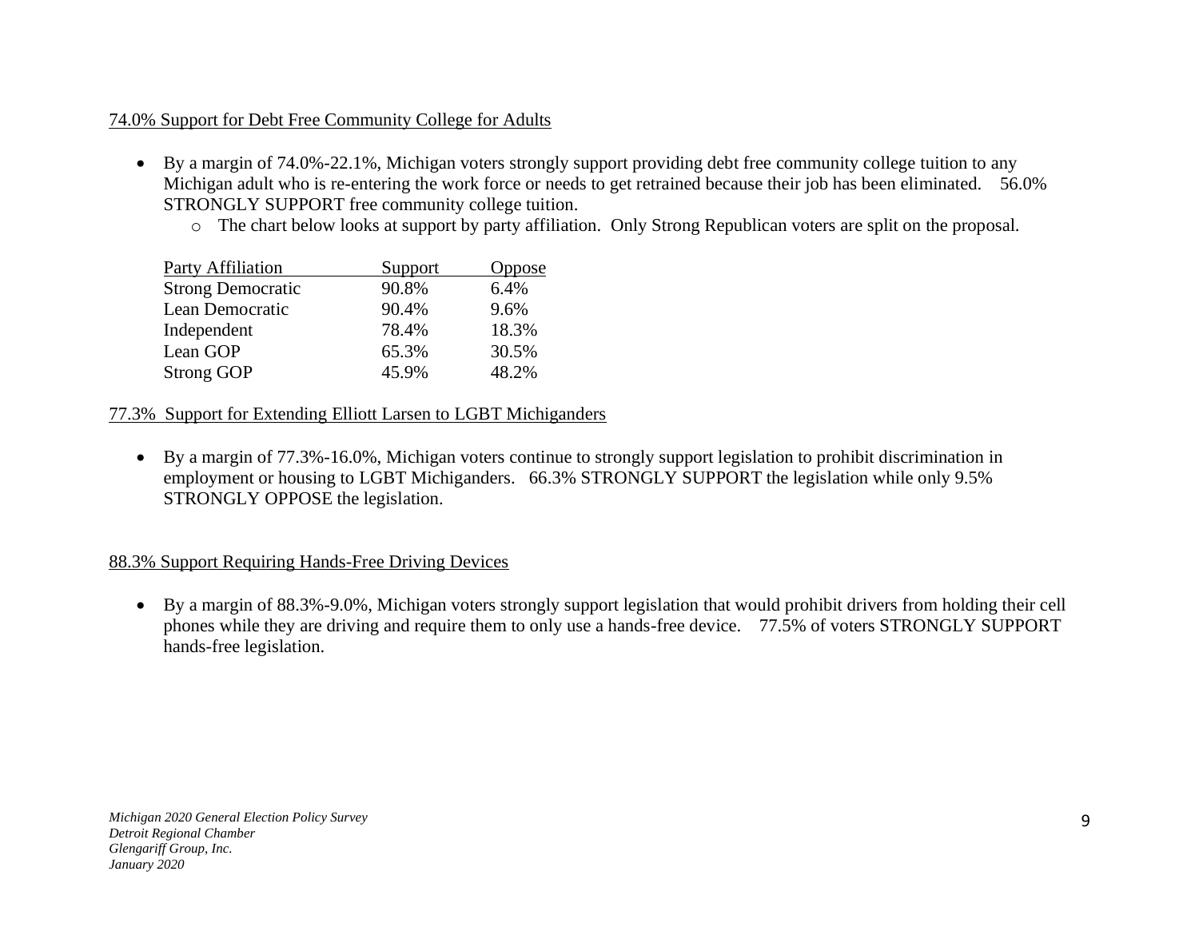## 74.0% Support for Debt Free Community College for Adults

- By a margin of 74.0%-22.1%, Michigan voters strongly support providing debt free community college tuition to any Michigan adult who is re-entering the work force or needs to get retrained because their job has been eliminated. 56.0% STRONGLY SUPPORT free community college tuition.
  - The chart below looks at support by party affiliation. Only Strong Republican voters are split on the proposal.

| Party Affiliation | Support | Oppose |
|---|---|---|
| Strong Democratic | 90.8% | 6.4% |
| Lean Democratic | 90.4% | 9.6% |
| Independent | 78.4% | 18.3% |
| Lean GOP | 65.3% | 30.5% |
| Strong GOP | 45.9% | 48.2% |

## 77.3% Support for Extending Elliott Larsen to LGBT Michiganders

- By a margin of 77.3%-16.0%, Michigan voters continue to strongly support legislation to prohibit discrimination in employment or housing to LGBT Michiganders. 66.3% STRONGLY SUPPORT the legislation while only 9.5% STRONGLY OPPOSE the legislation.

## 88.3% Support Requiring Hands-Free Driving Devices

- By a margin of 88.3%-9.0%, Michigan voters strongly support legislation that would prohibit drivers from holding their cell phones while they are driving and require them to only use a hands-free device. 77.5% of voters STRONGLY SUPPORT hands-free legislation.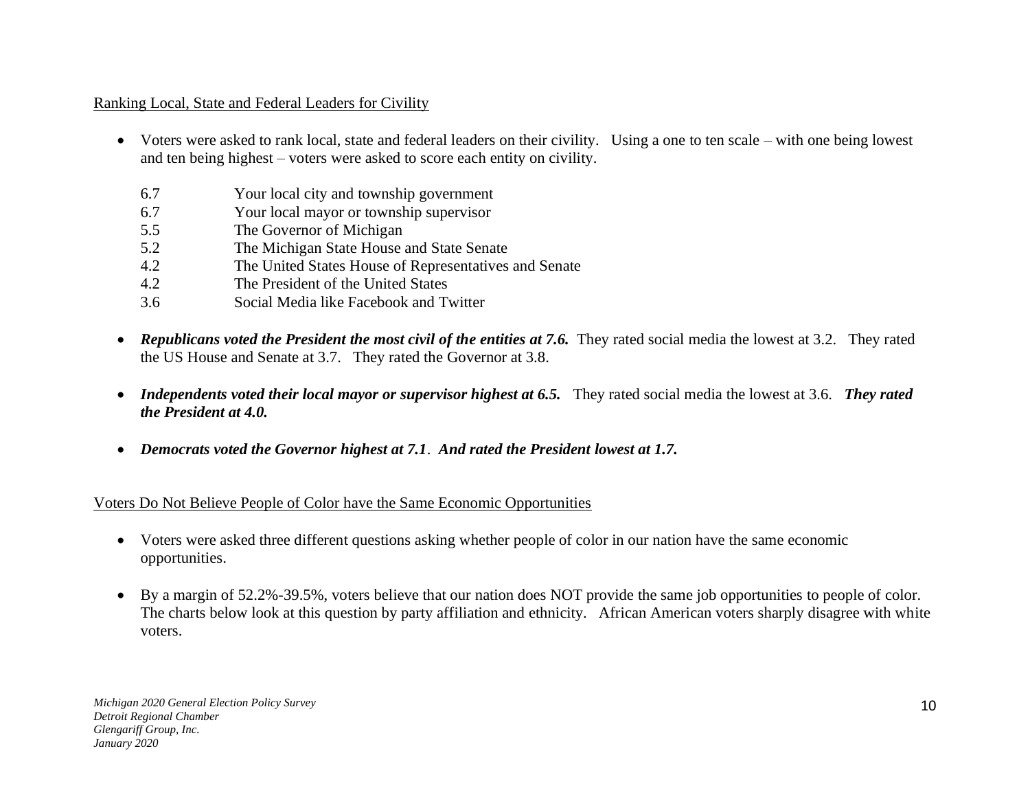Ranking Local, State and Federal Leaders for Civility

- Voters were asked to rank local, state and federal leaders on their civility. Using a one to ten scale – with one being lowest and ten being highest – voters were asked to score each entity on civility.

| | |
|---|---|
| 6.7 | Your local city and township government |
| 6.7 | Your local mayor or township supervisor |
| 5.5 | The Governor of Michigan |
| 5.2 | The Michigan State House and State Senate |
| 4.2 | The United States House of Representatives and Senate |
| 4.2 | The President of the United States |
| 3.6 | Social Media like Facebook and Twitter |

- ***Republicans voted the President the most civil of the entities at 7.6.*** They rated social media the lowest at 3.2. They rated the US House and Senate at 3.7. They rated the Governor at 3.8.

- ***Independents voted their local mayor or supervisor highest at 6.5.*** They rated social media the lowest at 3.6. ***They rated the President at 4.0.***

- ***Democrats voted the Governor highest at 7.1***. ***And rated the President lowest at 1.7.***

Voters Do Not Believe People of Color have the Same Economic Opportunities

- Voters were asked three different questions asking whether people of color in our nation have the same economic opportunities.

- By a margin of 52.2%-39.5%, voters believe that our nation does NOT provide the same job opportunities to people of color. The charts below look at this question by party affiliation and ethnicity. African American voters sharply disagree with white voters.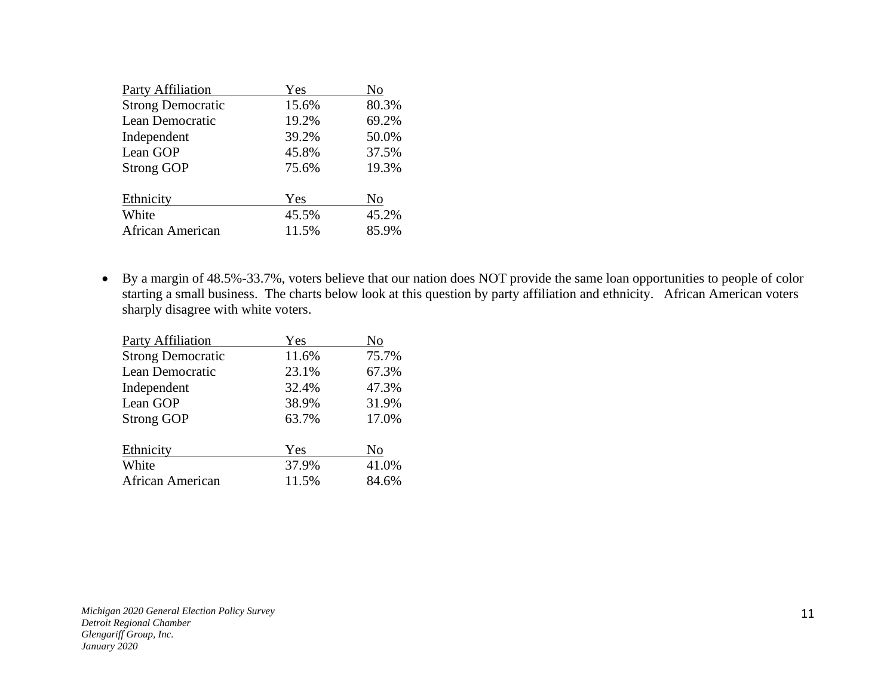| Party Affiliation | Yes | No |
|---|---|---|
| Strong Democratic | 15.6% | 80.3% |
| Lean Democratic | 19.2% | 69.2% |
| Independent | 39.2% | 50.0% |
| Lean GOP | 45.8% | 37.5% |
| Strong GOP | 75.6% | 19.3% |

| Ethnicity | Yes | No |
|---|---|---|
| White | 45.5% | 45.2% |
| African American | 11.5% | 85.9% |

- By a margin of 48.5%-33.7%, voters believe that our nation does NOT provide the same loan opportunities to people of color starting a small business. The charts below look at this question by party affiliation and ethnicity. African American voters sharply disagree with white voters.

| Party Affiliation | Yes | No |
|---|---|---|
| Strong Democratic | 11.6% | 75.7% |
| Lean Democratic | 23.1% | 67.3% |
| Independent | 32.4% | 47.3% |
| Lean GOP | 38.9% | 31.9% |
| Strong GOP | 63.7% | 17.0% |

| Ethnicity | Yes | No |
|---|---|---|
| White | 37.9% | 41.0% |
| African American | 11.5% | 84.6% |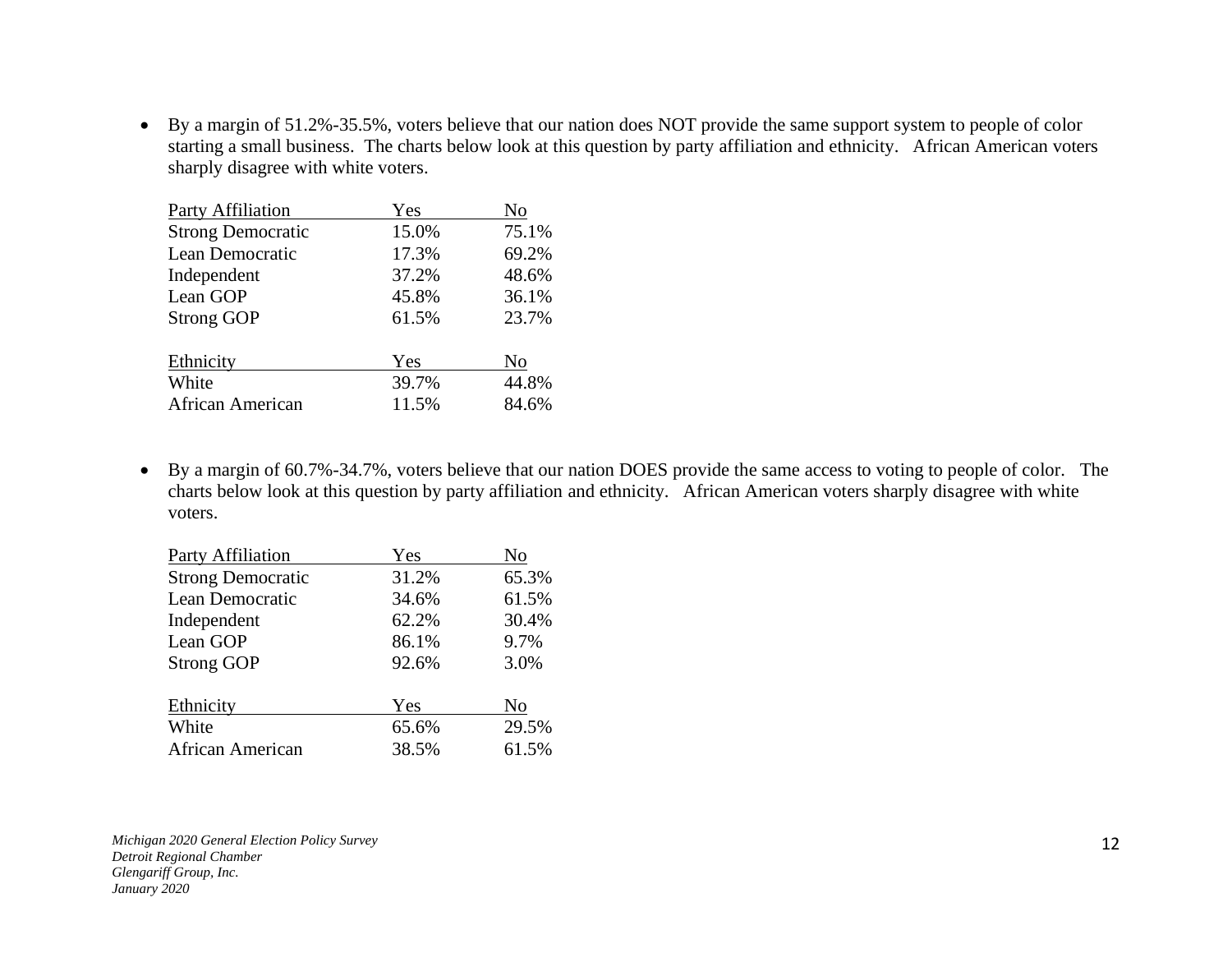- By a margin of 51.2%-35.5%, voters believe that our nation does NOT provide the same support system to people of color starting a small business. The charts below look at this question by party affiliation and ethnicity. African American voters sharply disagree with white voters.

| Party Affiliation | Yes | No |
|---|---|---|
| Strong Democratic | 15.0% | 75.1% |
| Lean Democratic | 17.3% | 69.2% |
| Independent | 37.2% | 48.6% |
| Lean GOP | 45.8% | 36.1% |
| Strong GOP | 61.5% | 23.7% |

| Ethnicity | Yes | No |
|---|---|---|
| White | 39.7% | 44.8% |
| African American | 11.5% | 84.6% |

- By a margin of 60.7%-34.7%, voters believe that our nation DOES provide the same access to voting to people of color. The charts below look at this question by party affiliation and ethnicity. African American voters sharply disagree with white voters.

| Party Affiliation | Yes | No |
|---|---|---|
| Strong Democratic | 31.2% | 65.3% |
| Lean Democratic | 34.6% | 61.5% |
| Independent | 62.2% | 30.4% |
| Lean GOP | 86.1% | 9.7% |
| Strong GOP | 92.6% | 3.0% |

| Ethnicity | Yes | No |
|---|---|---|
| White | 65.6% | 29.5% |
| African American | 38.5% | 61.5% |

*Michigan 2020 General Election Policy Survey*
*Detroit Regional Chamber*
*Glengariff Group, Inc.*
*January 2020*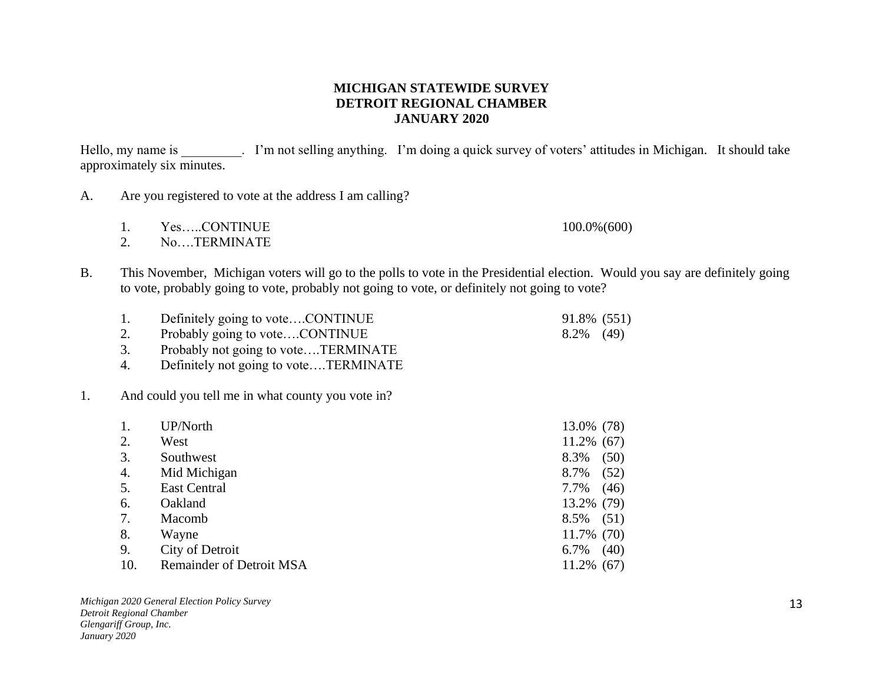**MICHIGAN STATEWIDE SURVEY**
**DETROIT REGIONAL CHAMBER**
**JANUARY 2020**

Hello, my name is _________. I'm not selling anything. I'm doing a quick survey of voters' attitudes in Michigan. It should take approximately six minutes.

A. Are you registered to vote at the address I am calling?

| | | |
|---|---|---|
| 1. | Yes…..CONTINUE | 100.0%(600) |
| 2. | No….TERMINATE | |

B. This November, Michigan voters will go to the polls to vote in the Presidential election. Would you say are definitely going to vote, probably going to vote, probably not going to vote, or definitely not going to vote?

| | | |
|---|---|---|
| 1. | Definitely going to vote….CONTINUE | 91.8% (551) |
| 2. | Probably going to vote….CONTINUE | 8.2% (49) |
| 3. | Probably not going to vote….TERMINATE | |
| 4. | Definitely not going to vote….TERMINATE | |

1. And could you tell me in what county you vote in?

| | | |
|---|---|---|
| 1. | UP/North | 13.0% (78) |
| 2. | West | 11.2% (67) |
| 3. | Southwest | 8.3% (50) |
| 4. | Mid Michigan | 8.7% (52) |
| 5. | East Central | 7.7% (46) |
| 6. | Oakland | 13.2% (79) |
| 7. | Macomb | 8.5% (51) |
| 8. | Wayne | 11.7% (70) |
| 9. | City of Detroit | 6.7% (40) |
| 10. | Remainder of Detroit MSA | 11.2% (67) |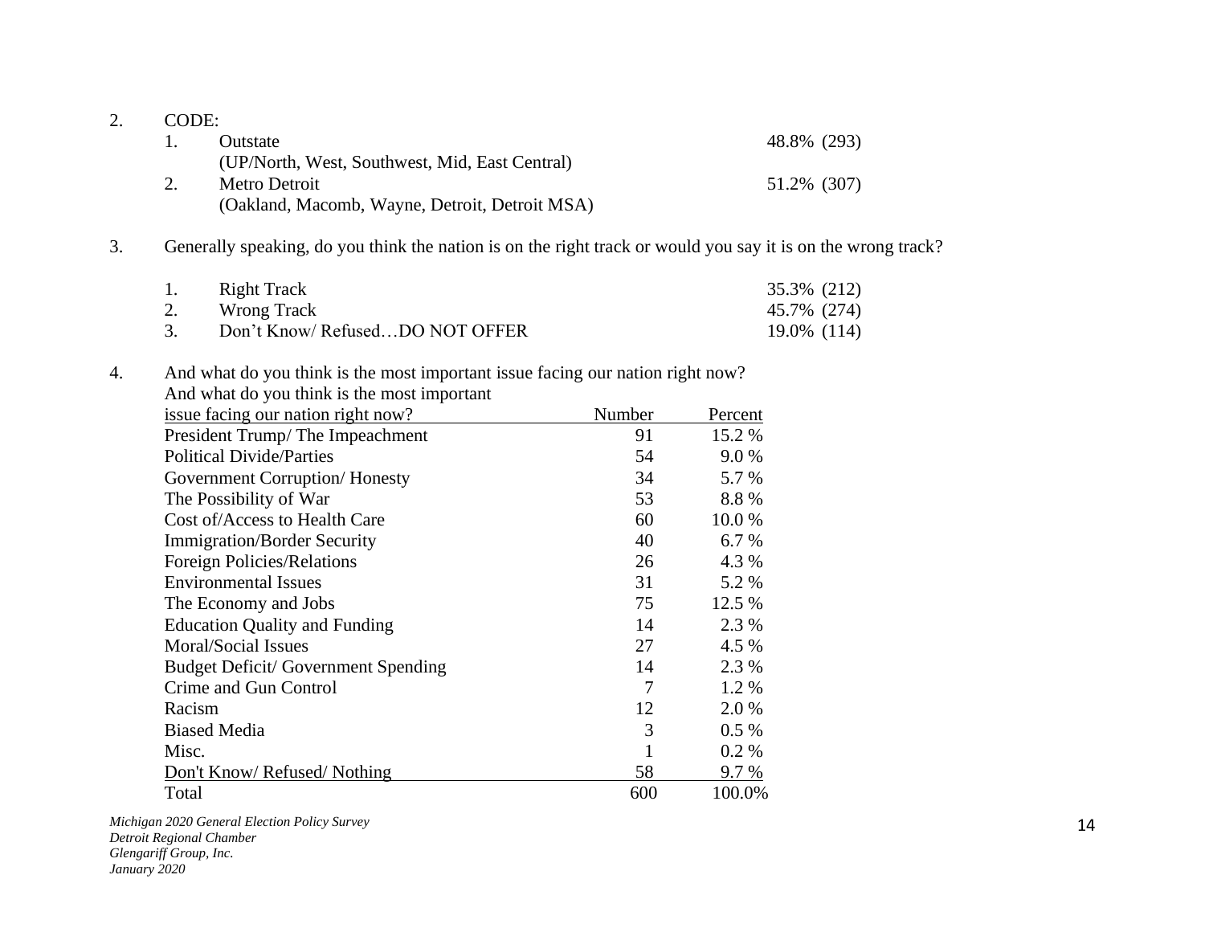2. CODE:

   1. Outstate — 48.8% (293)
      (UP/North, West, Southwest, Mid, East Central)
   2. Metro Detroit — 51.2% (307)
      (Oakland, Macomb, Wayne, Detroit, Detroit MSA)

3. Generally speaking, do you think the nation is on the right track or would you say it is on the wrong track?

   1. Right Track — 35.3% (212)
   2. Wrong Track — 45.7% (274)
   3. Don't Know/ Refused…DO NOT OFFER — 19.0% (114)

4. And what do you think is the most important issue facing our nation right now?

| And what do you think is the most important issue facing our nation right now? | Number | Percent |
|---|---|---|
| President Trump/ The Impeachment | 91 | 15.2 % |
| Political Divide/Parties | 54 | 9.0 % |
| Government Corruption/ Honesty | 34 | 5.7 % |
| The Possibility of War | 53 | 8.8 % |
| Cost of/Access to Health Care | 60 | 10.0 % |
| Immigration/Border Security | 40 | 6.7 % |
| Foreign Policies/Relations | 26 | 4.3 % |
| Environmental Issues | 31 | 5.2 % |
| The Economy and Jobs | 75 | 12.5 % |
| Education Quality and Funding | 14 | 2.3 % |
| Moral/Social Issues | 27 | 4.5 % |
| Budget Deficit/ Government Spending | 14 | 2.3 % |
| Crime and Gun Control | 7 | 1.2 % |
| Racism | 12 | 2.0 % |
| Biased Media | 3 | 0.5 % |
| Misc. | 1 | 0.2 % |
| Don't Know/ Refused/ Nothing | 58 | 9.7 % |
| Total | 600 | 100.0% |

*Michigan 2020 General Election Policy Survey*
*Detroit Regional Chamber*
*Glengariff Group, Inc.*
*January 2020*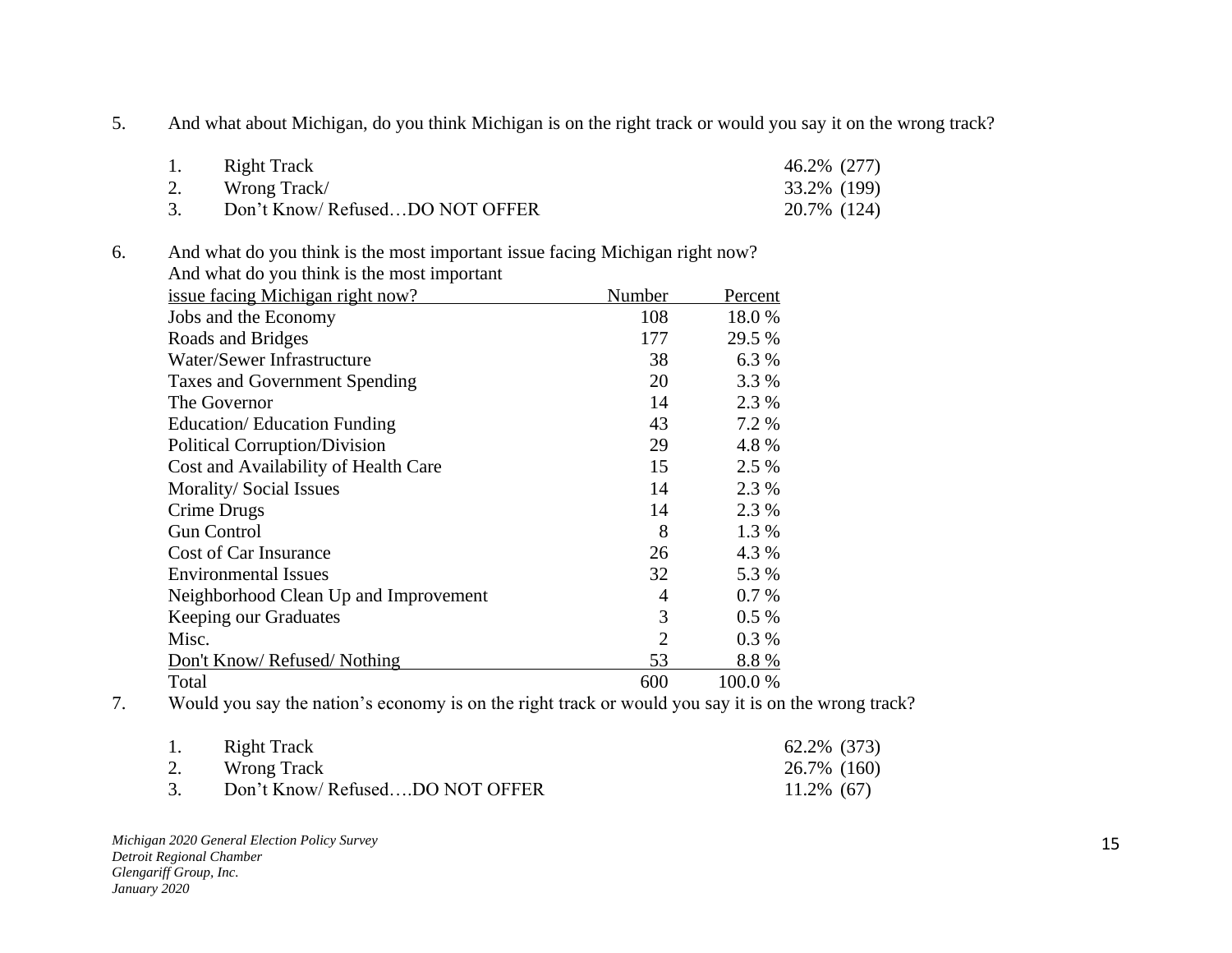5. And what about Michigan, do you think Michigan is on the right track or would you say it on the wrong track?

| | | |
|---|---|---|
| 1. | Right Track | 46.2% (277) |
| 2. | Wrong Track/ | 33.2% (199) |
| 3. | Don't Know/ Refused…DO NOT OFFER | 20.7% (124) |

6. And what do you think is the most important issue facing Michigan right now?

| And what do you think is the most important issue facing Michigan right now? | Number | Percent |
|---|---|---|
| Jobs and the Economy | 108 | 18.0 % |
| Roads and Bridges | 177 | 29.5 % |
| Water/Sewer Infrastructure | 38 | 6.3 % |
| Taxes and Government Spending | 20 | 3.3 % |
| The Governor | 14 | 2.3 % |
| Education/ Education Funding | 43 | 7.2 % |
| Political Corruption/Division | 29 | 4.8 % |
| Cost and Availability of Health Care | 15 | 2.5 % |
| Morality/ Social Issues | 14 | 2.3 % |
| Crime Drugs | 14 | 2.3 % |
| Gun Control | 8 | 1.3 % |
| Cost of Car Insurance | 26 | 4.3 % |
| Environmental Issues | 32 | 5.3 % |
| Neighborhood Clean Up and Improvement | 4 | 0.7 % |
| Keeping our Graduates | 3 | 0.5 % |
| Misc. | 2 | 0.3 % |
| Don't Know/ Refused/ Nothing | 53 | 8.8 % |
| Total | 600 | 100.0 % |

7. Would you say the nation's economy is on the right track or would you say it is on the wrong track?

| | | |
|---|---|---|
| 1. | Right Track | 62.2% (373) |
| 2. | Wrong Track | 26.7% (160) |
| 3. | Don't Know/ Refused….DO NOT OFFER | 11.2% (67) |

*Michigan 2020 General Election Policy Survey*
*Detroit Regional Chamber*
*Glengariff Group, Inc.*
*January 2020*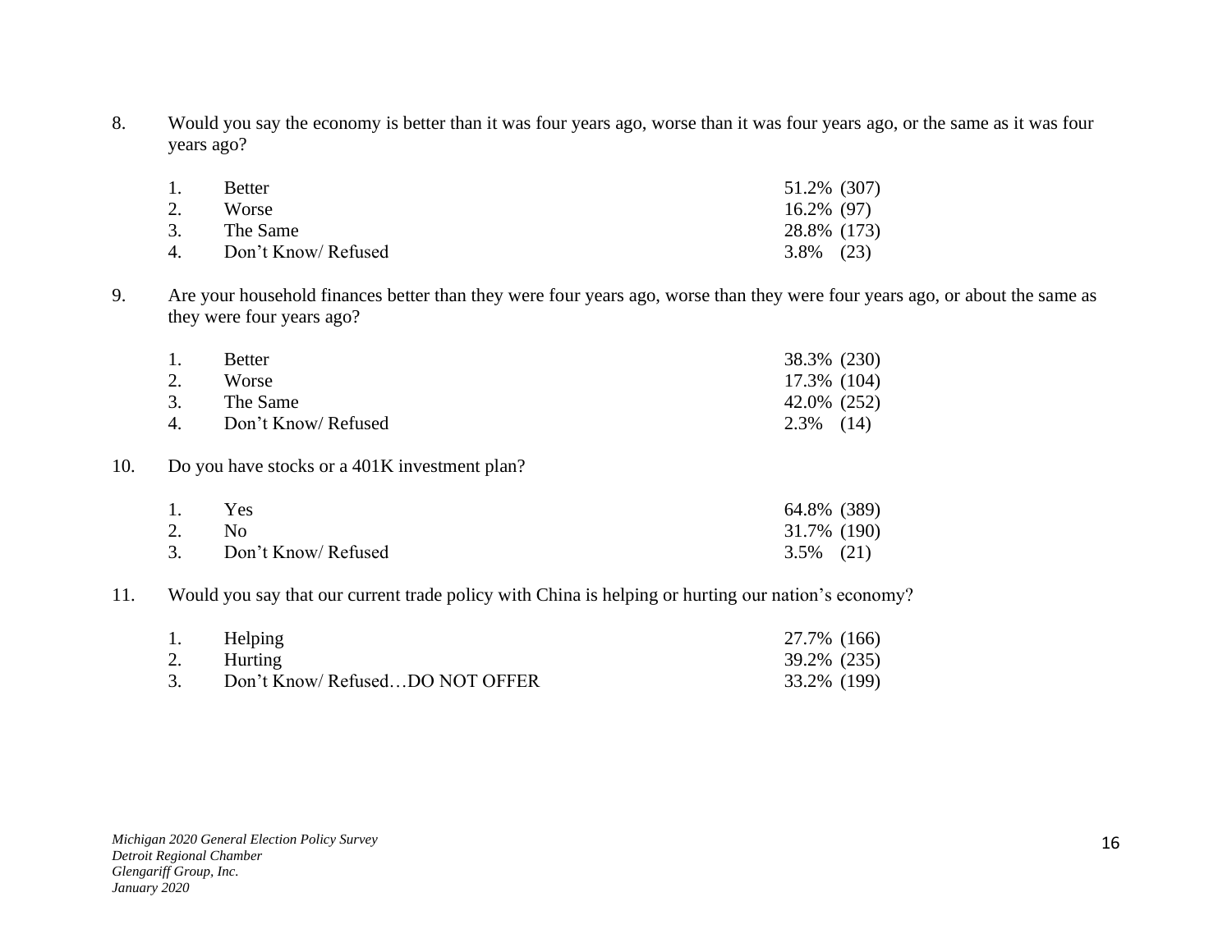8. Would you say the economy is better than it was four years ago, worse than it was four years ago, or the same as it was four years ago?

| | | |
|---|---|---|
| 1. | Better | 51.2% (307) |
| 2. | Worse | 16.2% (97) |
| 3. | The Same | 28.8% (173) |
| 4. | Don't Know/ Refused | 3.8% (23) |

9. Are your household finances better than they were four years ago, worse than they were four years ago, or about the same as they were four years ago?

| | | |
|---|---|---|
| 1. | Better | 38.3% (230) |
| 2. | Worse | 17.3% (104) |
| 3. | The Same | 42.0% (252) |
| 4. | Don't Know/ Refused | 2.3% (14) |

10. Do you have stocks or a 401K investment plan?

| | | |
|---|---|---|
| 1. | Yes | 64.8% (389) |
| 2. | No | 31.7% (190) |
| 3. | Don't Know/ Refused | 3.5% (21) |

11. Would you say that our current trade policy with China is helping or hurting our nation's economy?

| | | |
|---|---|---|
| 1. | Helping | 27.7% (166) |
| 2. | Hurting | 39.2% (235) |
| 3. | Don't Know/ Refused…DO NOT OFFER | 33.2% (199) |

*Michigan 2020 General Election Policy Survey*
*Detroit Regional Chamber*
*Glengariff Group, Inc.*
*January 2020*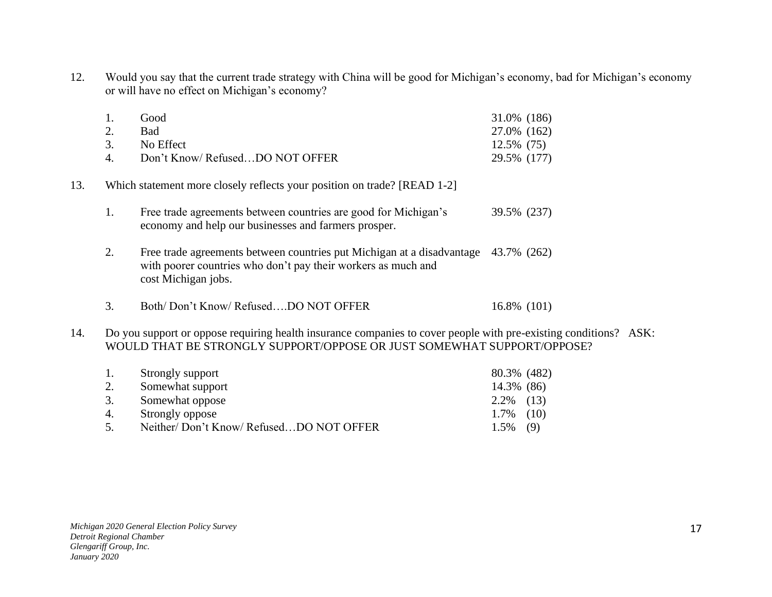12. Would you say that the current trade strategy with China will be good for Michigan's economy, bad for Michigan's economy or will have no effect on Michigan's economy?

| | | |
|---|---|---|
| 1. | Good | 31.0% (186) |
| 2. | Bad | 27.0% (162) |
| 3. | No Effect | 12.5% (75) |
| 4. | Don't Know/ Refused…DO NOT OFFER | 29.5% (177) |

13. Which statement more closely reflects your position on trade? [READ 1-2]

| | | |
|---|---|---|
| 1. | Free trade agreements between countries are good for Michigan's economy and help our businesses and farmers prosper. | 39.5% (237) |
| 2. | Free trade agreements between countries put Michigan at a disadvantage with poorer countries who don't pay their workers as much and cost Michigan jobs. | 43.7% (262) |
| 3. | Both/ Don't Know/ Refused….DO NOT OFFER | 16.8% (101) |

14. Do you support or oppose requiring health insurance companies to cover people with pre-existing conditions? ASK: WOULD THAT BE STRONGLY SUPPORT/OPPOSE OR JUST SOMEWHAT SUPPORT/OPPOSE?

| | | |
|---|---|---|
| 1. | Strongly support | 80.3% (482) |
| 2. | Somewhat support | 14.3% (86) |
| 3. | Somewhat oppose | 2.2% (13) |
| 4. | Strongly oppose | 1.7% (10) |
| 5. | Neither/ Don't Know/ Refused…DO NOT OFFER | 1.5% (9) |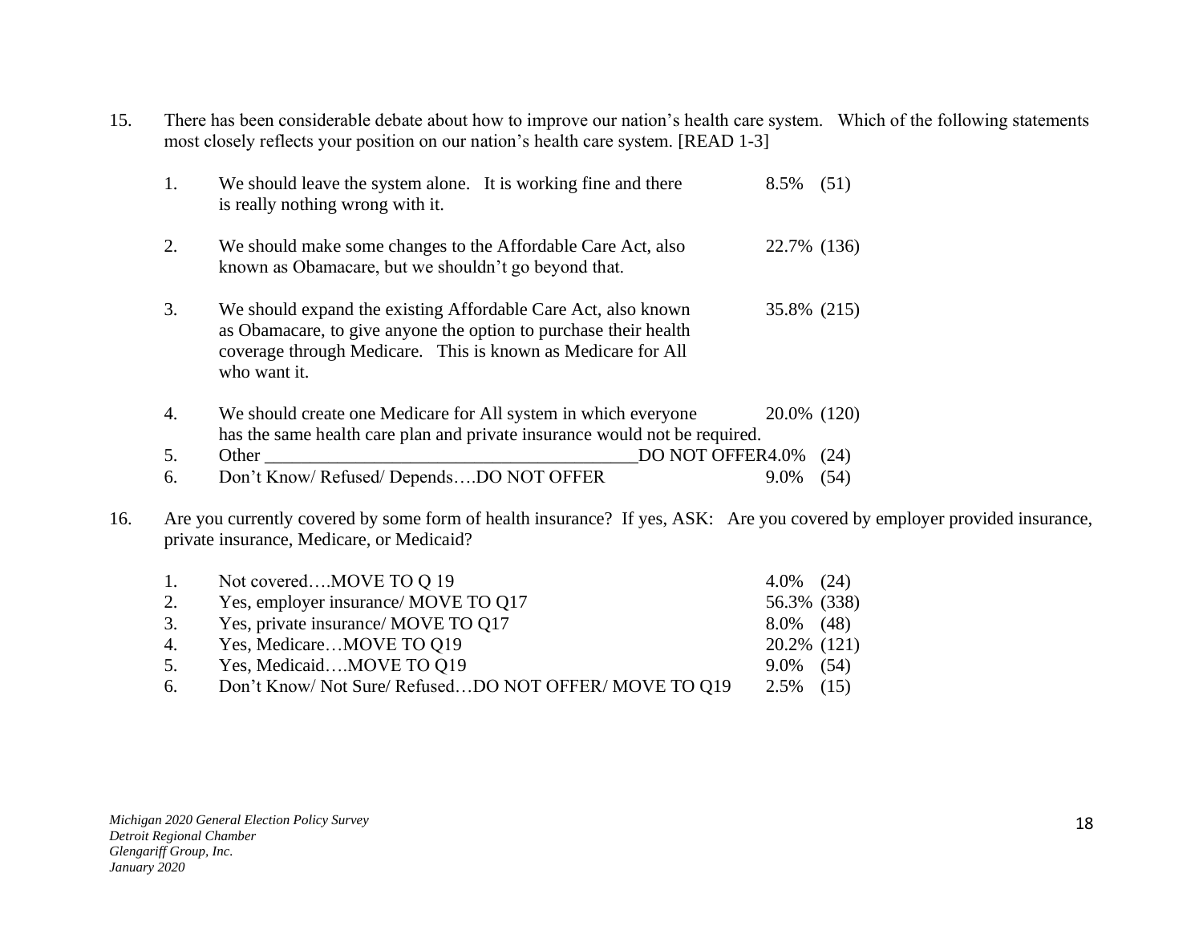15. There has been considerable debate about how to improve our nation's health care system. Which of the following statements most closely reflects your position on our nation's health care system. [READ 1-3]

| | | | |
|---|---|---|---|
| 1. | We should leave the system alone. It is working fine and there is really nothing wrong with it. | 8.5% | (51) |
| 2. | We should make some changes to the Affordable Care Act, also known as Obamacare, but we shouldn't go beyond that. | 22.7% | (136) |
| 3. | We should expand the existing Affordable Care Act, also known as Obamacare, to give anyone the option to purchase their health coverage through Medicare. This is known as Medicare for All who want it. | 35.8% | (215) |
| 4. | We should create one Medicare for All system in which everyone has the same health care plan and private insurance would not be required. | 20.0% | (120) |
| 5. | Other \_\_\_\_\_\_\_\_\_\_\_\_\_\_\_\_\_\_\_\_\_\_\_\_\_\_\_\_\_\_\_\_\_\_\_\_\_\_\_\_\_DO NOT OFFER | 4.0% | (24) |
| 6. | Don't Know/ Refused/ Depends….DO NOT OFFER | 9.0% | (54) |

16. Are you currently covered by some form of health insurance? If yes, ASK: Are you covered by employer provided insurance, private insurance, Medicare, or Medicaid?

| | | | |
|---|---|---|---|
| 1. | Not covered….MOVE TO Q 19 | 4.0% | (24) |
| 2. | Yes, employer insurance/ MOVE TO Q17 | 56.3% | (338) |
| 3. | Yes, private insurance/ MOVE TO Q17 | 8.0% | (48) |
| 4. | Yes, Medicare…MOVE TO Q19 | 20.2% | (121) |
| 5. | Yes, Medicaid….MOVE TO Q19 | 9.0% | (54) |
| 6. | Don't Know/ Not Sure/ Refused…DO NOT OFFER/ MOVE TO Q19 | 2.5% | (15) |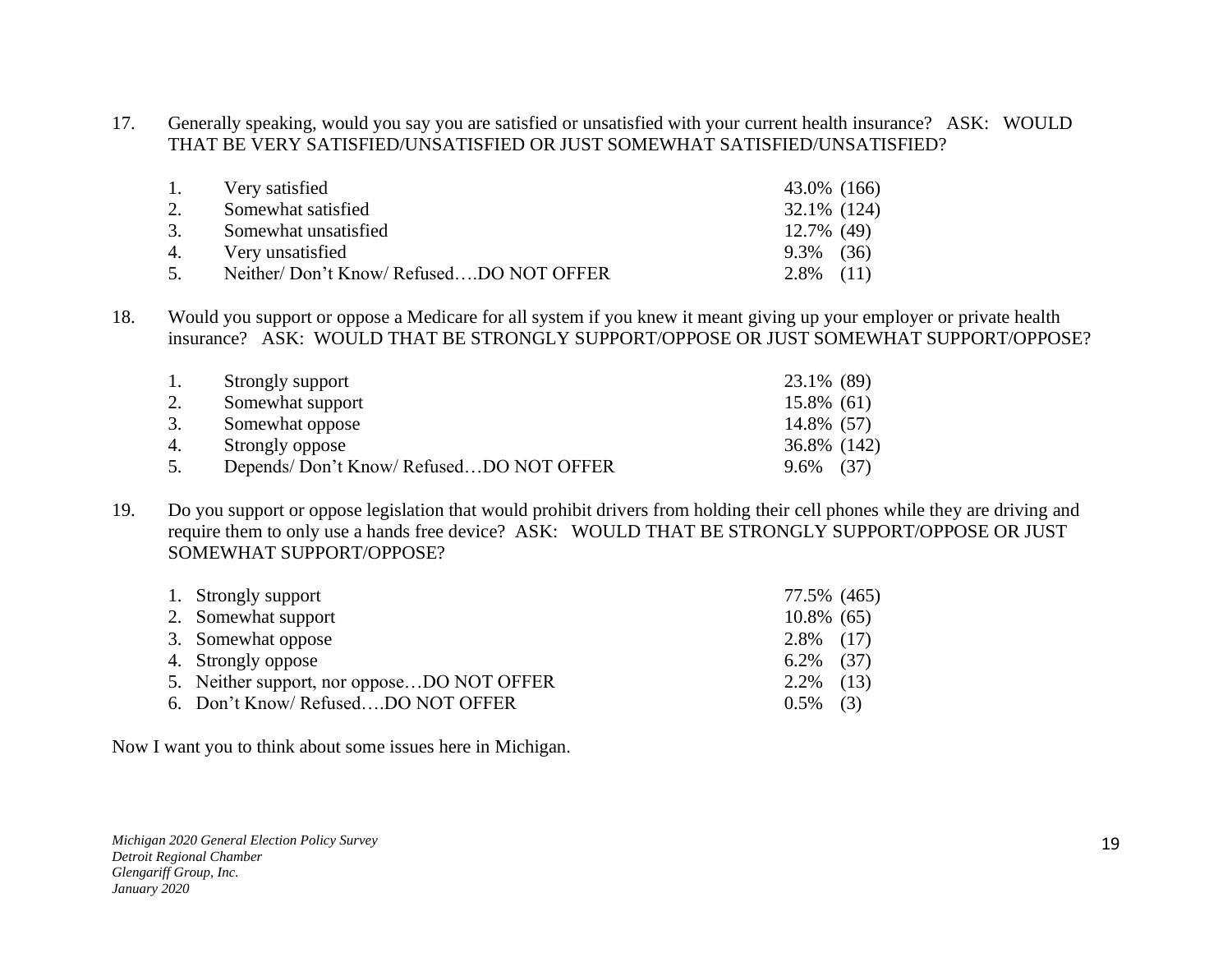17. Generally speaking, would you say you are satisfied or unsatisfied with your current health insurance? ASK: WOULD THAT BE VERY SATISFIED/UNSATISFIED OR JUST SOMEWHAT SATISFIED/UNSATISFIED?

| | | |
|---|---|---|
| 1. | Very satisfied | 43.0% (166) |
| 2. | Somewhat satisfied | 32.1% (124) |
| 3. | Somewhat unsatisfied | 12.7% (49) |
| 4. | Very unsatisfied | 9.3% (36) |
| 5. | Neither/ Don't Know/ Refused….DO NOT OFFER | 2.8% (11) |

18. Would you support or oppose a Medicare for all system if you knew it meant giving up your employer or private health insurance? ASK: WOULD THAT BE STRONGLY SUPPORT/OPPOSE OR JUST SOMEWHAT SUPPORT/OPPOSE?

| | | |
|---|---|---|
| 1. | Strongly support | 23.1% (89) |
| 2. | Somewhat support | 15.8% (61) |
| 3. | Somewhat oppose | 14.8% (57) |
| 4. | Strongly oppose | 36.8% (142) |
| 5. | Depends/ Don't Know/ Refused…DO NOT OFFER | 9.6% (37) |

19. Do you support or oppose legislation that would prohibit drivers from holding their cell phones while they are driving and require them to only use a hands free device? ASK: WOULD THAT BE STRONGLY SUPPORT/OPPOSE OR JUST SOMEWHAT SUPPORT/OPPOSE?

| | | |
|---|---|---|
| 1. | Strongly support | 77.5% (465) |
| 2. | Somewhat support | 10.8% (65) |
| 3. | Somewhat oppose | 2.8% (17) |
| 4. | Strongly oppose | 6.2% (37) |
| 5. | Neither support, nor oppose…DO NOT OFFER | 2.2% (13) |
| 6. | Don't Know/ Refused….DO NOT OFFER | 0.5% (3) |

Now I want you to think about some issues here in Michigan.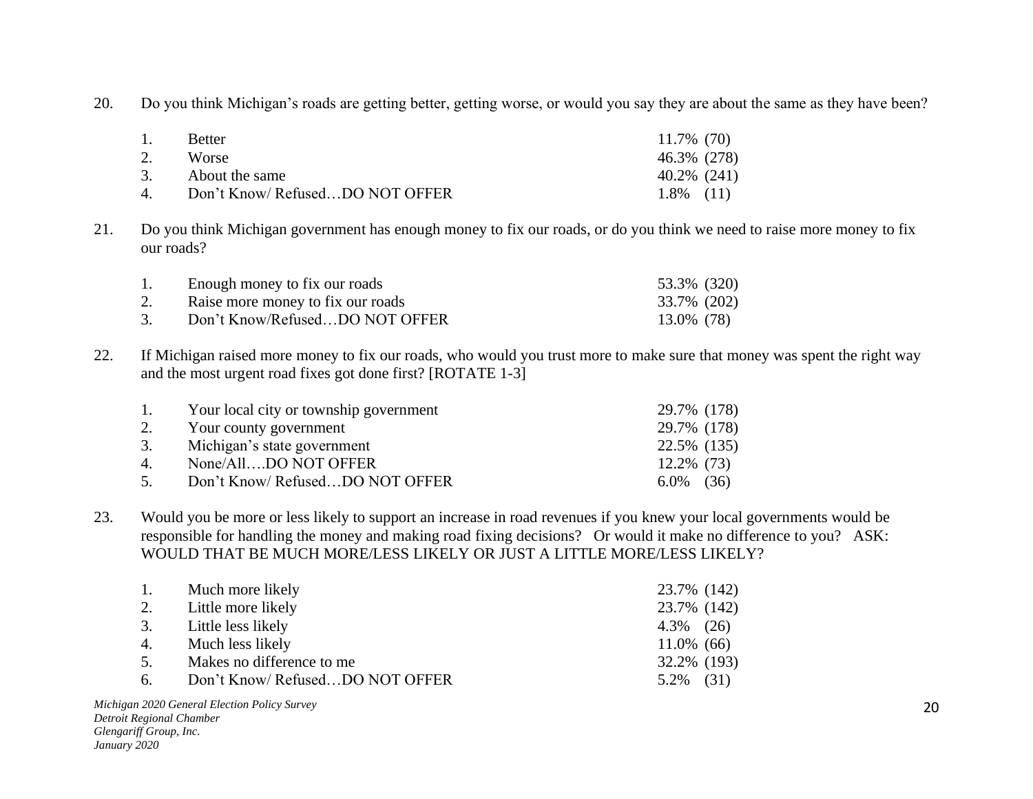20. Do you think Michigan's roads are getting better, getting worse, or would you say they are about the same as they have been?

| | | |
|---|---|---|
| 1. | Better | 11.7% (70) |
| 2. | Worse | 46.3% (278) |
| 3. | About the same | 40.2% (241) |
| 4. | Don't Know/ Refused…DO NOT OFFER | 1.8% (11) |

21. Do you think Michigan government has enough money to fix our roads, or do you think we need to raise more money to fix our roads?

| | | |
|---|---|---|
| 1. | Enough money to fix our roads | 53.3% (320) |
| 2. | Raise more money to fix our roads | 33.7% (202) |
| 3. | Don't Know/Refused…DO NOT OFFER | 13.0% (78) |

22. If Michigan raised more money to fix our roads, who would you trust more to make sure that money was spent the right way and the most urgent road fixes got done first? [ROTATE 1-3]

| | | |
|---|---|---|
| 1. | Your local city or township government | 29.7% (178) |
| 2. | Your county government | 29.7% (178) |
| 3. | Michigan's state government | 22.5% (135) |
| 4. | None/All….DO NOT OFFER | 12.2% (73) |
| 5. | Don't Know/ Refused…DO NOT OFFER | 6.0% (36) |

23. Would you be more or less likely to support an increase in road revenues if you knew your local governments would be responsible for handling the money and making road fixing decisions? Or would it make no difference to you? ASK: WOULD THAT BE MUCH MORE/LESS LIKELY OR JUST A LITTLE MORE/LESS LIKELY?

| | | |
|---|---|---|
| 1. | Much more likely | 23.7% (142) |
| 2. | Little more likely | 23.7% (142) |
| 3. | Little less likely | 4.3% (26) |
| 4. | Much less likely | 11.0% (66) |
| 5. | Makes no difference to me | 32.2% (193) |
| 6. | Don't Know/ Refused…DO NOT OFFER | 5.2% (31) |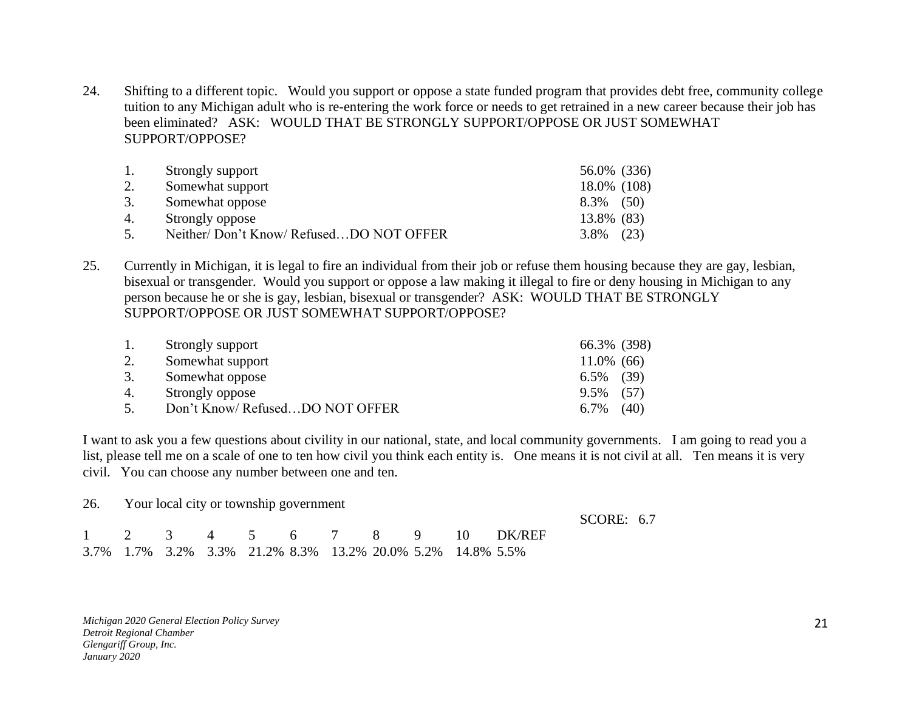24. Shifting to a different topic. Would you support or oppose a state funded program that provides debt free, community college tuition to any Michigan adult who is re-entering the work force or needs to get retrained in a new career because their job has been eliminated? ASK: WOULD THAT BE STRONGLY SUPPORT/OPPOSE OR JUST SOMEWHAT SUPPORT/OPPOSE?

| | | |
|---|---|---|
| 1. | Strongly support | 56.0% (336) |
| 2. | Somewhat support | 18.0% (108) |
| 3. | Somewhat oppose | 8.3% (50) |
| 4. | Strongly oppose | 13.8% (83) |
| 5. | Neither/ Don't Know/ Refused…DO NOT OFFER | 3.8% (23) |

25. Currently in Michigan, it is legal to fire an individual from their job or refuse them housing because they are gay, lesbian, bisexual or transgender. Would you support or oppose a law making it illegal to fire or deny housing in Michigan to any person because he or she is gay, lesbian, bisexual or transgender? ASK: WOULD THAT BE STRONGLY SUPPORT/OPPOSE OR JUST SOMEWHAT SUPPORT/OPPOSE?

| | | |
|---|---|---|
| 1. | Strongly support | 66.3% (398) |
| 2. | Somewhat support | 11.0% (66) |
| 3. | Somewhat oppose | 6.5% (39) |
| 4. | Strongly oppose | 9.5% (57) |
| 5. | Don't Know/ Refused…DO NOT OFFER | 6.7% (40) |

I want to ask you a few questions about civility in our national, state, and local community governments. I am going to read you a list, please tell me on a scale of one to ten how civil you think each entity is. One means it is not civil at all. Ten means it is very civil. You can choose any number between one and ten.

26. Your local city or township government

SCORE: 6.7

| 1 | 2 | 3 | 4 | 5 | 6 | 7 | 8 | 9 | 10 | DK/REF |
|---|---|---|---|---|---|---|---|---|---|---|
| 3.7% | 1.7% | 3.2% | 3.3% | 21.2% | 8.3% | 13.2% | 20.0% | 5.2% | 14.8% | 5.5% |

*Michigan 2020 General Election Policy Survey*
*Detroit Regional Chamber*
*Glengariff Group, Inc.*
*January 2020*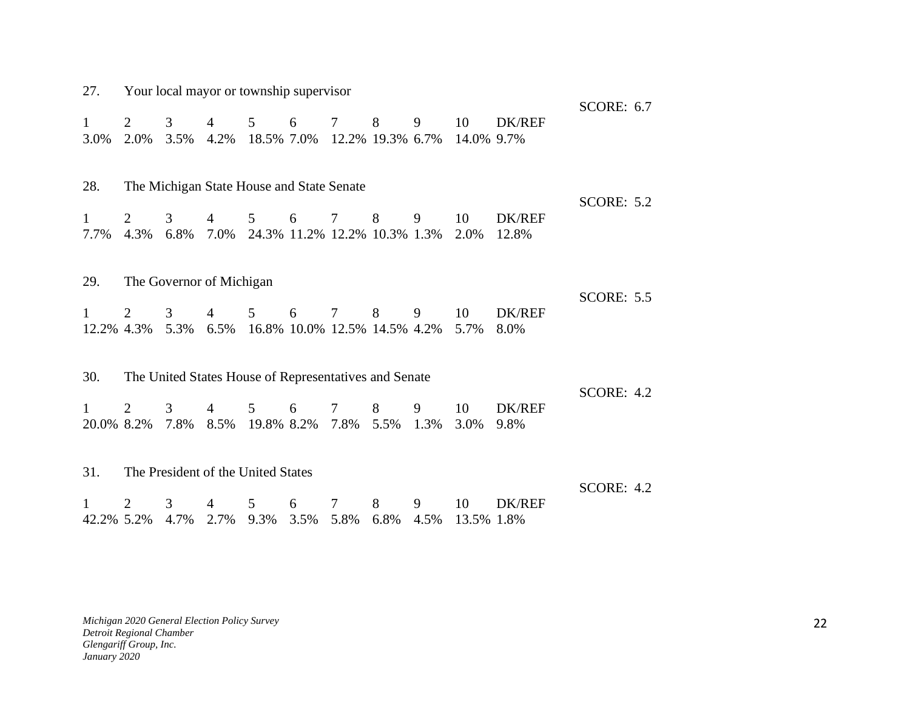27. Your local mayor or township supervisor

SCORE: 6.7

| 1 | 2 | 3 | 4 | 5 | 6 | 7 | 8 | 9 | 10 | DK/REF |
|---|---|---|---|---|---|---|---|---|---|---|
| 3.0% | 2.0% | 3.5% | 4.2% | 18.5% | 7.0% | 12.2% | 19.3% | 6.7% | 14.0% | 9.7% |

28. The Michigan State House and State Senate

SCORE: 5.2

| 1 | 2 | 3 | 4 | 5 | 6 | 7 | 8 | 9 | 10 | DK/REF |
|---|---|---|---|---|---|---|---|---|---|---|
| 7.7% | 4.3% | 6.8% | 7.0% | 24.3% | 11.2% | 12.2% | 10.3% | 1.3% | 2.0% | 12.8% |

29. The Governor of Michigan

SCORE: 5.5

| 1 | 2 | 3 | 4 | 5 | 6 | 7 | 8 | 9 | 10 | DK/REF |
|---|---|---|---|---|---|---|---|---|---|---|
| 12.2% | 4.3% | 5.3% | 6.5% | 16.8% | 10.0% | 12.5% | 14.5% | 4.2% | 5.7% | 8.0% |

30. The United States House of Representatives and Senate

SCORE: 4.2

| 1 | 2 | 3 | 4 | 5 | 6 | 7 | 8 | 9 | 10 | DK/REF |
|---|---|---|---|---|---|---|---|---|---|---|
| 20.0% | 8.2% | 7.8% | 8.5% | 19.8% | 8.2% | 7.8% | 5.5% | 1.3% | 3.0% | 9.8% |

31. The President of the United States

SCORE: 4.2

| 1 | 2 | 3 | 4 | 5 | 6 | 7 | 8 | 9 | 10 | DK/REF |
|---|---|---|---|---|---|---|---|---|---|---|
| 42.2% | 5.2% | 4.7% | 2.7% | 9.3% | 3.5% | 5.8% | 6.8% | 4.5% | 13.5% | 1.8% |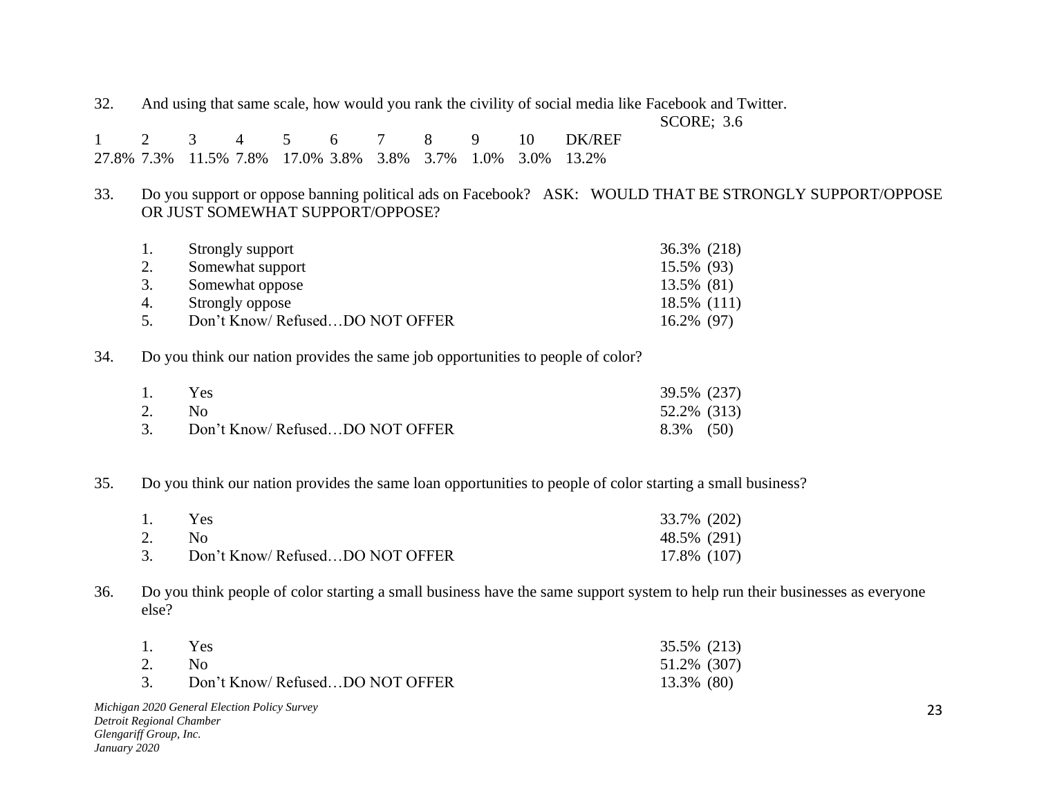32. And using that same scale, how would you rank the civility of social media like Facebook and Twitter.

SCORE; 3.6

| 1 | 2 | 3 | 4 | 5 | 6 | 7 | 8 | 9 | 10 | DK/REF |
|---|---|---|---|---|---|---|---|---|---|---|
| 27.8% | 7.3% | 11.5% | 7.8% | 17.0% | 3.8% | 3.8% | 3.7% | 1.0% | 3.0% | 13.2% |

33. Do you support or oppose banning political ads on Facebook? ASK: WOULD THAT BE STRONGLY SUPPORT/OPPOSE OR JUST SOMEWHAT SUPPORT/OPPOSE?

1. Strongly support 36.3% (218)
2. Somewhat support 15.5% (93)
3. Somewhat oppose 13.5% (81)
4. Strongly oppose 18.5% (111)
5. Don't Know/ Refused…DO NOT OFFER 16.2% (97)

34. Do you think our nation provides the same job opportunities to people of color?

1. Yes 39.5% (237)
2. No 52.2% (313)
3. Don't Know/ Refused…DO NOT OFFER 8.3% (50)

35. Do you think our nation provides the same loan opportunities to people of color starting a small business?

1. Yes 33.7% (202)
2. No 48.5% (291)
3. Don't Know/ Refused…DO NOT OFFER 17.8% (107)

36. Do you think people of color starting a small business have the same support system to help run their businesses as everyone else?

1. Yes 35.5% (213)
2. No 51.2% (307)
3. Don't Know/ Refused…DO NOT OFFER 13.3% (80)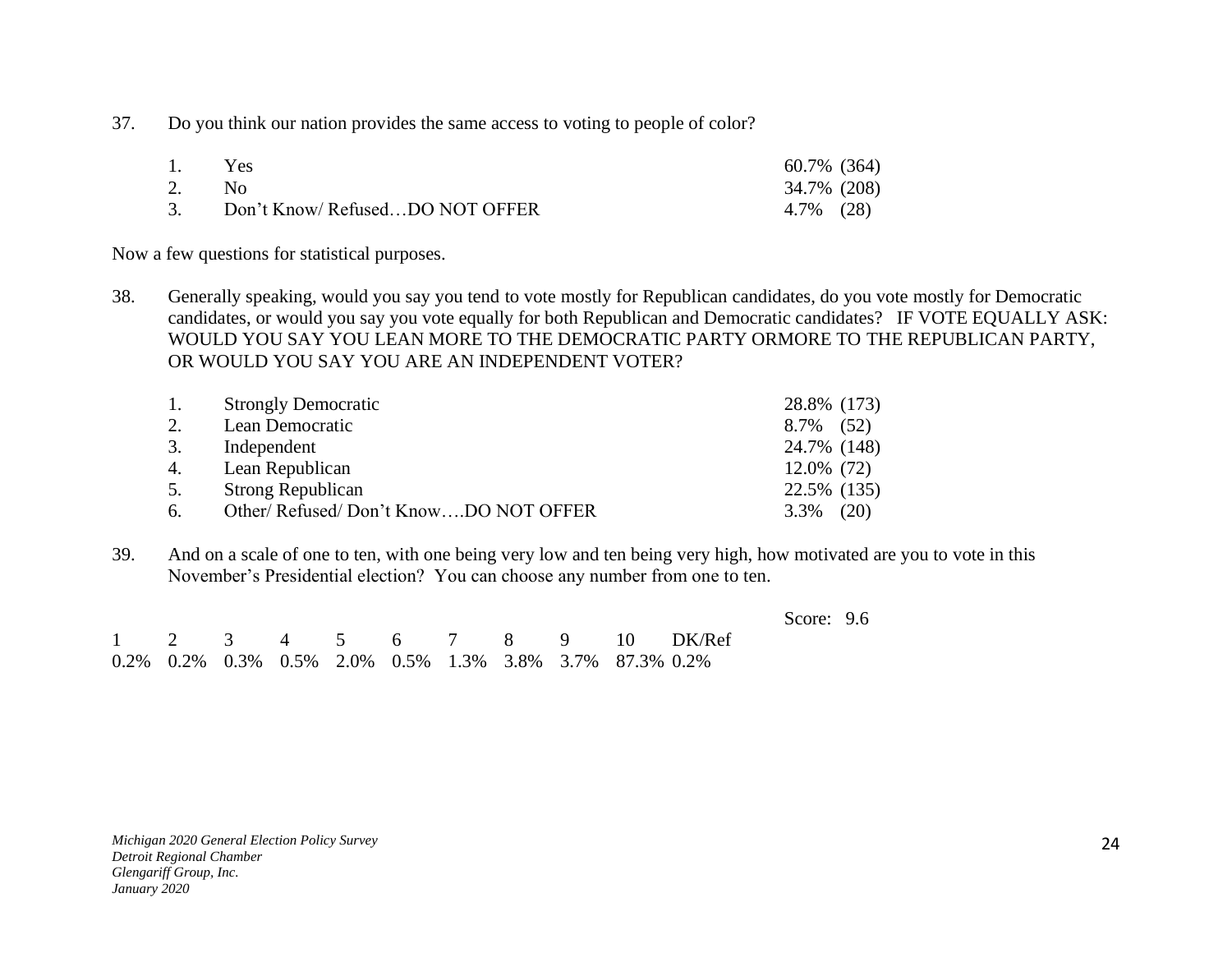37. Do you think our nation provides the same access to voting to people of color?

| | | |
|---|---|---|
| 1. | Yes | 60.7% (364) |
| 2. | No | 34.7% (208) |
| 3. | Don't Know/ Refused…DO NOT OFFER | 4.7% (28) |

Now a few questions for statistical purposes.

38. Generally speaking, would you say you tend to vote mostly for Republican candidates, do you vote mostly for Democratic candidates, or would you say you vote equally for both Republican and Democratic candidates? IF VOTE EQUALLY ASK: WOULD YOU SAY YOU LEAN MORE TO THE DEMOCRATIC PARTY ORMORE TO THE REPUBLICAN PARTY, OR WOULD YOU SAY YOU ARE AN INDEPENDENT VOTER?

| | | |
|---|---|---|
| 1. | Strongly Democratic | 28.8% (173) |
| 2. | Lean Democratic | 8.7% (52) |
| 3. | Independent | 24.7% (148) |
| 4. | Lean Republican | 12.0% (72) |
| 5. | Strong Republican | 22.5% (135) |
| 6. | Other/ Refused/ Don't Know….DO NOT OFFER | 3.3% (20) |

39. And on a scale of one to ten, with one being very low and ten being very high, how motivated are you to vote in this November's Presidential election? You can choose any number from one to ten.

Score: 9.6

| 1 | 2 | 3 | 4 | 5 | 6 | 7 | 8 | 9 | 10 | DK/Ref |
|---|---|---|---|---|---|---|---|---|---|---|
| 0.2% | 0.2% | 0.3% | 0.5% | 2.0% | 0.5% | 1.3% | 3.8% | 3.7% | 87.3% | 0.2% |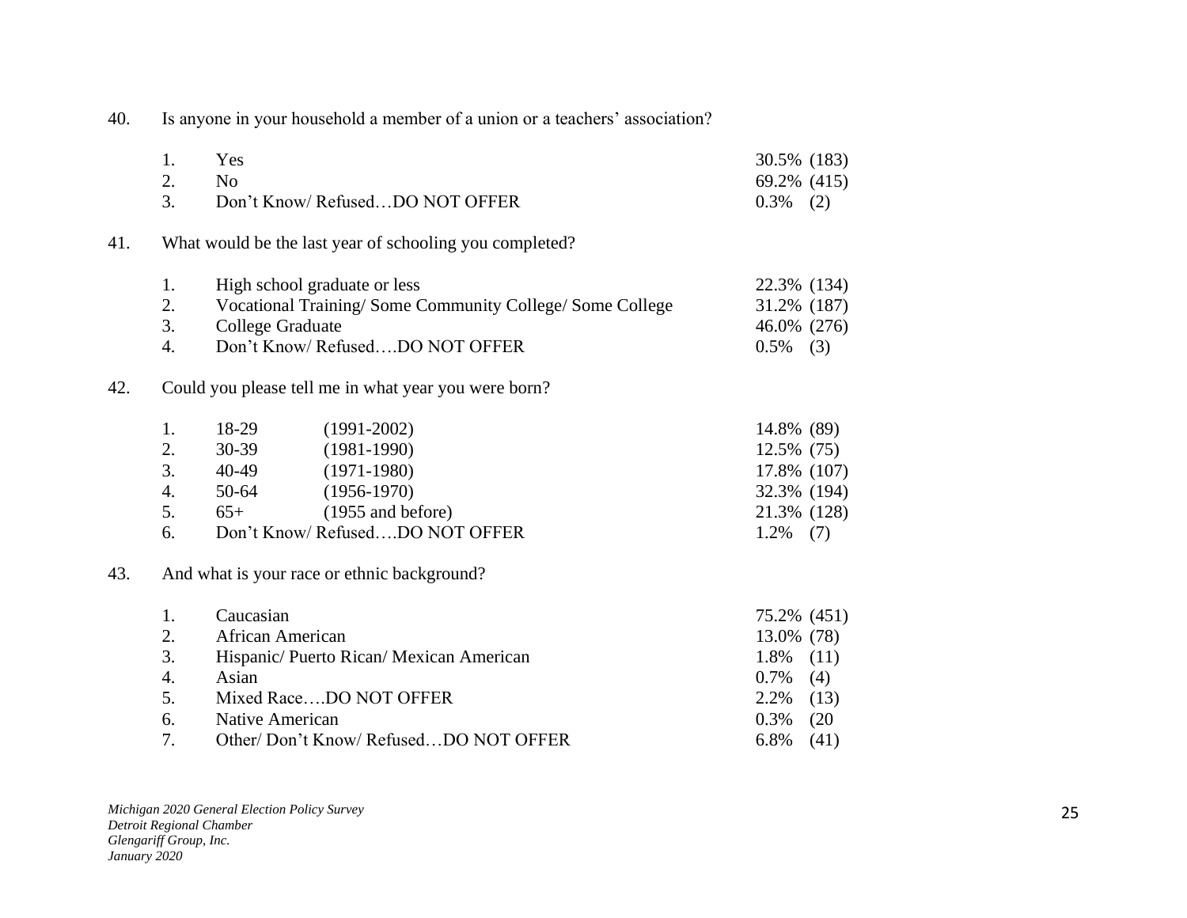40. Is anyone in your household a member of a union or a teachers' association?

| | | |
|---|---|---|
| 1. | Yes | 30.5% (183) |
| 2. | No | 69.2% (415) |
| 3. | Don't Know/ Refused…DO NOT OFFER | 0.3% (2) |

41. What would be the last year of schooling you completed?

| | | |
|---|---|---|
| 1. | High school graduate or less | 22.3% (134) |
| 2. | Vocational Training/ Some Community College/ Some College | 31.2% (187) |
| 3. | College Graduate | 46.0% (276) |
| 4. | Don't Know/ Refused….DO NOT OFFER | 0.5% (3) |

42. Could you please tell me in what year you were born?

| | | | |
|---|---|---|---|
| 1. | 18-29 | (1991-2002) | 14.8% (89) |
| 2. | 30-39 | (1981-1990) | 12.5% (75) |
| 3. | 40-49 | (1971-1980) | 17.8% (107) |
| 4. | 50-64 | (1956-1970) | 32.3% (194) |
| 5. | 65+ | (1955 and before) | 21.3% (128) |
| 6. | Don't Know/ Refused….DO NOT OFFER | | 1.2% (7) |

43. And what is your race or ethnic background?

| | | |
|---|---|---|
| 1. | Caucasian | 75.2% (451) |
| 2. | African American | 13.0% (78) |
| 3. | Hispanic/ Puerto Rican/ Mexican American | 1.8% (11) |
| 4. | Asian | 0.7% (4) |
| 5. | Mixed Race….DO NOT OFFER | 2.2% (13) |
| 6. | Native American | 0.3% (20 |
| 7. | Other/ Don't Know/ Refused…DO NOT OFFER | 6.8% (41) |

*Michigan 2020 General Election Policy Survey*
*Detroit Regional Chamber*
*Glengariff Group, Inc.*
*January 2020*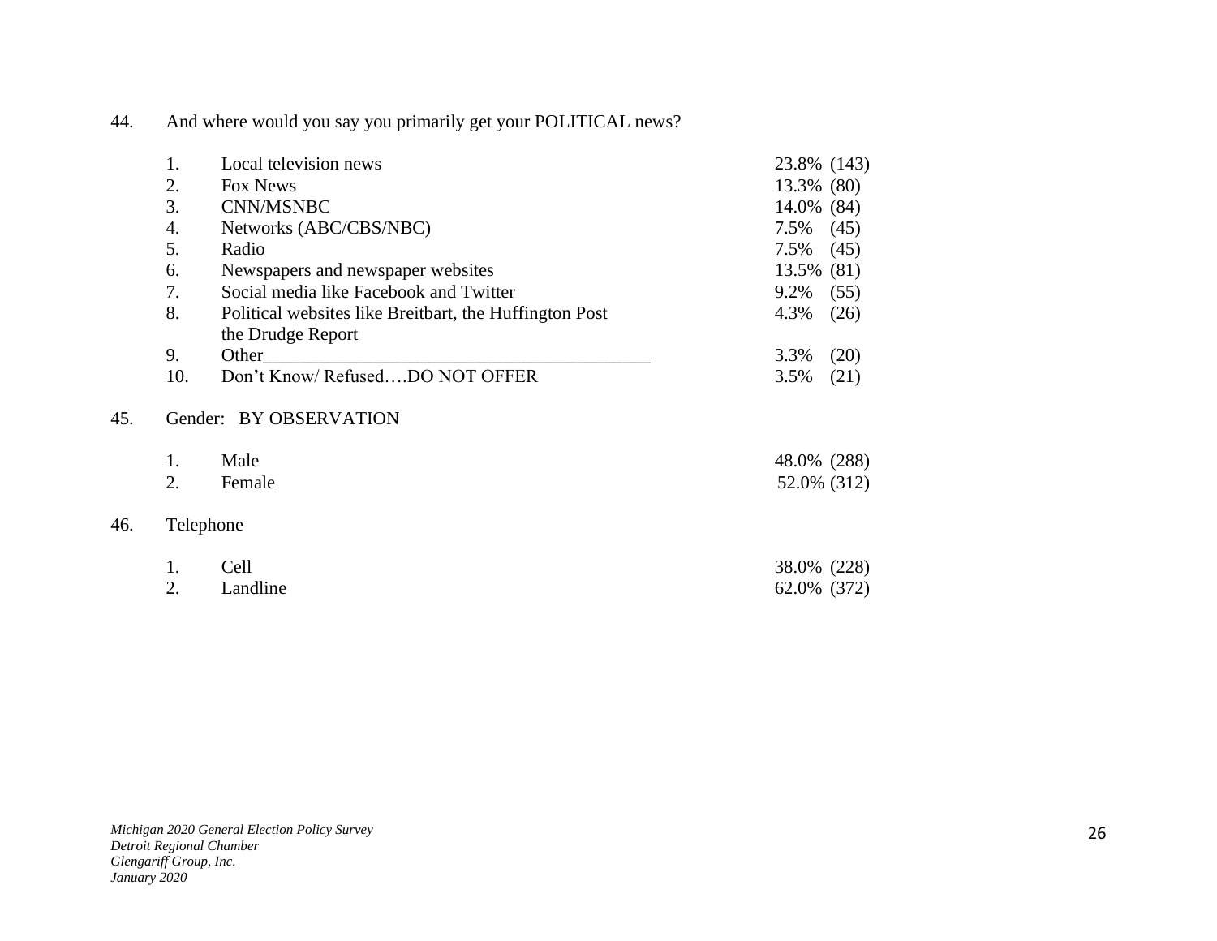44. And where would you say you primarily get your POLITICAL news?

| | | |
|---|---|---|
| 1. | Local television news | 23.8% (143) |
| 2. | Fox News | 13.3% (80) |
| 3. | CNN/MSNBC | 14.0% (84) |
| 4. | Networks (ABC/CBS/NBC) | 7.5% (45) |
| 5. | Radio | 7.5% (45) |
| 6. | Newspapers and newspaper websites | 13.5% (81) |
| 7. | Social media like Facebook and Twitter | 9.2% (55) |
| 8. | Political websites like Breitbart, the Huffington Post the Drudge Report | 4.3% (26) |
| 9. | Other__________________________________________ | 3.3% (20) |
| 10. | Don't Know/ Refused….DO NOT OFFER | 3.5% (21) |

45. Gender: BY OBSERVATION

| | | |
|---|---|---|
| 1. | Male | 48.0% (288) |
| 2. | Female | 52.0% (312) |

46. Telephone

| | | |
|---|---|---|
| 1. | Cell | 38.0% (228) |
| 2. | Landline | 62.0% (372) |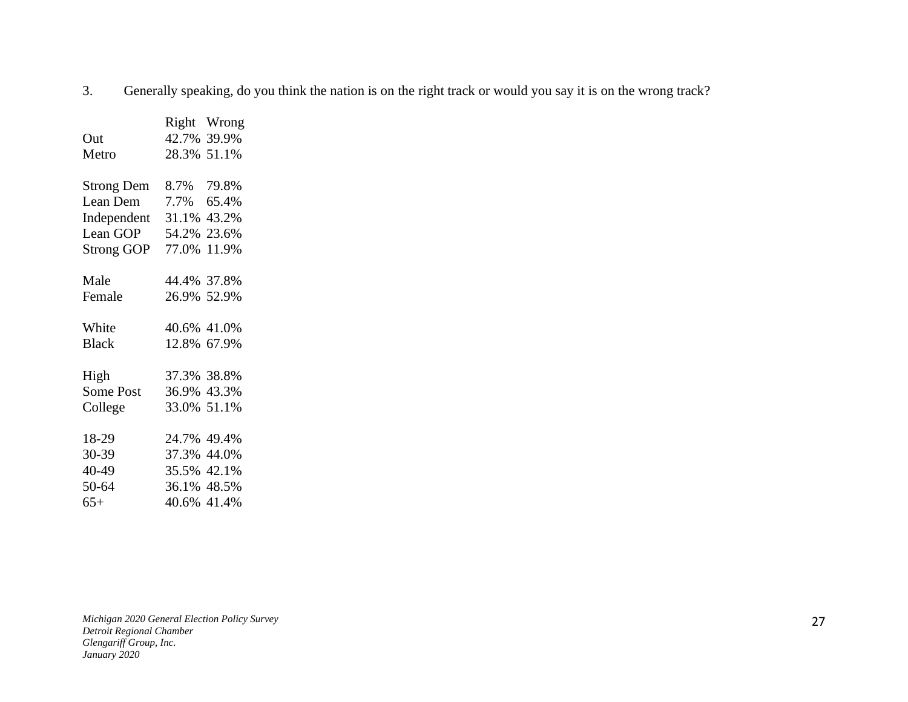3. Generally speaking, do you think the nation is on the right track or would you say it is on the wrong track?

| | Right | Wrong |
|---|---|---|
| Out | 42.7% | 39.9% |
| Metro | 28.3% | 51.1% |
| | | |
| Strong Dem | 8.7% | 79.8% |
| Lean Dem | 7.7% | 65.4% |
| Independent | 31.1% | 43.2% |
| Lean GOP | 54.2% | 23.6% |
| Strong GOP | 77.0% | 11.9% |
| | | |
| Male | 44.4% | 37.8% |
| Female | 26.9% | 52.9% |
| | | |
| White | 40.6% | 41.0% |
| Black | 12.8% | 67.9% |
| | | |
| High | 37.3% | 38.8% |
| Some Post | 36.9% | 43.3% |
| College | 33.0% | 51.1% |
| | | |
| 18-29 | 24.7% | 49.4% |
| 30-39 | 37.3% | 44.0% |
| 40-49 | 35.5% | 42.1% |
| 50-64 | 36.1% | 48.5% |
| 65+ | 40.6% | 41.4% |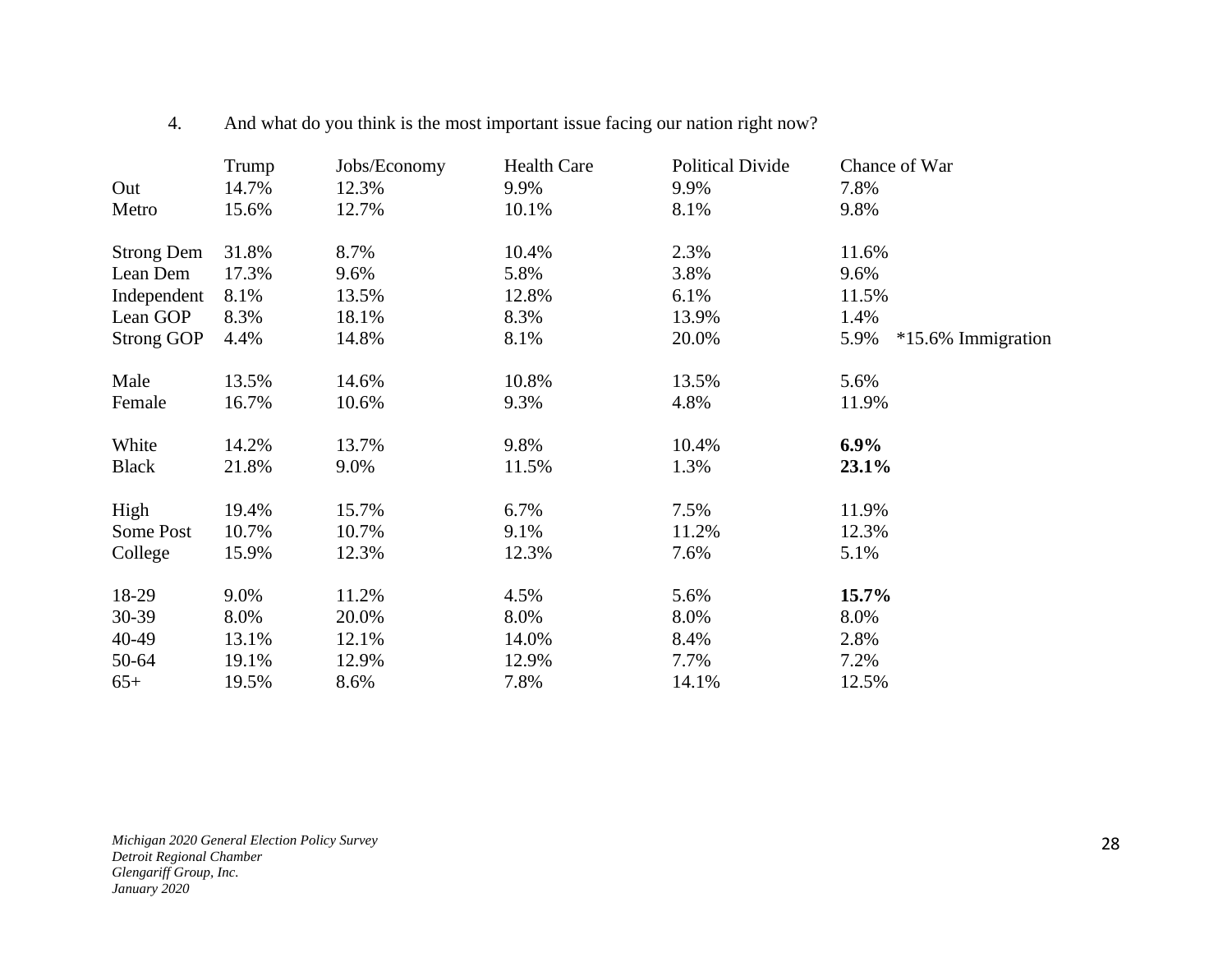4. And what do you think is the most important issue facing our nation right now?

| | Trump | Jobs/Economy | Health Care | Political Divide | Chance of War |
|---|---|---|---|---|---|
| Out | 14.7% | 12.3% | 9.9% | 9.9% | 7.8% |
| Metro | 15.6% | 12.7% | 10.1% | 8.1% | 9.8% |
| | | | | | |
| Strong Dem | 31.8% | 8.7% | 10.4% | 2.3% | 11.6% |
| Lean Dem | 17.3% | 9.6% | 5.8% | 3.8% | 9.6% |
| Independent | 8.1% | 13.5% | 12.8% | 6.1% | 11.5% |
| Lean GOP | 8.3% | 18.1% | 8.3% | 13.9% | 1.4% |
| Strong GOP | 4.4% | 14.8% | 8.1% | 20.0% | 5.9% *15.6% Immigration |
| | | | | | |
| Male | 13.5% | 14.6% | 10.8% | 13.5% | 5.6% |
| Female | 16.7% | 10.6% | 9.3% | 4.8% | 11.9% |
| | | | | | |
| White | 14.2% | 13.7% | 9.8% | 10.4% | **6.9%** |
| Black | 21.8% | 9.0% | 11.5% | 1.3% | **23.1%** |
| | | | | | |
| High | 19.4% | 15.7% | 6.7% | 7.5% | 11.9% |
| Some Post | 10.7% | 10.7% | 9.1% | 11.2% | 12.3% |
| College | 15.9% | 12.3% | 12.3% | 7.6% | 5.1% |
| | | | | | |
| 18-29 | 9.0% | 11.2% | 4.5% | 5.6% | **15.7%** |
| 30-39 | 8.0% | 20.0% | 8.0% | 8.0% | 8.0% |
| 40-49 | 13.1% | 12.1% | 14.0% | 8.4% | 2.8% |
| 50-64 | 19.1% | 12.9% | 12.9% | 7.7% | 7.2% |
| 65+ | 19.5% | 8.6% | 7.8% | 14.1% | 12.5% |

*Michigan 2020 General Election Policy Survey*
*Detroit Regional Chamber*
*Glengariff Group, Inc.*
*January 2020*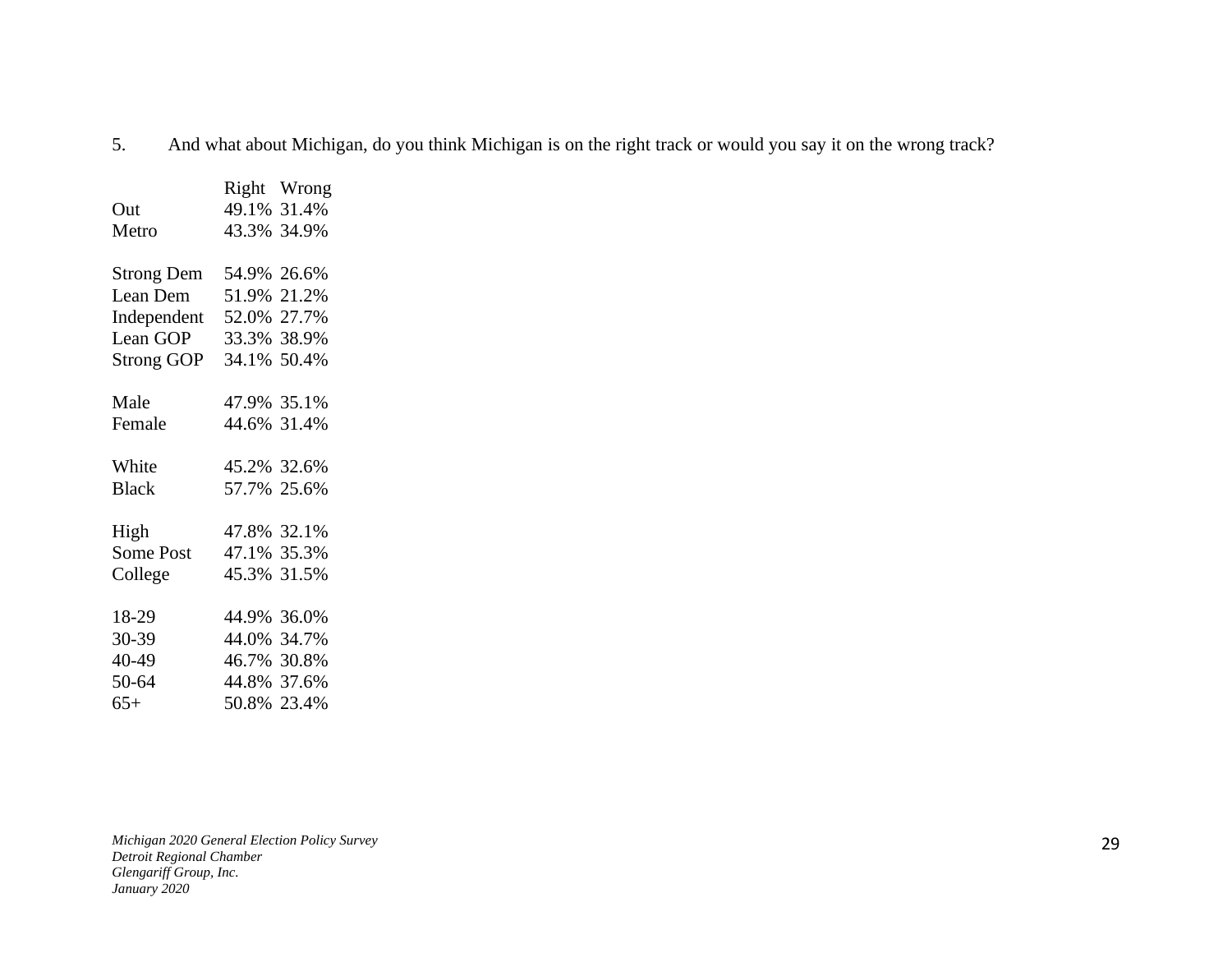5. And what about Michigan, do you think Michigan is on the right track or would you say it on the wrong track?

| | Right | Wrong |
|---|---|---|
| Out | 49.1% | 31.4% |
| Metro | 43.3% | 34.9% |
| | | |
| Strong Dem | 54.9% | 26.6% |
| Lean Dem | 51.9% | 21.2% |
| Independent | 52.0% | 27.7% |
| Lean GOP | 33.3% | 38.9% |
| Strong GOP | 34.1% | 50.4% |
| | | |
| Male | 47.9% | 35.1% |
| Female | 44.6% | 31.4% |
| | | |
| White | 45.2% | 32.6% |
| Black | 57.7% | 25.6% |
| | | |
| High | 47.8% | 32.1% |
| Some Post | 47.1% | 35.3% |
| College | 45.3% | 31.5% |
| | | |
| 18-29 | 44.9% | 36.0% |
| 30-39 | 44.0% | 34.7% |
| 40-49 | 46.7% | 30.8% |
| 50-64 | 44.8% | 37.6% |
| 65+ | 50.8% | 23.4% |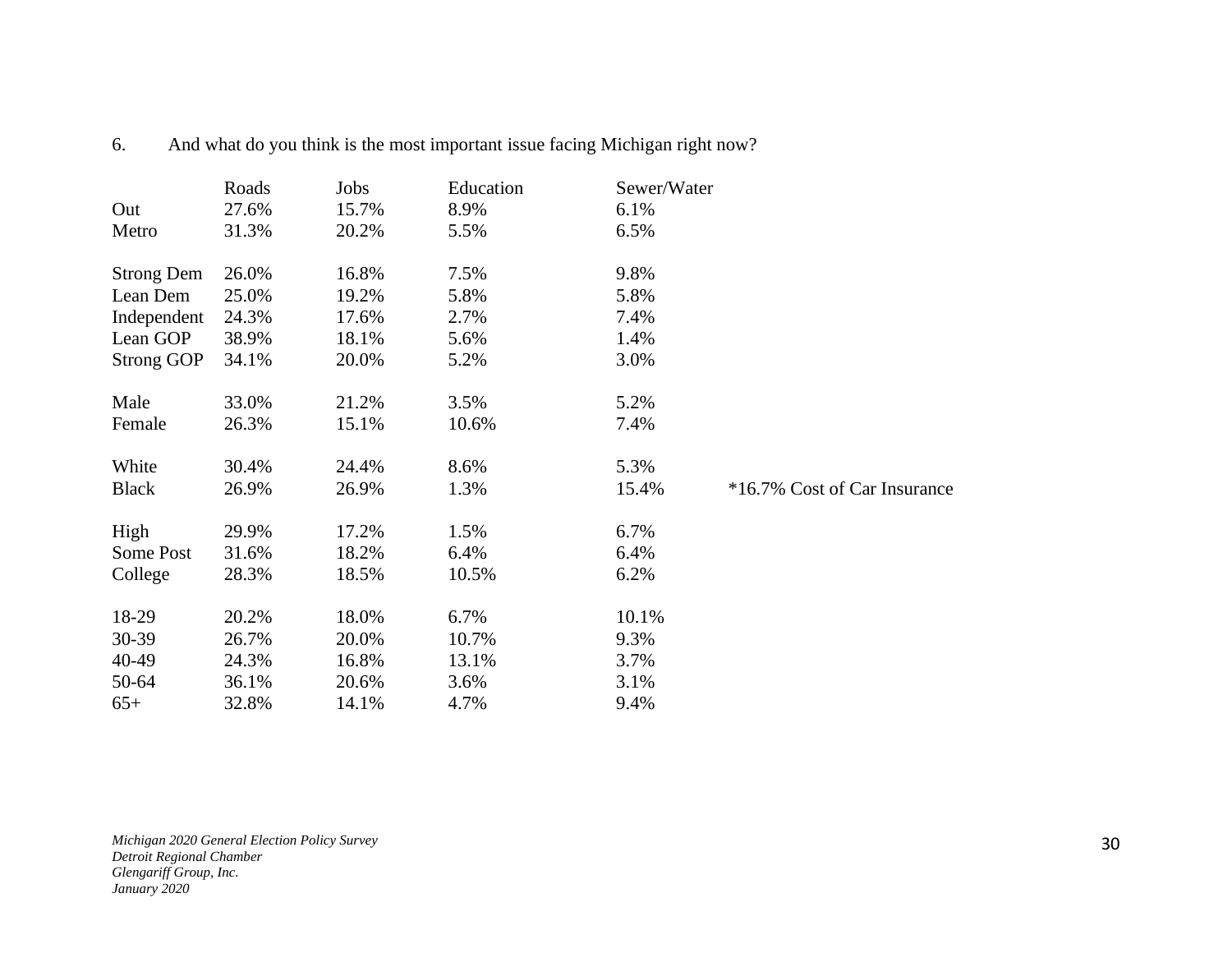6. And what do you think is the most important issue facing Michigan right now?

| | Roads | Jobs | Education | Sewer/Water | |
|---|---|---|---|---|---|
| Out | 27.6% | 15.7% | 8.9% | 6.1% | |
| Metro | 31.3% | 20.2% | 5.5% | 6.5% | |
| | | | | | |
| Strong Dem | 26.0% | 16.8% | 7.5% | 9.8% | |
| Lean Dem | 25.0% | 19.2% | 5.8% | 5.8% | |
| Independent | 24.3% | 17.6% | 2.7% | 7.4% | |
| Lean GOP | 38.9% | 18.1% | 5.6% | 1.4% | |
| Strong GOP | 34.1% | 20.0% | 5.2% | 3.0% | |
| | | | | | |
| Male | 33.0% | 21.2% | 3.5% | 5.2% | |
| Female | 26.3% | 15.1% | 10.6% | 7.4% | |
| | | | | | |
| White | 30.4% | 24.4% | 8.6% | 5.3% | |
| Black | 26.9% | 26.9% | 1.3% | 15.4% | *16.7% Cost of Car Insurance |
| | | | | | |
| High | 29.9% | 17.2% | 1.5% | 6.7% | |
| Some Post | 31.6% | 18.2% | 6.4% | 6.4% | |
| College | 28.3% | 18.5% | 10.5% | 6.2% | |
| | | | | | |
| 18-29 | 20.2% | 18.0% | 6.7% | 10.1% | |
| 30-39 | 26.7% | 20.0% | 10.7% | 9.3% | |
| 40-49 | 24.3% | 16.8% | 13.1% | 3.7% | |
| 50-64 | 36.1% | 20.6% | 3.6% | 3.1% | |
| 65+ | 32.8% | 14.1% | 4.7% | 9.4% | |

*Michigan 2020 General Election Policy Survey*
*Detroit Regional Chamber*
*Glengariff Group, Inc.*
*January 2020*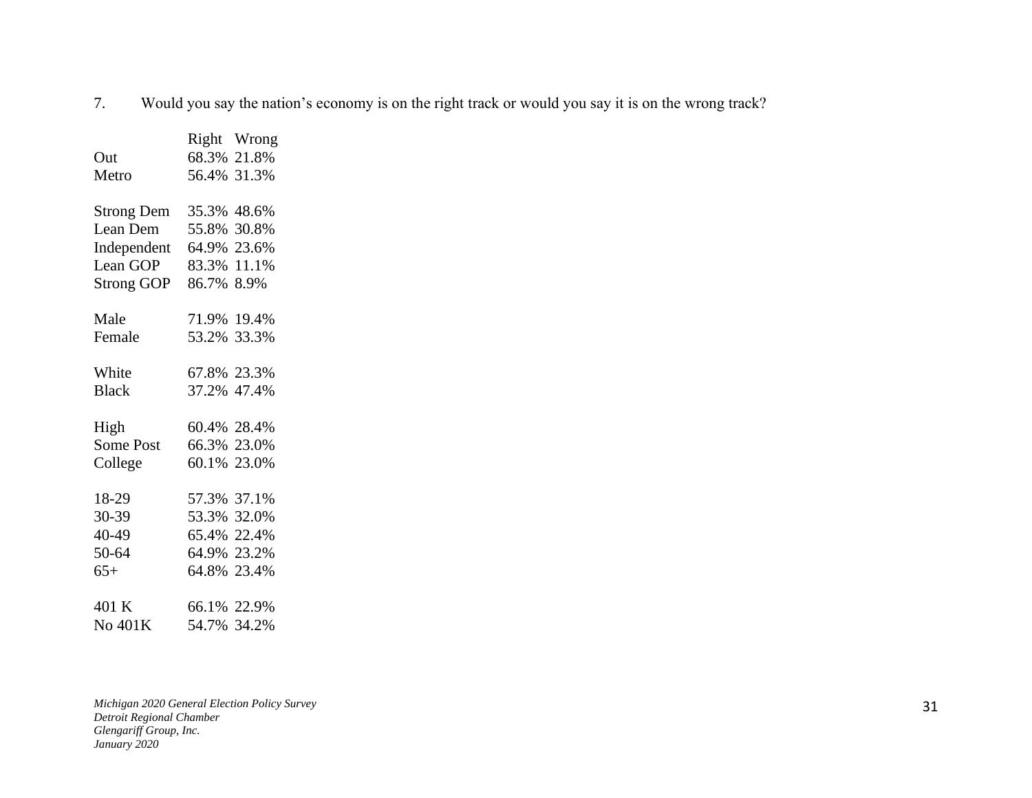7. Would you say the nation's economy is on the right track or would you say it is on the wrong track?

| | Right | Wrong |
|---|---|---|
| Out | 68.3% | 21.8% |
| Metro | 56.4% | 31.3% |
| | | |
| Strong Dem | 35.3% | 48.6% |
| Lean Dem | 55.8% | 30.8% |
| Independent | 64.9% | 23.6% |
| Lean GOP | 83.3% | 11.1% |
| Strong GOP | 86.7% | 8.9% |
| | | |
| Male | 71.9% | 19.4% |
| Female | 53.2% | 33.3% |
| | | |
| White | 67.8% | 23.3% |
| Black | 37.2% | 47.4% |
| | | |
| High | 60.4% | 28.4% |
| Some Post | 66.3% | 23.0% |
| College | 60.1% | 23.0% |
| | | |
| 18-29 | 57.3% | 37.1% |
| 30-39 | 53.3% | 32.0% |
| 40-49 | 65.4% | 22.4% |
| 50-64 | 64.9% | 23.2% |
| 65+ | 64.8% | 23.4% |
| | | |
| 401 K | 66.1% | 22.9% |
| No 401K | 54.7% | 34.2% |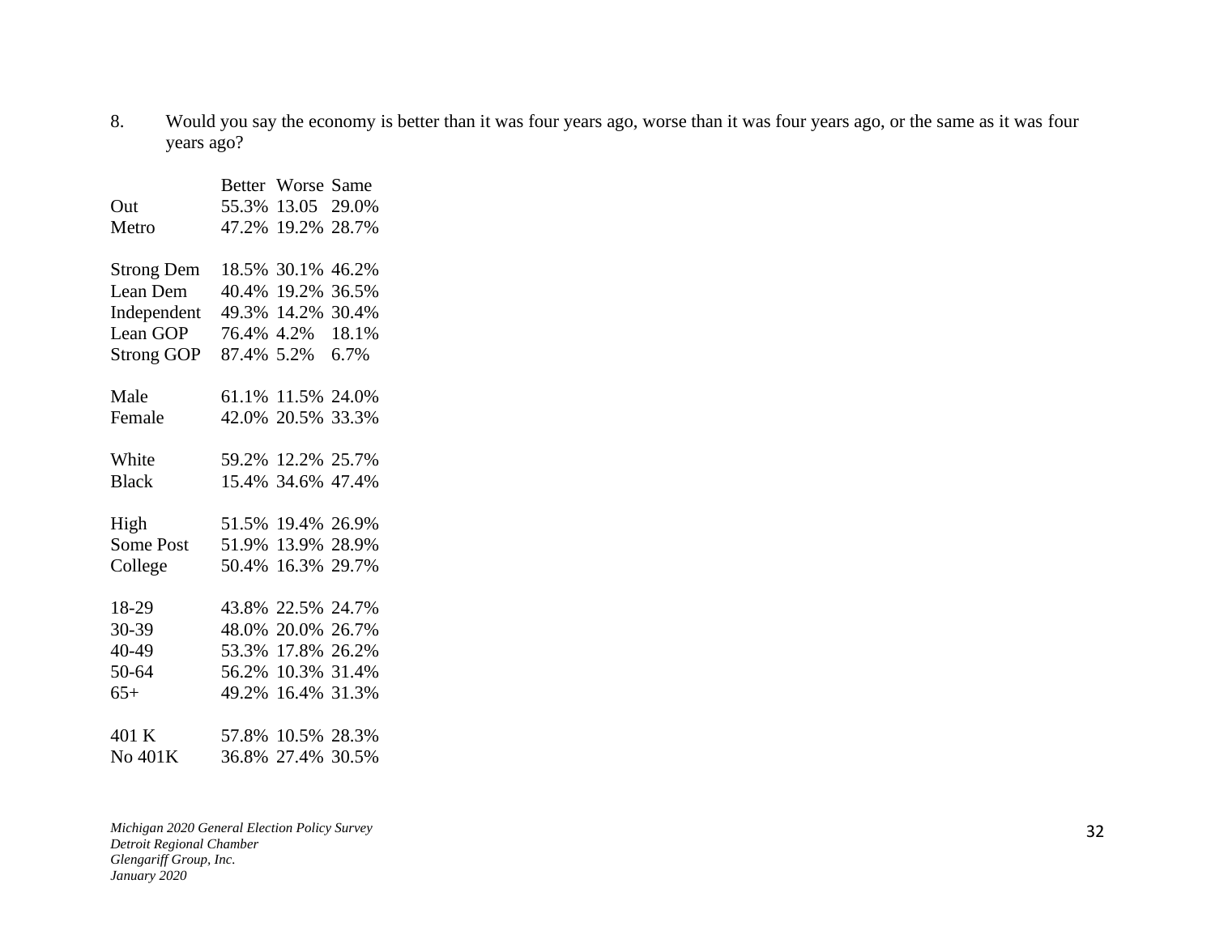8. Would you say the economy is better than it was four years ago, worse than it was four years ago, or the same as it was four years ago?

| | Better | Worse | Same |
|---|---|---|---|
| Out | 55.3% | 13.05 | 29.0% |
| Metro | 47.2% | 19.2% | 28.7% |
| | | | |
| Strong Dem | 18.5% | 30.1% | 46.2% |
| Lean Dem | 40.4% | 19.2% | 36.5% |
| Independent | 49.3% | 14.2% | 30.4% |
| Lean GOP | 76.4% | 4.2% | 18.1% |
| Strong GOP | 87.4% | 5.2% | 6.7% |
| | | | |
| Male | 61.1% | 11.5% | 24.0% |
| Female | 42.0% | 20.5% | 33.3% |
| | | | |
| White | 59.2% | 12.2% | 25.7% |
| Black | 15.4% | 34.6% | 47.4% |
| | | | |
| High | 51.5% | 19.4% | 26.9% |
| Some Post | 51.9% | 13.9% | 28.9% |
| College | 50.4% | 16.3% | 29.7% |
| | | | |
| 18-29 | 43.8% | 22.5% | 24.7% |
| 30-39 | 48.0% | 20.0% | 26.7% |
| 40-49 | 53.3% | 17.8% | 26.2% |
| 50-64 | 56.2% | 10.3% | 31.4% |
| 65+ | 49.2% | 16.4% | 31.3% |
| | | | |
| 401 K | 57.8% | 10.5% | 28.3% |
| No 401K | 36.8% | 27.4% | 30.5% |

*Michigan 2020 General Election Policy Survey*
*Detroit Regional Chamber*
*Glengariff Group, Inc.*
*January 2020*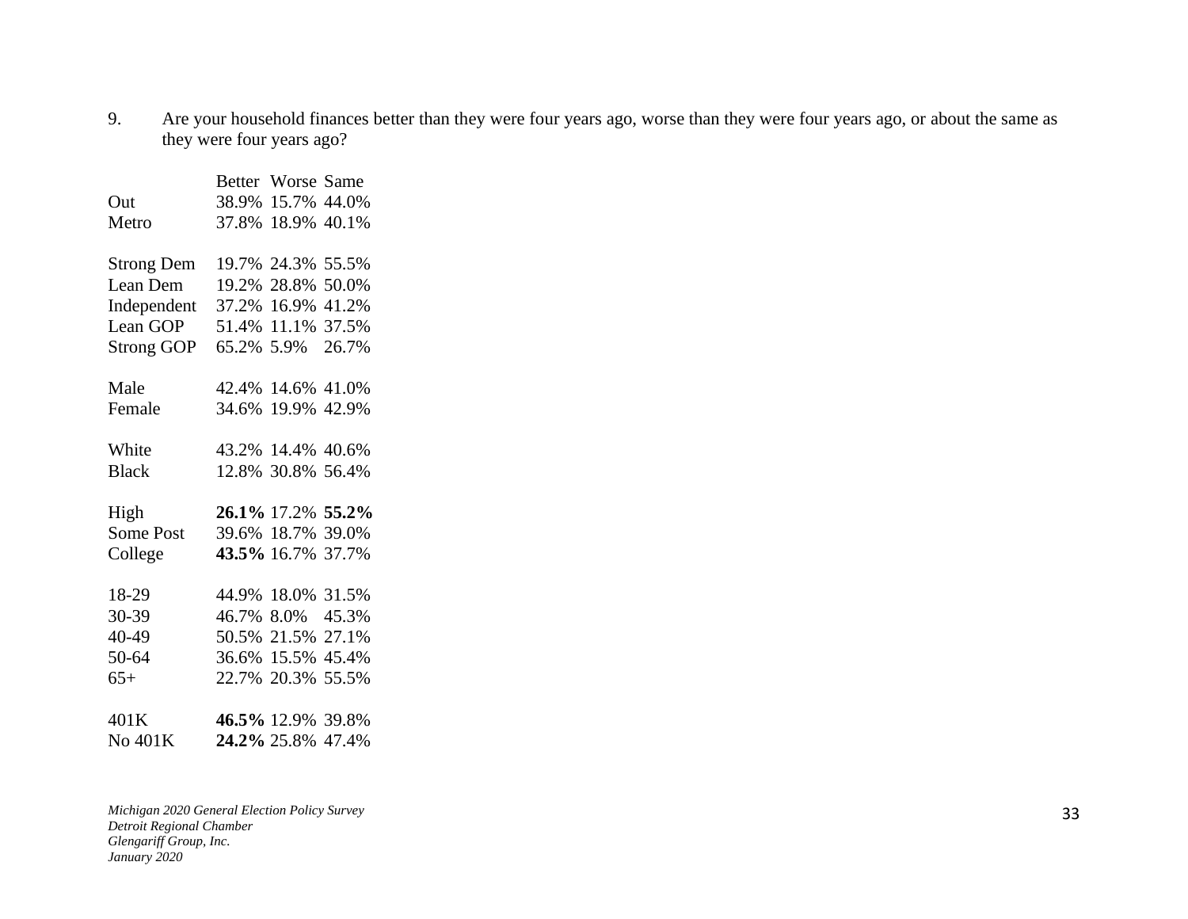9. Are your household finances better than they were four years ago, worse than they were four years ago, or about the same as they were four years ago?

| | Better | Worse | Same |
|---|---|---|---|
| Out | 38.9% | 15.7% | 44.0% |
| Metro | 37.8% | 18.9% | 40.1% |
| | | | |
| Strong Dem | 19.7% | 24.3% | 55.5% |
| Lean Dem | 19.2% | 28.8% | 50.0% |
| Independent | 37.2% | 16.9% | 41.2% |
| Lean GOP | 51.4% | 11.1% | 37.5% |
| Strong GOP | 65.2% | 5.9% | 26.7% |
| | | | |
| Male | 42.4% | 14.6% | 41.0% |
| Female | 34.6% | 19.9% | 42.9% |
| | | | |
| White | 43.2% | 14.4% | 40.6% |
| Black | 12.8% | 30.8% | 56.4% |
| | | | |
| High | **26.1%** | 17.2% | **55.2%** |
| Some Post | 39.6% | 18.7% | 39.0% |
| College | **43.5%** | 16.7% | 37.7% |
| | | | |
| 18-29 | 44.9% | 18.0% | 31.5% |
| 30-39 | 46.7% | 8.0% | 45.3% |
| 40-49 | 50.5% | 21.5% | 27.1% |
| 50-64 | 36.6% | 15.5% | 45.4% |
| 65+ | 22.7% | 20.3% | 55.5% |
| | | | |
| 401K | **46.5%** | 12.9% | 39.8% |
| No 401K | **24.2%** | 25.8% | 47.4% |

*Michigan 2020 General Election Policy Survey*
*Detroit Regional Chamber*
*Glengariff Group, Inc.*
*January 2020*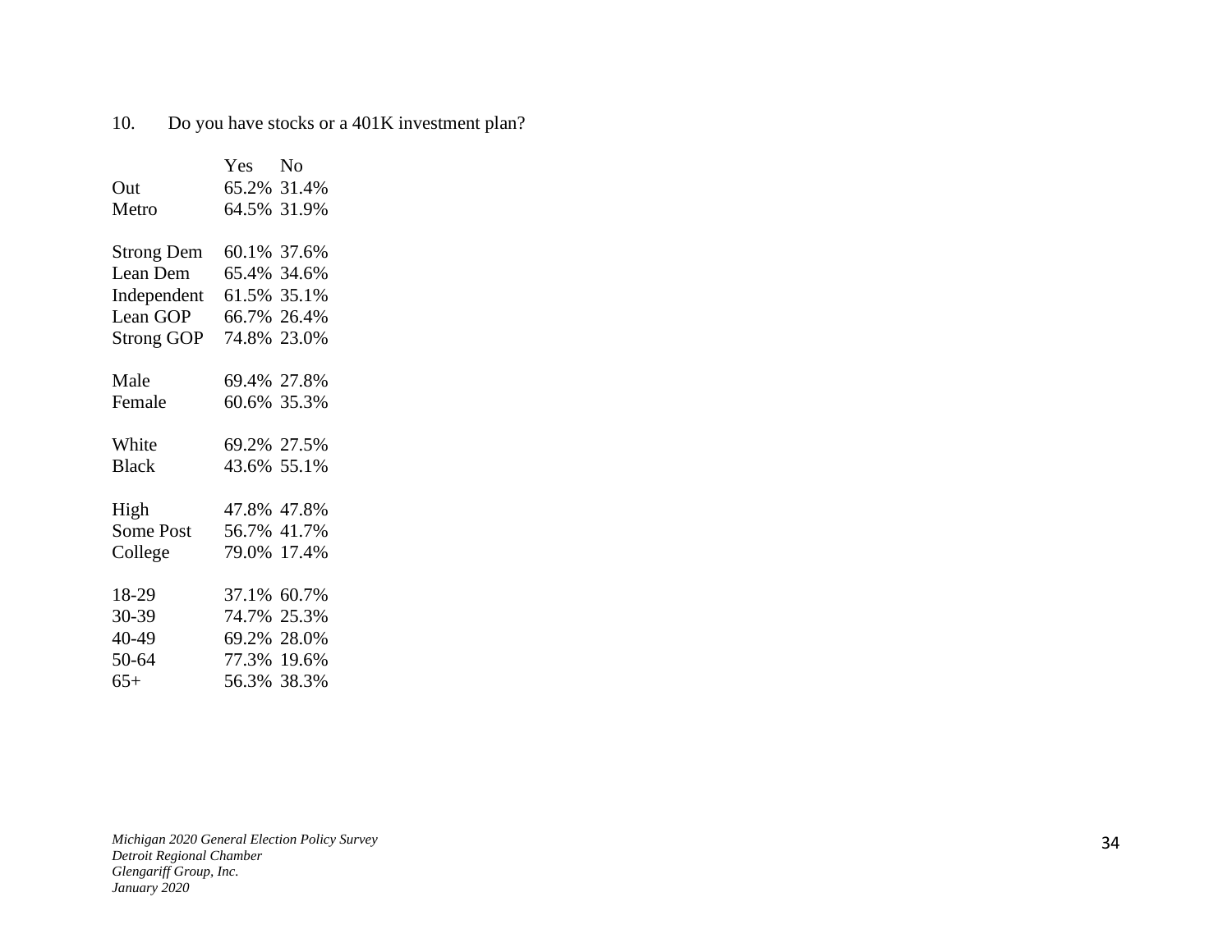10. Do you have stocks or a 401K investment plan?

| | Yes | No |
|---|---|---|
| Out | 65.2% | 31.4% |
| Metro | 64.5% | 31.9% |
| | | |
| Strong Dem | 60.1% | 37.6% |
| Lean Dem | 65.4% | 34.6% |
| Independent | 61.5% | 35.1% |
| Lean GOP | 66.7% | 26.4% |
| Strong GOP | 74.8% | 23.0% |
| | | |
| Male | 69.4% | 27.8% |
| Female | 60.6% | 35.3% |
| | | |
| White | 69.2% | 27.5% |
| Black | 43.6% | 55.1% |
| | | |
| High | 47.8% | 47.8% |
| Some Post | 56.7% | 41.7% |
| College | 79.0% | 17.4% |
| | | |
| 18-29 | 37.1% | 60.7% |
| 30-39 | 74.7% | 25.3% |
| 40-49 | 69.2% | 28.0% |
| 50-64 | 77.3% | 19.6% |
| 65+ | 56.3% | 38.3% |

*Michigan 2020 General Election Policy Survey*
*Detroit Regional Chamber*
*Glengariff Group, Inc.*
*January 2020*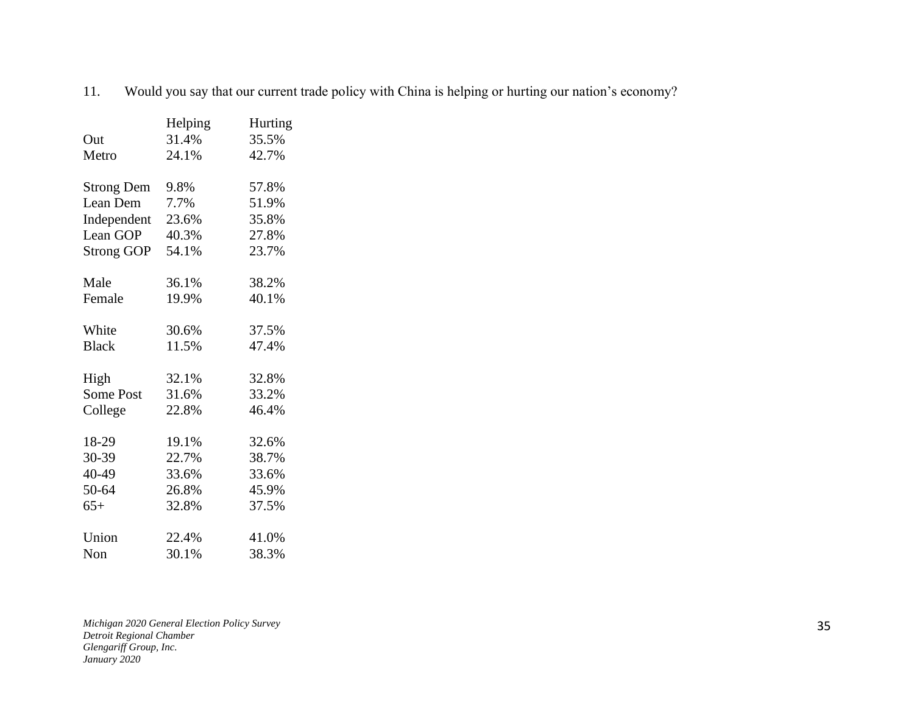11. Would you say that our current trade policy with China is helping or hurting our nation's economy?

| | Helping | Hurting |
|---|---|---|
| Out | 31.4% | 35.5% |
| Metro | 24.1% | 42.7% |
| | | |
| Strong Dem | 9.8% | 57.8% |
| Lean Dem | 7.7% | 51.9% |
| Independent | 23.6% | 35.8% |
| Lean GOP | 40.3% | 27.8% |
| Strong GOP | 54.1% | 23.7% |
| | | |
| Male | 36.1% | 38.2% |
| Female | 19.9% | 40.1% |
| | | |
| White | 30.6% | 37.5% |
| Black | 11.5% | 47.4% |
| | | |
| High | 32.1% | 32.8% |
| Some Post | 31.6% | 33.2% |
| College | 22.8% | 46.4% |
| | | |
| 18-29 | 19.1% | 32.6% |
| 30-39 | 22.7% | 38.7% |
| 40-49 | 33.6% | 33.6% |
| 50-64 | 26.8% | 45.9% |
| 65+ | 32.8% | 37.5% |
| | | |
| Union | 22.4% | 41.0% |
| Non | 30.1% | 38.3% |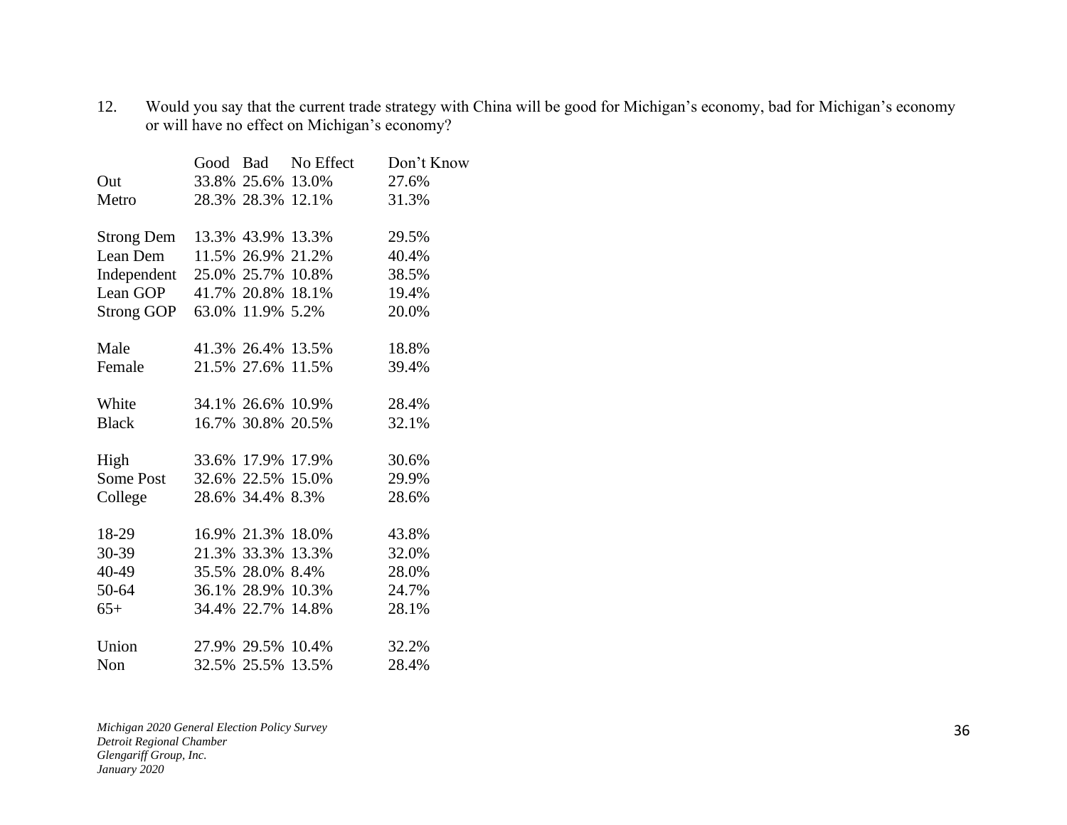12. Would you say that the current trade strategy with China will be good for Michigan's economy, bad for Michigan's economy or will have no effect on Michigan's economy?

| | Good | Bad | No Effect | Don't Know |
|---|---|---|---|---|
| Out | 33.8% | 25.6% | 13.0% | 27.6% |
| Metro | 28.3% | 28.3% | 12.1% | 31.3% |
| | | | | |
| Strong Dem | 13.3% | 43.9% | 13.3% | 29.5% |
| Lean Dem | 11.5% | 26.9% | 21.2% | 40.4% |
| Independent | 25.0% | 25.7% | 10.8% | 38.5% |
| Lean GOP | 41.7% | 20.8% | 18.1% | 19.4% |
| Strong GOP | 63.0% | 11.9% | 5.2% | 20.0% |
| | | | | |
| Male | 41.3% | 26.4% | 13.5% | 18.8% |
| Female | 21.5% | 27.6% | 11.5% | 39.4% |
| | | | | |
| White | 34.1% | 26.6% | 10.9% | 28.4% |
| Black | 16.7% | 30.8% | 20.5% | 32.1% |
| | | | | |
| High | 33.6% | 17.9% | 17.9% | 30.6% |
| Some Post | 32.6% | 22.5% | 15.0% | 29.9% |
| College | 28.6% | 34.4% | 8.3% | 28.6% |
| | | | | |
| 18-29 | 16.9% | 21.3% | 18.0% | 43.8% |
| 30-39 | 21.3% | 33.3% | 13.3% | 32.0% |
| 40-49 | 35.5% | 28.0% | 8.4% | 28.0% |
| 50-64 | 36.1% | 28.9% | 10.3% | 24.7% |
| 65+ | 34.4% | 22.7% | 14.8% | 28.1% |
| | | | | |
| Union | 27.9% | 29.5% | 10.4% | 32.2% |
| Non | 32.5% | 25.5% | 13.5% | 28.4% |

*Michigan 2020 General Election Policy Survey*
*Detroit Regional Chamber*
*Glengariff Group, Inc.*
*January 2020*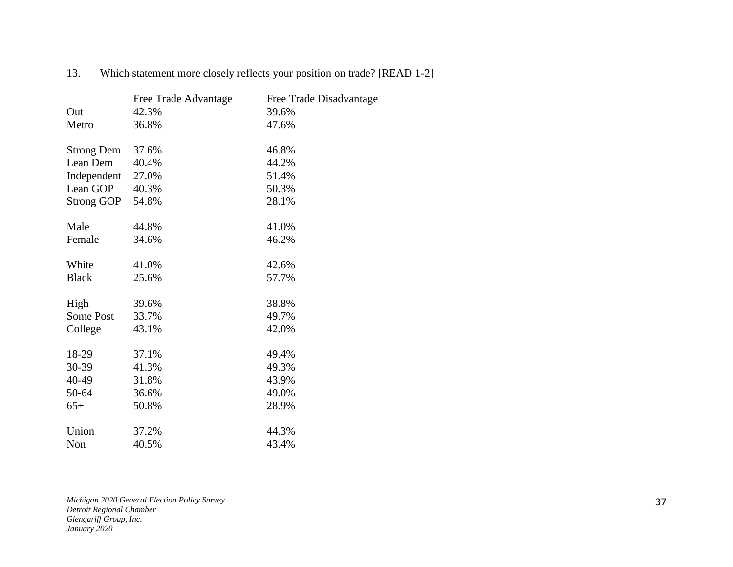13. Which statement more closely reflects your position on trade? [READ 1-2]

| | Free Trade Advantage | Free Trade Disadvantage |
|---|---|---|
| Out | 42.3% | 39.6% |
| Metro | 36.8% | 47.6% |
| | | |
| Strong Dem | 37.6% | 46.8% |
| Lean Dem | 40.4% | 44.2% |
| Independent | 27.0% | 51.4% |
| Lean GOP | 40.3% | 50.3% |
| Strong GOP | 54.8% | 28.1% |
| | | |
| Male | 44.8% | 41.0% |
| Female | 34.6% | 46.2% |
| | | |
| White | 41.0% | 42.6% |
| Black | 25.6% | 57.7% |
| | | |
| High | 39.6% | 38.8% |
| Some Post | 33.7% | 49.7% |
| College | 43.1% | 42.0% |
| | | |
| 18-29 | 37.1% | 49.4% |
| 30-39 | 41.3% | 49.3% |
| 40-49 | 31.8% | 43.9% |
| 50-64 | 36.6% | 49.0% |
| 65+ | 50.8% | 28.9% |
| | | |
| Union | 37.2% | 44.3% |
| Non | 40.5% | 43.4% |

*Michigan 2020 General Election Policy Survey*
*Detroit Regional Chamber*
*Glengariff Group, Inc.*
*January 2020*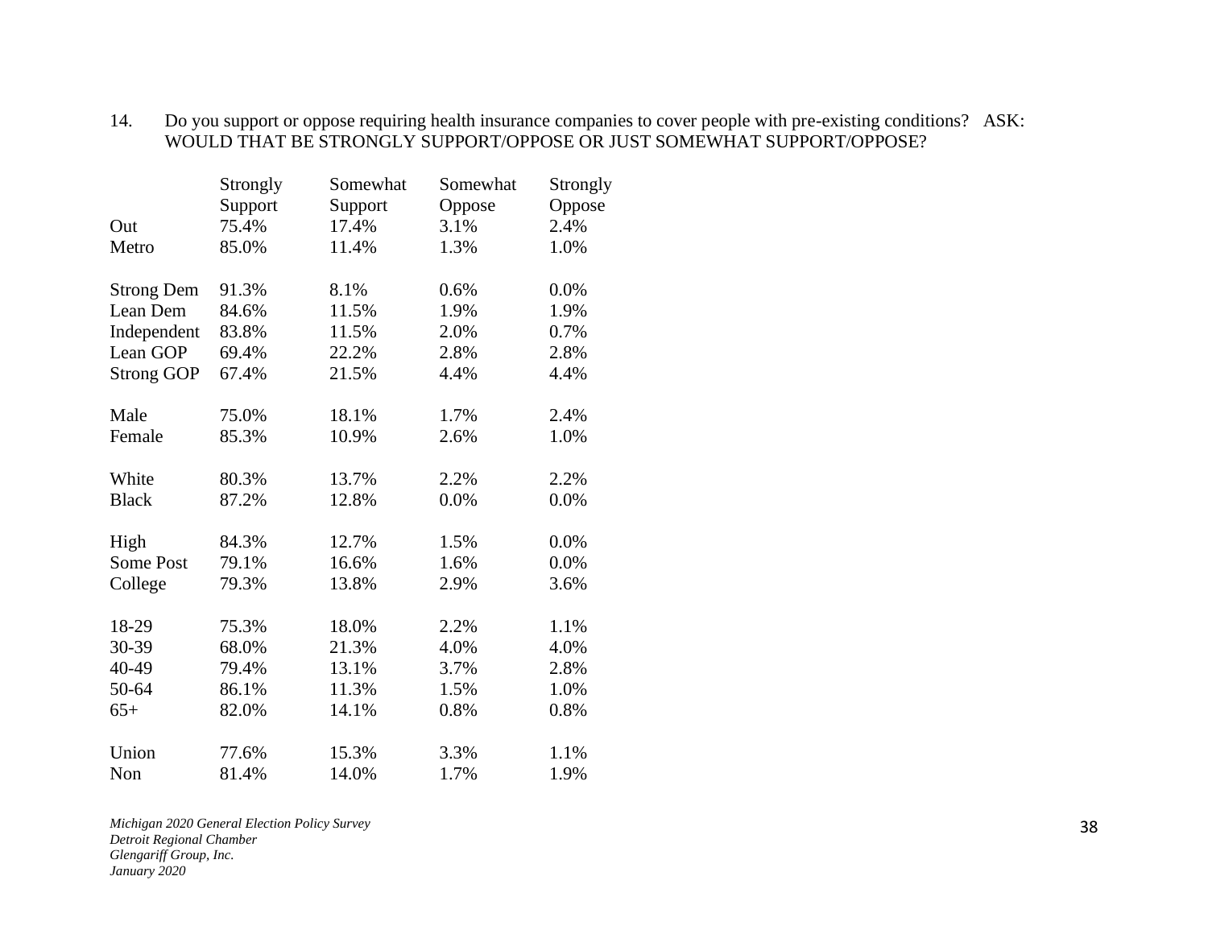14. Do you support or oppose requiring health insurance companies to cover people with pre-existing conditions? ASK: WOULD THAT BE STRONGLY SUPPORT/OPPOSE OR JUST SOMEWHAT SUPPORT/OPPOSE?

| | Strongly Support | Somewhat Support | Somewhat Oppose | Strongly Oppose |
|---|---|---|---|---|
| Out | 75.4% | 17.4% | 3.1% | 2.4% |
| Metro | 85.0% | 11.4% | 1.3% | 1.0% |
| | | | | |
| Strong Dem | 91.3% | 8.1% | 0.6% | 0.0% |
| Lean Dem | 84.6% | 11.5% | 1.9% | 1.9% |
| Independent | 83.8% | 11.5% | 2.0% | 0.7% |
| Lean GOP | 69.4% | 22.2% | 2.8% | 2.8% |
| Strong GOP | 67.4% | 21.5% | 4.4% | 4.4% |
| | | | | |
| Male | 75.0% | 18.1% | 1.7% | 2.4% |
| Female | 85.3% | 10.9% | 2.6% | 1.0% |
| | | | | |
| White | 80.3% | 13.7% | 2.2% | 2.2% |
| Black | 87.2% | 12.8% | 0.0% | 0.0% |
| | | | | |
| High | 84.3% | 12.7% | 1.5% | 0.0% |
| Some Post | 79.1% | 16.6% | 1.6% | 0.0% |
| College | 79.3% | 13.8% | 2.9% | 3.6% |
| | | | | |
| 18-29 | 75.3% | 18.0% | 2.2% | 1.1% |
| 30-39 | 68.0% | 21.3% | 4.0% | 4.0% |
| 40-49 | 79.4% | 13.1% | 3.7% | 2.8% |
| 50-64 | 86.1% | 11.3% | 1.5% | 1.0% |
| 65+ | 82.0% | 14.1% | 0.8% | 0.8% |
| | | | | |
| Union | 77.6% | 15.3% | 3.3% | 1.1% |
| Non | 81.4% | 14.0% | 1.7% | 1.9% |

*Michigan 2020 General Election Policy Survey*
*Detroit Regional Chamber*
*Glengariff Group, Inc.*
*January 2020*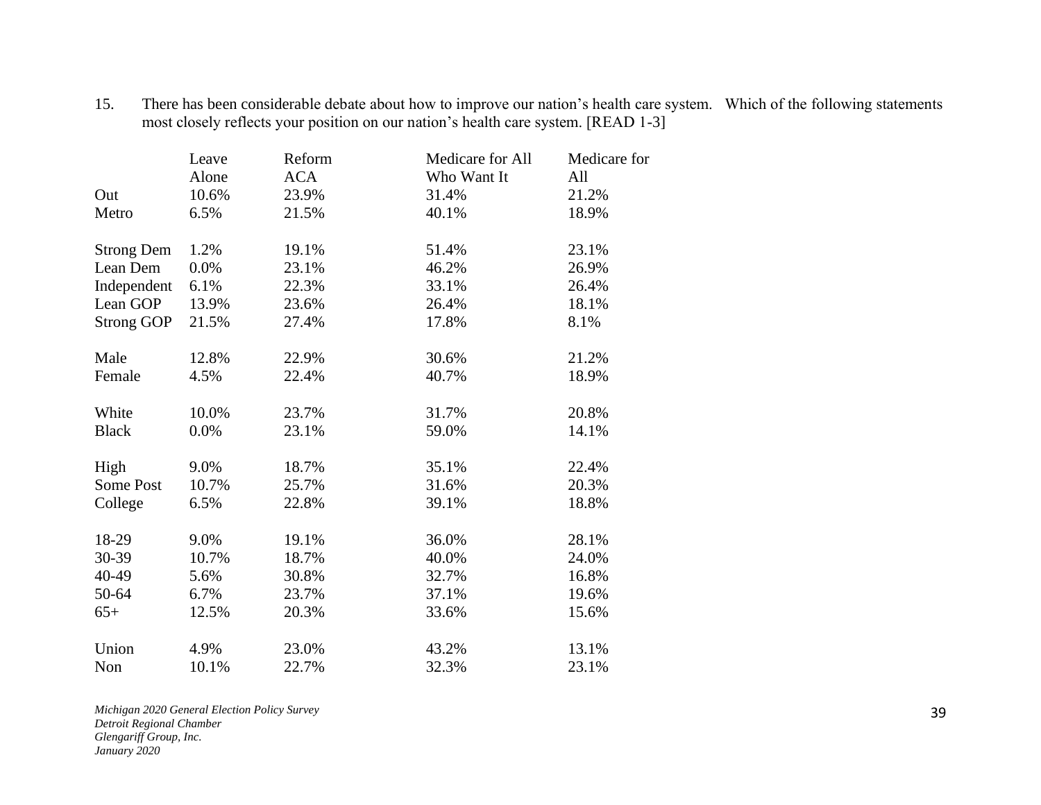15. There has been considerable debate about how to improve our nation's health care system. Which of the following statements most closely reflects your position on our nation's health care system. [READ 1-3]

| | Leave Alone | Reform ACA | Medicare for All Who Want It | Medicare for All |
|---|---|---|---|---|
| Out | 10.6% | 23.9% | 31.4% | 21.2% |
| Metro | 6.5% | 21.5% | 40.1% | 18.9% |
| | | | | |
| Strong Dem | 1.2% | 19.1% | 51.4% | 23.1% |
| Lean Dem | 0.0% | 23.1% | 46.2% | 26.9% |
| Independent | 6.1% | 22.3% | 33.1% | 26.4% |
| Lean GOP | 13.9% | 23.6% | 26.4% | 18.1% |
| Strong GOP | 21.5% | 27.4% | 17.8% | 8.1% |
| | | | | |
| Male | 12.8% | 22.9% | 30.6% | 21.2% |
| Female | 4.5% | 22.4% | 40.7% | 18.9% |
| | | | | |
| White | 10.0% | 23.7% | 31.7% | 20.8% |
| Black | 0.0% | 23.1% | 59.0% | 14.1% |
| | | | | |
| High | 9.0% | 18.7% | 35.1% | 22.4% |
| Some Post | 10.7% | 25.7% | 31.6% | 20.3% |
| College | 6.5% | 22.8% | 39.1% | 18.8% |
| | | | | |
| 18-29 | 9.0% | 19.1% | 36.0% | 28.1% |
| 30-39 | 10.7% | 18.7% | 40.0% | 24.0% |
| 40-49 | 5.6% | 30.8% | 32.7% | 16.8% |
| 50-64 | 6.7% | 23.7% | 37.1% | 19.6% |
| 65+ | 12.5% | 20.3% | 33.6% | 15.6% |
| | | | | |
| Union | 4.9% | 23.0% | 43.2% | 13.1% |
| Non | 10.1% | 22.7% | 32.3% | 23.1% |

*Michigan 2020 General Election Policy Survey*
*Detroit Regional Chamber*
*Glengariff Group, Inc.*
*January 2020*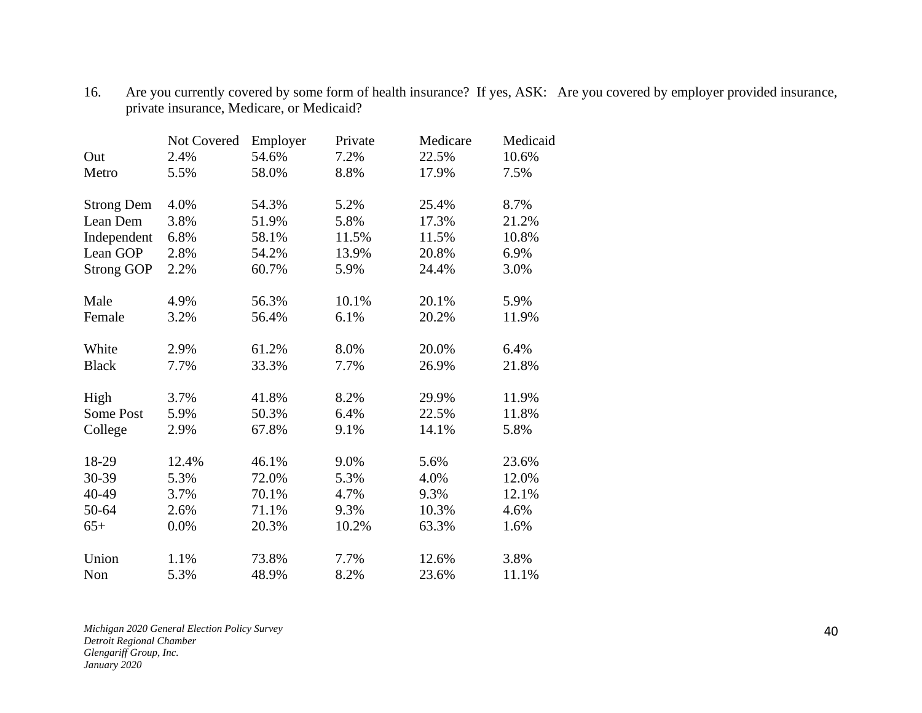16. Are you currently covered by some form of health insurance? If yes, ASK: Are you covered by employer provided insurance, private insurance, Medicare, or Medicaid?

| | Not Covered | Employer | Private | Medicare | Medicaid |
|---|---|---|---|---|---|
| Out | 2.4% | 54.6% | 7.2% | 22.5% | 10.6% |
| Metro | 5.5% | 58.0% | 8.8% | 17.9% | 7.5% |
| | | | | | |
| Strong Dem | 4.0% | 54.3% | 5.2% | 25.4% | 8.7% |
| Lean Dem | 3.8% | 51.9% | 5.8% | 17.3% | 21.2% |
| Independent | 6.8% | 58.1% | 11.5% | 11.5% | 10.8% |
| Lean GOP | 2.8% | 54.2% | 13.9% | 20.8% | 6.9% |
| Strong GOP | 2.2% | 60.7% | 5.9% | 24.4% | 3.0% |
| | | | | | |
| Male | 4.9% | 56.3% | 10.1% | 20.1% | 5.9% |
| Female | 3.2% | 56.4% | 6.1% | 20.2% | 11.9% |
| | | | | | |
| White | 2.9% | 61.2% | 8.0% | 20.0% | 6.4% |
| Black | 7.7% | 33.3% | 7.7% | 26.9% | 21.8% |
| | | | | | |
| High | 3.7% | 41.8% | 8.2% | 29.9% | 11.9% |
| Some Post | 5.9% | 50.3% | 6.4% | 22.5% | 11.8% |
| College | 2.9% | 67.8% | 9.1% | 14.1% | 5.8% |
| | | | | | |
| 18-29 | 12.4% | 46.1% | 9.0% | 5.6% | 23.6% |
| 30-39 | 5.3% | 72.0% | 5.3% | 4.0% | 12.0% |
| 40-49 | 3.7% | 70.1% | 4.7% | 9.3% | 12.1% |
| 50-64 | 2.6% | 71.1% | 9.3% | 10.3% | 4.6% |
| 65+ | 0.0% | 20.3% | 10.2% | 63.3% | 1.6% |
| | | | | | |
| Union | 1.1% | 73.8% | 7.7% | 12.6% | 3.8% |
| Non | 5.3% | 48.9% | 8.2% | 23.6% | 11.1% |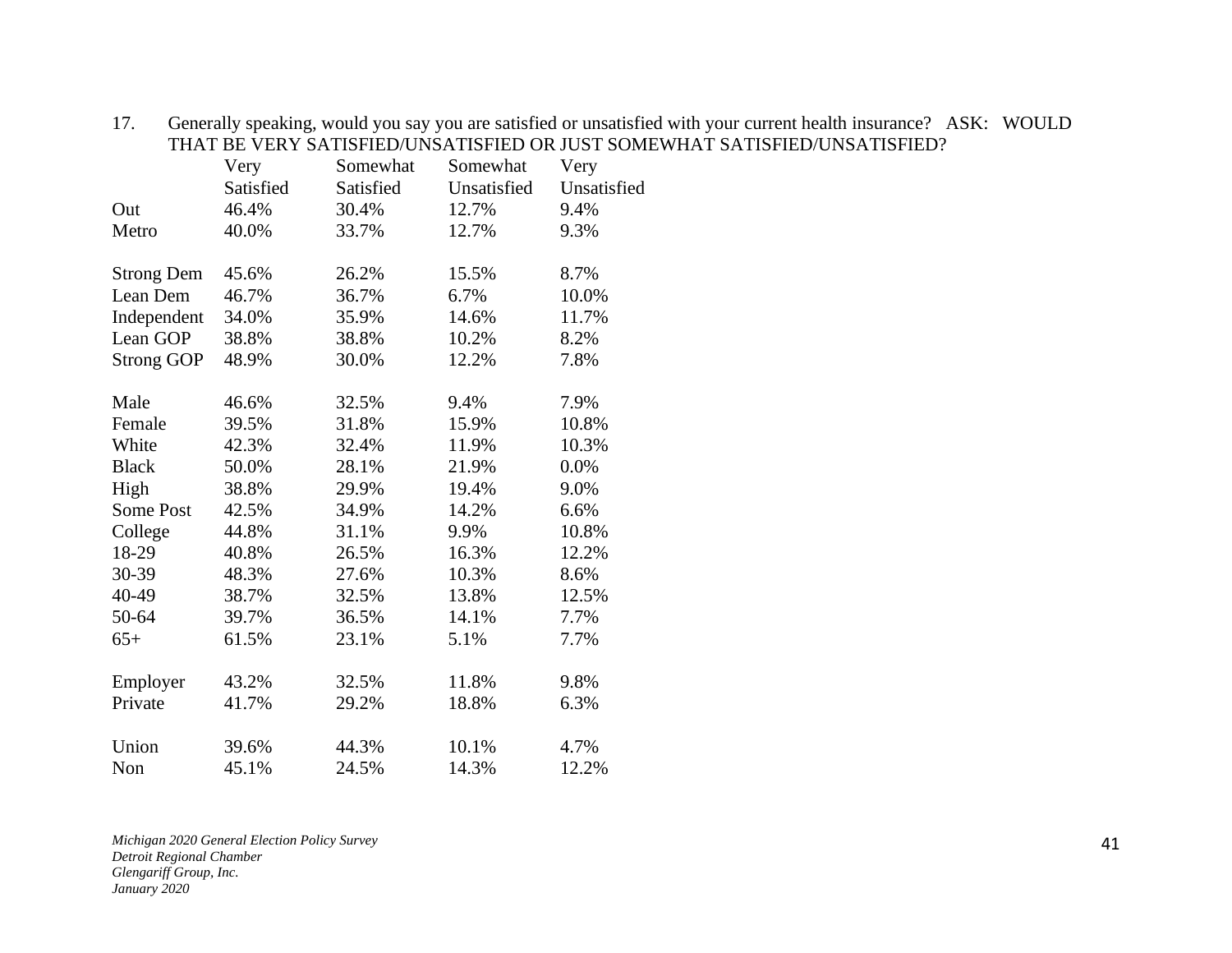17. Generally speaking, would you say you are satisfied or unsatisfied with your current health insurance? ASK: WOULD THAT BE VERY SATISFIED/UNSATISFIED OR JUST SOMEWHAT SATISFIED/UNSATISFIED?

| | Very Satisfied | Somewhat Satisfied | Somewhat Unsatisfied | Very Unsatisfied |
|---|---|---|---|---|
| Out | 46.4% | 30.4% | 12.7% | 9.4% |
| Metro | 40.0% | 33.7% | 12.7% | 9.3% |
| | | | | |
| Strong Dem | 45.6% | 26.2% | 15.5% | 8.7% |
| Lean Dem | 46.7% | 36.7% | 6.7% | 10.0% |
| Independent | 34.0% | 35.9% | 14.6% | 11.7% |
| Lean GOP | 38.8% | 38.8% | 10.2% | 8.2% |
| Strong GOP | 48.9% | 30.0% | 12.2% | 7.8% |
| | | | | |
| Male | 46.6% | 32.5% | 9.4% | 7.9% |
| Female | 39.5% | 31.8% | 15.9% | 10.8% |
| White | 42.3% | 32.4% | 11.9% | 10.3% |
| Black | 50.0% | 28.1% | 21.9% | 0.0% |
| High | 38.8% | 29.9% | 19.4% | 9.0% |
| Some Post | 42.5% | 34.9% | 14.2% | 6.6% |
| College | 44.8% | 31.1% | 9.9% | 10.8% |
| 18-29 | 40.8% | 26.5% | 16.3% | 12.2% |
| 30-39 | 48.3% | 27.6% | 10.3% | 8.6% |
| 40-49 | 38.7% | 32.5% | 13.8% | 12.5% |
| 50-64 | 39.7% | 36.5% | 14.1% | 7.7% |
| 65+ | 61.5% | 23.1% | 5.1% | 7.7% |
| | | | | |
| Employer | 43.2% | 32.5% | 11.8% | 9.8% |
| Private | 41.7% | 29.2% | 18.8% | 6.3% |
| | | | | |
| Union | 39.6% | 44.3% | 10.1% | 4.7% |
| Non | 45.1% | 24.5% | 14.3% | 12.2% |

*Michigan 2020 General Election Policy Survey*
*Detroit Regional Chamber*
*Glengariff Group, Inc.*
*January 2020*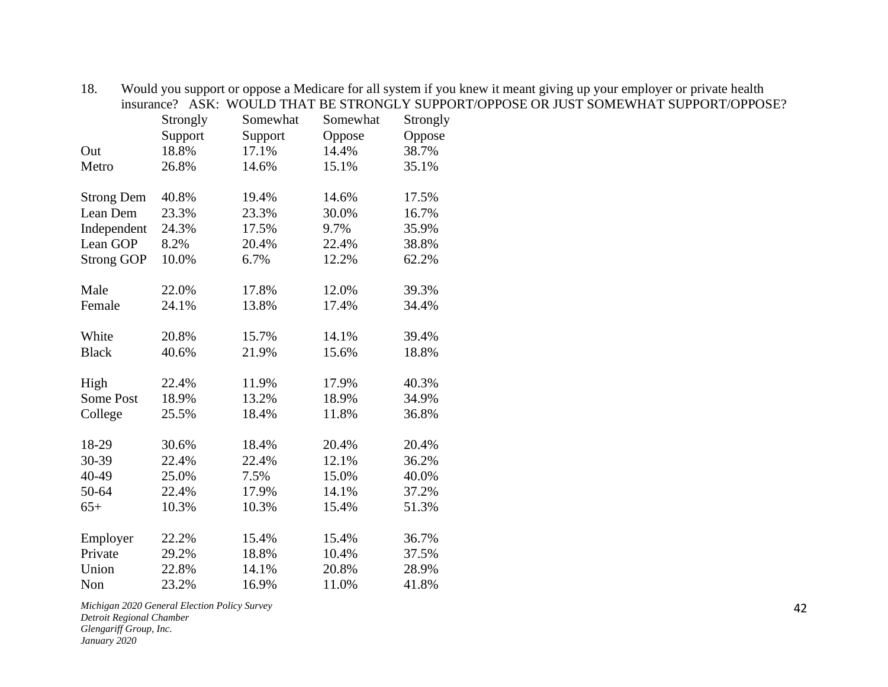18. Would you support or oppose a Medicare for all system if you knew it meant giving up your employer or private health insurance? ASK: WOULD THAT BE STRONGLY SUPPORT/OPPOSE OR JUST SOMEWHAT SUPPORT/OPPOSE?

| | Strongly Support | Somewhat Support | Somewhat Oppose | Strongly Oppose |
|---|---|---|---|---|
| Out | 18.8% | 17.1% | 14.4% | 38.7% |
| Metro | 26.8% | 14.6% | 15.1% | 35.1% |
| | | | | |
| Strong Dem | 40.8% | 19.4% | 14.6% | 17.5% |
| Lean Dem | 23.3% | 23.3% | 30.0% | 16.7% |
| Independent | 24.3% | 17.5% | 9.7% | 35.9% |
| Lean GOP | 8.2% | 20.4% | 22.4% | 38.8% |
| Strong GOP | 10.0% | 6.7% | 12.2% | 62.2% |
| | | | | |
| Male | 22.0% | 17.8% | 12.0% | 39.3% |
| Female | 24.1% | 13.8% | 17.4% | 34.4% |
| | | | | |
| White | 20.8% | 15.7% | 14.1% | 39.4% |
| Black | 40.6% | 21.9% | 15.6% | 18.8% |
| | | | | |
| High | 22.4% | 11.9% | 17.9% | 40.3% |
| Some Post | 18.9% | 13.2% | 18.9% | 34.9% |
| College | 25.5% | 18.4% | 11.8% | 36.8% |
| | | | | |
| 18-29 | 30.6% | 18.4% | 20.4% | 20.4% |
| 30-39 | 22.4% | 22.4% | 12.1% | 36.2% |
| 40-49 | 25.0% | 7.5% | 15.0% | 40.0% |
| 50-64 | 22.4% | 17.9% | 14.1% | 37.2% |
| 65+ | 10.3% | 10.3% | 15.4% | 51.3% |
| | | | | |
| Employer | 22.2% | 15.4% | 15.4% | 36.7% |
| Private | 29.2% | 18.8% | 10.4% | 37.5% |
| Union | 22.8% | 14.1% | 20.8% | 28.9% |
| Non | 23.2% | 16.9% | 11.0% | 41.8% |

*Michigan 2020 General Election Policy Survey*
*Detroit Regional Chamber*
*Glengariff Group, Inc.*
*January 2020*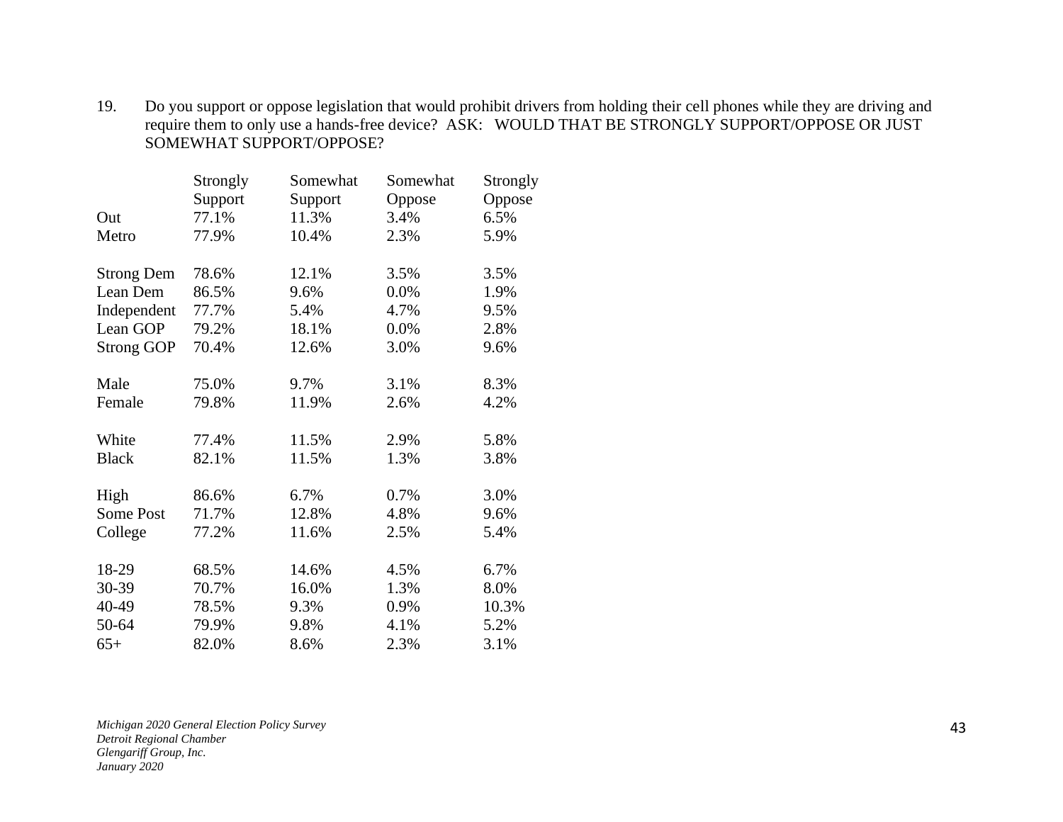19. Do you support or oppose legislation that would prohibit drivers from holding their cell phones while they are driving and require them to only use a hands-free device? ASK: WOULD THAT BE STRONGLY SUPPORT/OPPOSE OR JUST SOMEWHAT SUPPORT/OPPOSE?

| | Strongly Support | Somewhat Support | Somewhat Oppose | Strongly Oppose |
|---|---|---|---|---|
| Out | 77.1% | 11.3% | 3.4% | 6.5% |
| Metro | 77.9% | 10.4% | 2.3% | 5.9% |
| | | | | |
| Strong Dem | 78.6% | 12.1% | 3.5% | 3.5% |
| Lean Dem | 86.5% | 9.6% | 0.0% | 1.9% |
| Independent | 77.7% | 5.4% | 4.7% | 9.5% |
| Lean GOP | 79.2% | 18.1% | 0.0% | 2.8% |
| Strong GOP | 70.4% | 12.6% | 3.0% | 9.6% |
| | | | | |
| Male | 75.0% | 9.7% | 3.1% | 8.3% |
| Female | 79.8% | 11.9% | 2.6% | 4.2% |
| | | | | |
| White | 77.4% | 11.5% | 2.9% | 5.8% |
| Black | 82.1% | 11.5% | 1.3% | 3.8% |
| | | | | |
| High | 86.6% | 6.7% | 0.7% | 3.0% |
| Some Post | 71.7% | 12.8% | 4.8% | 9.6% |
| College | 77.2% | 11.6% | 2.5% | 5.4% |
| | | | | |
| 18-29 | 68.5% | 14.6% | 4.5% | 6.7% |
| 30-39 | 70.7% | 16.0% | 1.3% | 8.0% |
| 40-49 | 78.5% | 9.3% | 0.9% | 10.3% |
| 50-64 | 79.9% | 9.8% | 4.1% | 5.2% |
| 65+ | 82.0% | 8.6% | 2.3% | 3.1% |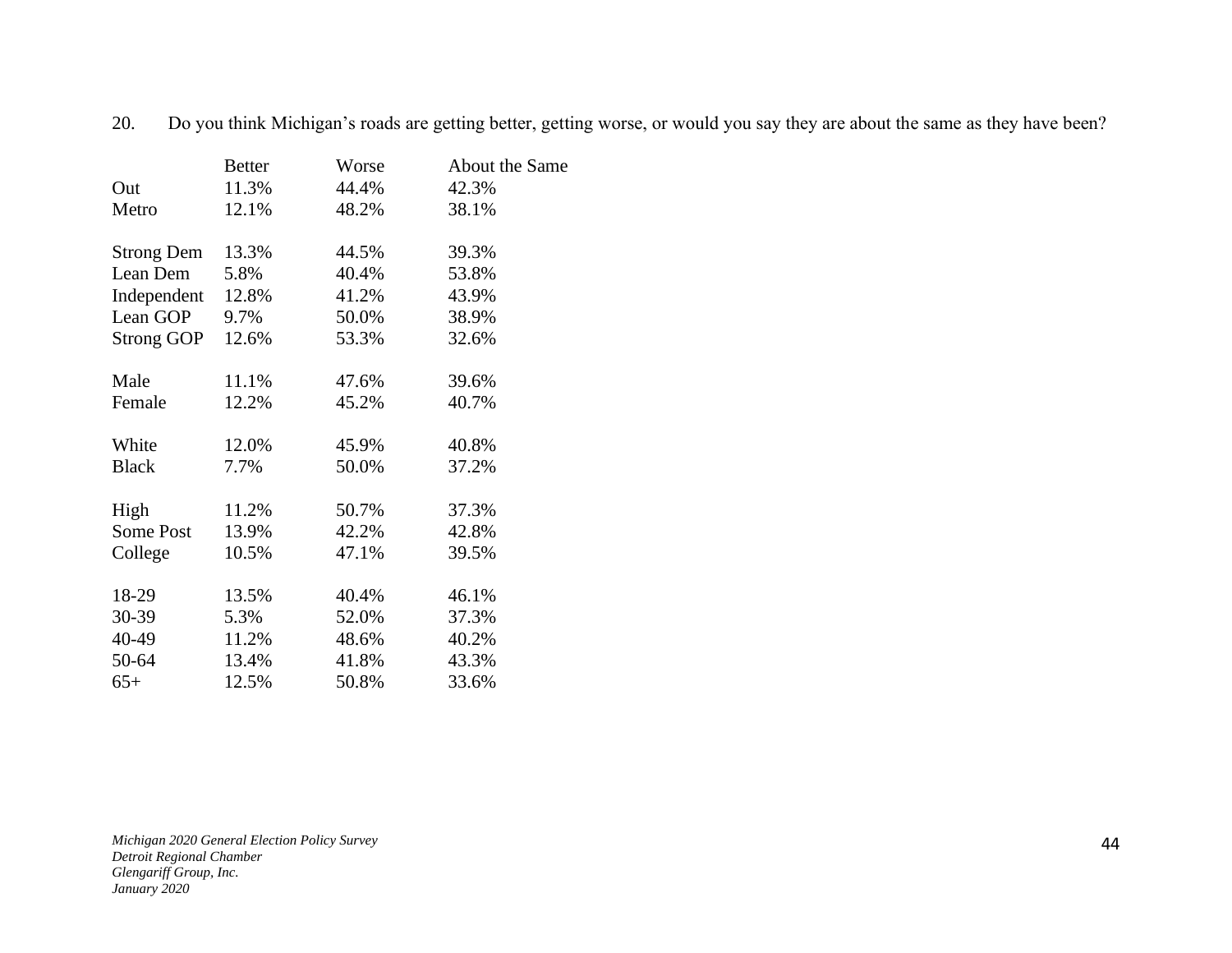20. Do you think Michigan's roads are getting better, getting worse, or would you say they are about the same as they have been?

| | Better | Worse | About the Same |
|---|---|---|---|
| Out | 11.3% | 44.4% | 42.3% |
| Metro | 12.1% | 48.2% | 38.1% |
| | | | |
| Strong Dem | 13.3% | 44.5% | 39.3% |
| Lean Dem | 5.8% | 40.4% | 53.8% |
| Independent | 12.8% | 41.2% | 43.9% |
| Lean GOP | 9.7% | 50.0% | 38.9% |
| Strong GOP | 12.6% | 53.3% | 32.6% |
| | | | |
| Male | 11.1% | 47.6% | 39.6% |
| Female | 12.2% | 45.2% | 40.7% |
| | | | |
| White | 12.0% | 45.9% | 40.8% |
| Black | 7.7% | 50.0% | 37.2% |
| | | | |
| High | 11.2% | 50.7% | 37.3% |
| Some Post | 13.9% | 42.2% | 42.8% |
| College | 10.5% | 47.1% | 39.5% |
| | | | |
| 18-29 | 13.5% | 40.4% | 46.1% |
| 30-39 | 5.3% | 52.0% | 37.3% |
| 40-49 | 11.2% | 48.6% | 40.2% |
| 50-64 | 13.4% | 41.8% | 43.3% |
| 65+ | 12.5% | 50.8% | 33.6% |

*Michigan 2020 General Election Policy Survey*
*Detroit Regional Chamber*
*Glengariff Group, Inc.*
*January 2020*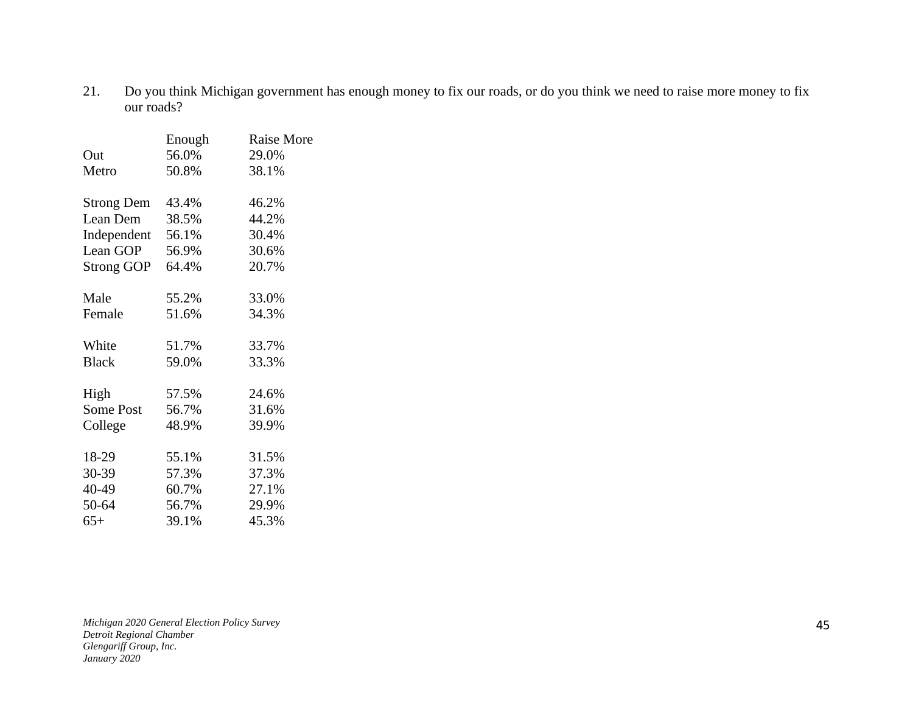21. Do you think Michigan government has enough money to fix our roads, or do you think we need to raise more money to fix our roads?

| | Enough | Raise More |
|---|---|---|
| Out | 56.0% | 29.0% |
| Metro | 50.8% | 38.1% |
| | | |
| Strong Dem | 43.4% | 46.2% |
| Lean Dem | 38.5% | 44.2% |
| Independent | 56.1% | 30.4% |
| Lean GOP | 56.9% | 30.6% |
| Strong GOP | 64.4% | 20.7% |
| | | |
| Male | 55.2% | 33.0% |
| Female | 51.6% | 34.3% |
| | | |
| White | 51.7% | 33.7% |
| Black | 59.0% | 33.3% |
| | | |
| High | 57.5% | 24.6% |
| Some Post | 56.7% | 31.6% |
| College | 48.9% | 39.9% |
| | | |
| 18-29 | 55.1% | 31.5% |
| 30-39 | 57.3% | 37.3% |
| 40-49 | 60.7% | 27.1% |
| 50-64 | 56.7% | 29.9% |
| 65+ | 39.1% | 45.3% |

*Michigan 2020 General Election Policy Survey*
*Detroit Regional Chamber*
*Glengariff Group, Inc.*
*January 2020*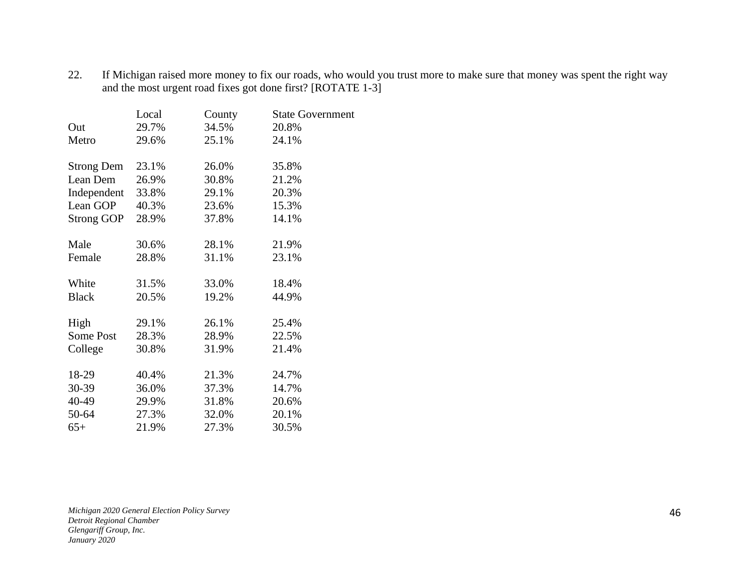22. If Michigan raised more money to fix our roads, who would you trust more to make sure that money was spent the right way and the most urgent road fixes got done first? [ROTATE 1-3]

| | Local | County | State Government |
|---|---|---|---|
| Out | 29.7% | 34.5% | 20.8% |
| Metro | 29.6% | 25.1% | 24.1% |
| | | | |
| Strong Dem | 23.1% | 26.0% | 35.8% |
| Lean Dem | 26.9% | 30.8% | 21.2% |
| Independent | 33.8% | 29.1% | 20.3% |
| Lean GOP | 40.3% | 23.6% | 15.3% |
| Strong GOP | 28.9% | 37.8% | 14.1% |
| | | | |
| Male | 30.6% | 28.1% | 21.9% |
| Female | 28.8% | 31.1% | 23.1% |
| | | | |
| White | 31.5% | 33.0% | 18.4% |
| Black | 20.5% | 19.2% | 44.9% |
| | | | |
| High | 29.1% | 26.1% | 25.4% |
| Some Post | 28.3% | 28.9% | 22.5% |
| College | 30.8% | 31.9% | 21.4% |
| | | | |
| 18-29 | 40.4% | 21.3% | 24.7% |
| 30-39 | 36.0% | 37.3% | 14.7% |
| 40-49 | 29.9% | 31.8% | 20.6% |
| 50-64 | 27.3% | 32.0% | 20.1% |
| 65+ | 21.9% | 27.3% | 30.5% |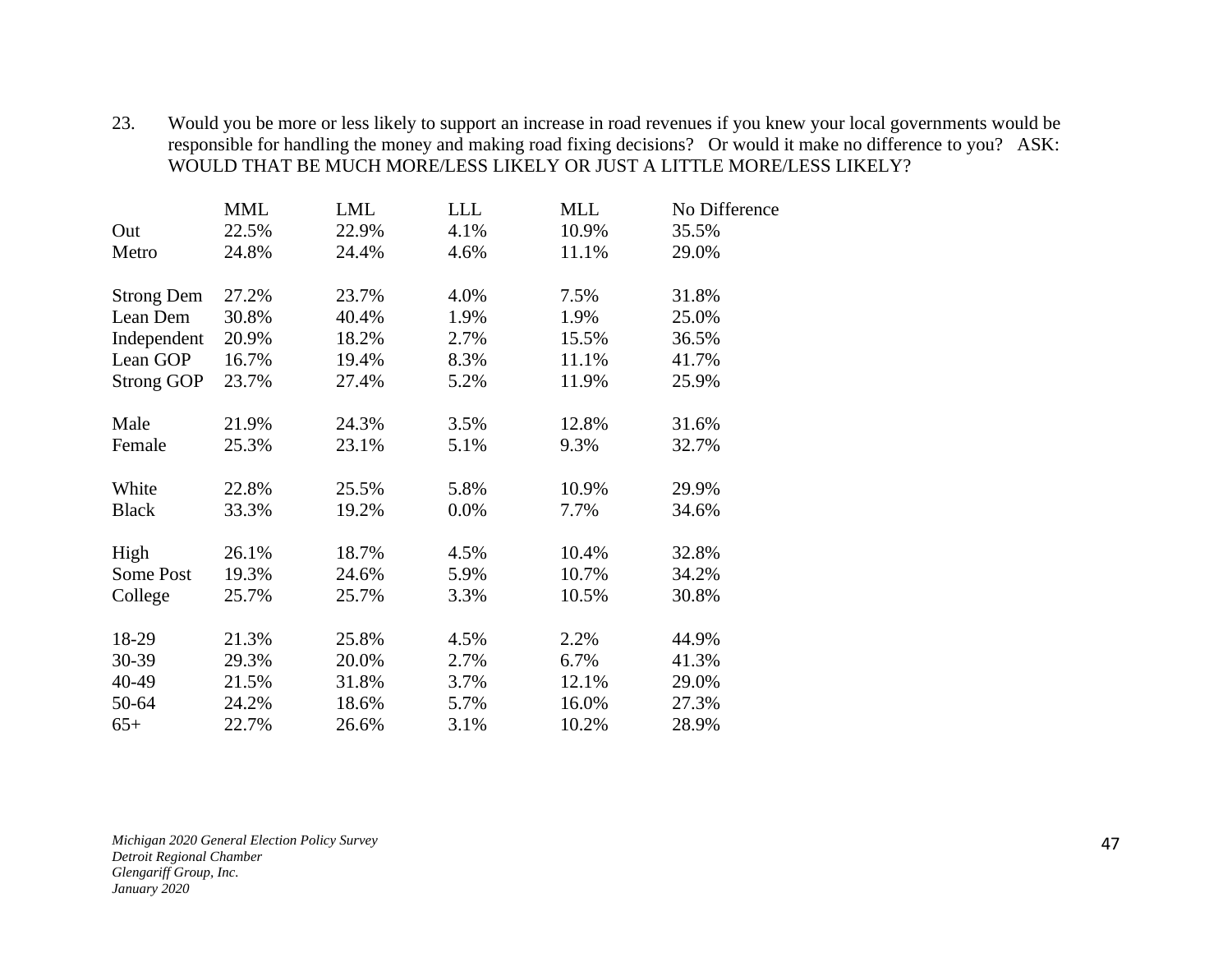23. Would you be more or less likely to support an increase in road revenues if you knew your local governments would be responsible for handling the money and making road fixing decisions? Or would it make no difference to you? ASK: WOULD THAT BE MUCH MORE/LESS LIKELY OR JUST A LITTLE MORE/LESS LIKELY?

| | MML | LML | LLL | MLL | No Difference |
|---|---|---|---|---|---|
| Out | 22.5% | 22.9% | 4.1% | 10.9% | 35.5% |
| Metro | 24.8% | 24.4% | 4.6% | 11.1% | 29.0% |
| | | | | | |
| Strong Dem | 27.2% | 23.7% | 4.0% | 7.5% | 31.8% |
| Lean Dem | 30.8% | 40.4% | 1.9% | 1.9% | 25.0% |
| Independent | 20.9% | 18.2% | 2.7% | 15.5% | 36.5% |
| Lean GOP | 16.7% | 19.4% | 8.3% | 11.1% | 41.7% |
| Strong GOP | 23.7% | 27.4% | 5.2% | 11.9% | 25.9% |
| | | | | | |
| Male | 21.9% | 24.3% | 3.5% | 12.8% | 31.6% |
| Female | 25.3% | 23.1% | 5.1% | 9.3% | 32.7% |
| | | | | | |
| White | 22.8% | 25.5% | 5.8% | 10.9% | 29.9% |
| Black | 33.3% | 19.2% | 0.0% | 7.7% | 34.6% |
| | | | | | |
| High | 26.1% | 18.7% | 4.5% | 10.4% | 32.8% |
| Some Post | 19.3% | 24.6% | 5.9% | 10.7% | 34.2% |
| College | 25.7% | 25.7% | 3.3% | 10.5% | 30.8% |
| | | | | | |
| 18-29 | 21.3% | 25.8% | 4.5% | 2.2% | 44.9% |
| 30-39 | 29.3% | 20.0% | 2.7% | 6.7% | 41.3% |
| 40-49 | 21.5% | 31.8% | 3.7% | 12.1% | 29.0% |
| 50-64 | 24.2% | 18.6% | 5.7% | 16.0% | 27.3% |
| 65+ | 22.7% | 26.6% | 3.1% | 10.2% | 28.9% |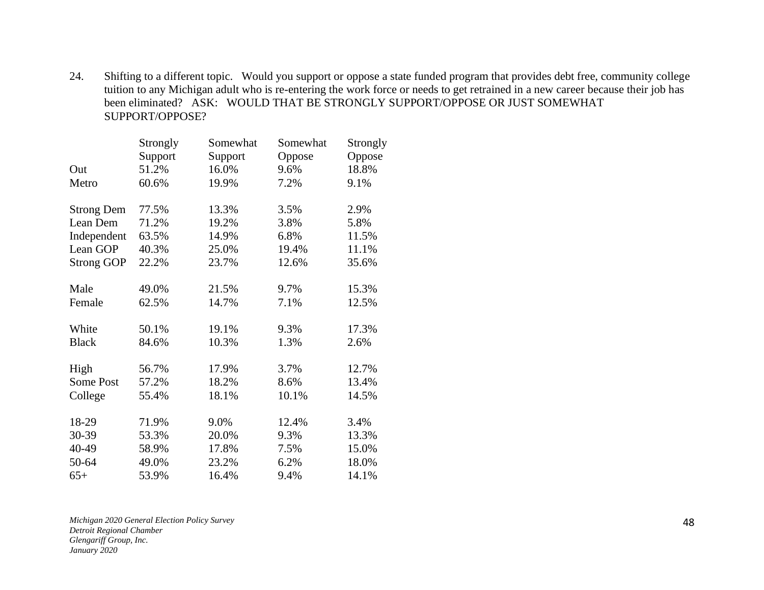24. Shifting to a different topic. Would you support or oppose a state funded program that provides debt free, community college tuition to any Michigan adult who is re-entering the work force or needs to get retrained in a new career because their job has been eliminated? ASK: WOULD THAT BE STRONGLY SUPPORT/OPPOSE OR JUST SOMEWHAT SUPPORT/OPPOSE?

| | Strongly Support | Somewhat Support | Somewhat Oppose | Strongly Oppose |
|---|---|---|---|---|
| Out | 51.2% | 16.0% | 9.6% | 18.8% |
| Metro | 60.6% | 19.9% | 7.2% | 9.1% |
| | | | | |
| Strong Dem | 77.5% | 13.3% | 3.5% | 2.9% |
| Lean Dem | 71.2% | 19.2% | 3.8% | 5.8% |
| Independent | 63.5% | 14.9% | 6.8% | 11.5% |
| Lean GOP | 40.3% | 25.0% | 19.4% | 11.1% |
| Strong GOP | 22.2% | 23.7% | 12.6% | 35.6% |
| | | | | |
| Male | 49.0% | 21.5% | 9.7% | 15.3% |
| Female | 62.5% | 14.7% | 7.1% | 12.5% |
| | | | | |
| White | 50.1% | 19.1% | 9.3% | 17.3% |
| Black | 84.6% | 10.3% | 1.3% | 2.6% |
| | | | | |
| High | 56.7% | 17.9% | 3.7% | 12.7% |
| Some Post | 57.2% | 18.2% | 8.6% | 13.4% |
| College | 55.4% | 18.1% | 10.1% | 14.5% |
| | | | | |
| 18-29 | 71.9% | 9.0% | 12.4% | 3.4% |
| 30-39 | 53.3% | 20.0% | 9.3% | 13.3% |
| 40-49 | 58.9% | 17.8% | 7.5% | 15.0% |
| 50-64 | 49.0% | 23.2% | 6.2% | 18.0% |
| 65+ | 53.9% | 16.4% | 9.4% | 14.1% |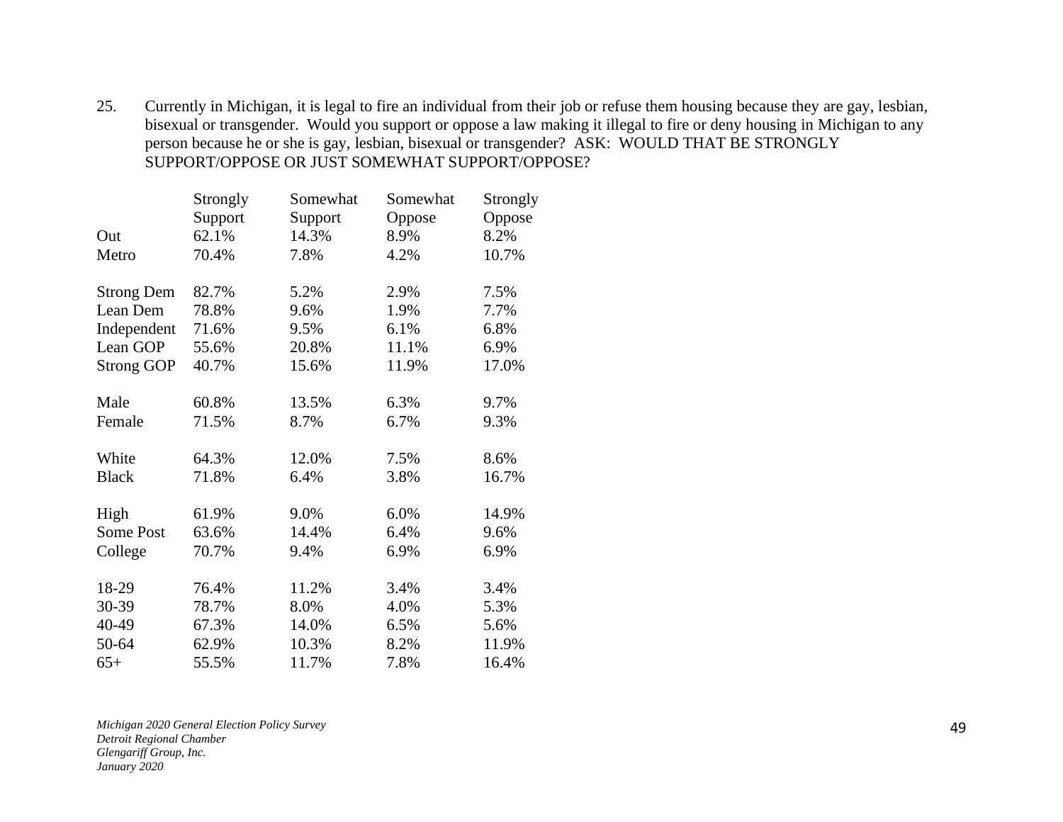25. Currently in Michigan, it is legal to fire an individual from their job or refuse them housing because they are gay, lesbian, bisexual or transgender. Would you support or oppose a law making it illegal to fire or deny housing in Michigan to any person because he or she is gay, lesbian, bisexual or transgender? ASK: WOULD THAT BE STRONGLY SUPPORT/OPPOSE OR JUST SOMEWHAT SUPPORT/OPPOSE?

| | Strongly Support | Somewhat Support | Somewhat Oppose | Strongly Oppose |
|---|---|---|---|---|
| Out | 62.1% | 14.3% | 8.9% | 8.2% |
| Metro | 70.4% | 7.8% | 4.2% | 10.7% |
| | | | | |
| Strong Dem | 82.7% | 5.2% | 2.9% | 7.5% |
| Lean Dem | 78.8% | 9.6% | 1.9% | 7.7% |
| Independent | 71.6% | 9.5% | 6.1% | 6.8% |
| Lean GOP | 55.6% | 20.8% | 11.1% | 6.9% |
| Strong GOP | 40.7% | 15.6% | 11.9% | 17.0% |
| | | | | |
| Male | 60.8% | 13.5% | 6.3% | 9.7% |
| Female | 71.5% | 8.7% | 6.7% | 9.3% |
| | | | | |
| White | 64.3% | 12.0% | 7.5% | 8.6% |
| Black | 71.8% | 6.4% | 3.8% | 16.7% |
| | | | | |
| High | 61.9% | 9.0% | 6.0% | 14.9% |
| Some Post | 63.6% | 14.4% | 6.4% | 9.6% |
| College | 70.7% | 9.4% | 6.9% | 6.9% |
| | | | | |
| 18-29 | 76.4% | 11.2% | 3.4% | 3.4% |
| 30-39 | 78.7% | 8.0% | 4.0% | 5.3% |
| 40-49 | 67.3% | 14.0% | 6.5% | 5.6% |
| 50-64 | 62.9% | 10.3% | 8.2% | 11.9% |
| 65+ | 55.5% | 11.7% | 7.8% | 16.4% |

*Michigan 2020 General Election Policy Survey*
*Detroit Regional Chamber*
*Glengariff Group, Inc.*
*January 2020*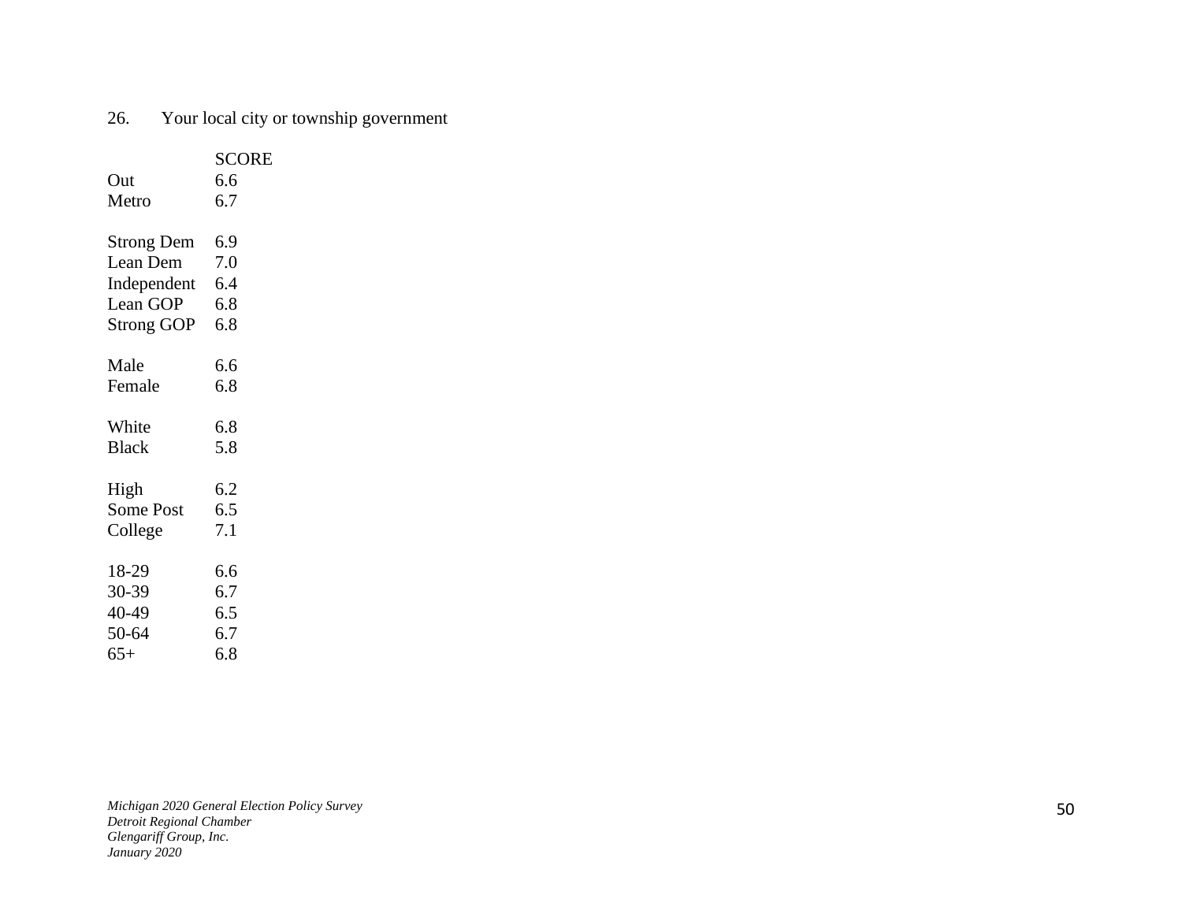26. Your local city or township government

| | SCORE |
|---|---|
| Out | 6.6 |
| Metro | 6.7 |
| | |
| Strong Dem | 6.9 |
| Lean Dem | 7.0 |
| Independent | 6.4 |
| Lean GOP | 6.8 |
| Strong GOP | 6.8 |
| | |
| Male | 6.6 |
| Female | 6.8 |
| | |
| White | 6.8 |
| Black | 5.8 |
| | |
| High | 6.2 |
| Some Post | 6.5 |
| College | 7.1 |
| | |
| 18-29 | 6.6 |
| 30-39 | 6.7 |
| 40-49 | 6.5 |
| 50-64 | 6.7 |
| 65+ | 6.8 |

*Michigan 2020 General Election Policy Survey*
*Detroit Regional Chamber*
*Glengariff Group, Inc.*
*January 2020*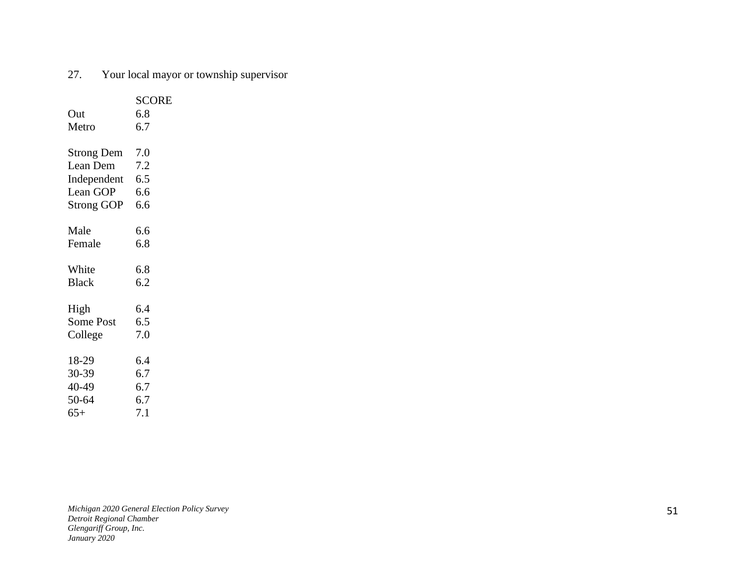27. Your local mayor or township supervisor

| | SCORE |
|---|---|
| Out | 6.8 |
| Metro | 6.7 |
| | |
| Strong Dem | 7.0 |
| Lean Dem | 7.2 |
| Independent | 6.5 |
| Lean GOP | 6.6 |
| Strong GOP | 6.6 |
| | |
| Male | 6.6 |
| Female | 6.8 |
| | |
| White | 6.8 |
| Black | 6.2 |
| | |
| High | 6.4 |
| Some Post | 6.5 |
| College | 7.0 |
| | |
| 18-29 | 6.4 |
| 30-39 | 6.7 |
| 40-49 | 6.7 |
| 50-64 | 6.7 |
| 65+ | 7.1 |

*Michigan 2020 General Election Policy Survey*
*Detroit Regional Chamber*
*Glengariff Group, Inc.*
*January 2020*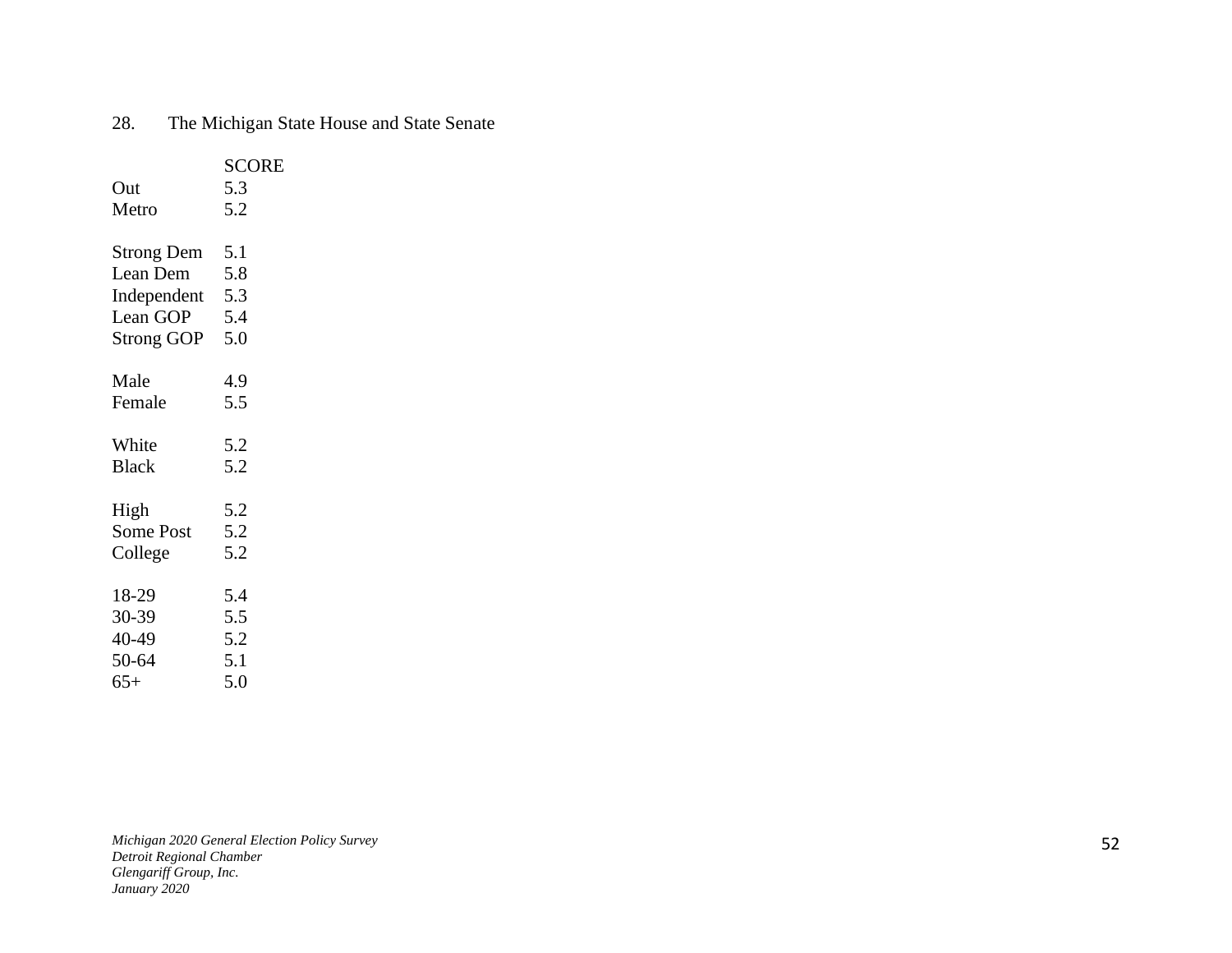28. The Michigan State House and State Senate

| | SCORE |
|---|---|
| Out | 5.3 |
| Metro | 5.2 |
| | |
| Strong Dem | 5.1 |
| Lean Dem | 5.8 |
| Independent | 5.3 |
| Lean GOP | 5.4 |
| Strong GOP | 5.0 |
| | |
| Male | 4.9 |
| Female | 5.5 |
| | |
| White | 5.2 |
| Black | 5.2 |
| | |
| High | 5.2 |
| Some Post | 5.2 |
| College | 5.2 |
| | |
| 18-29 | 5.4 |
| 30-39 | 5.5 |
| 40-49 | 5.2 |
| 50-64 | 5.1 |
| 65+ | 5.0 |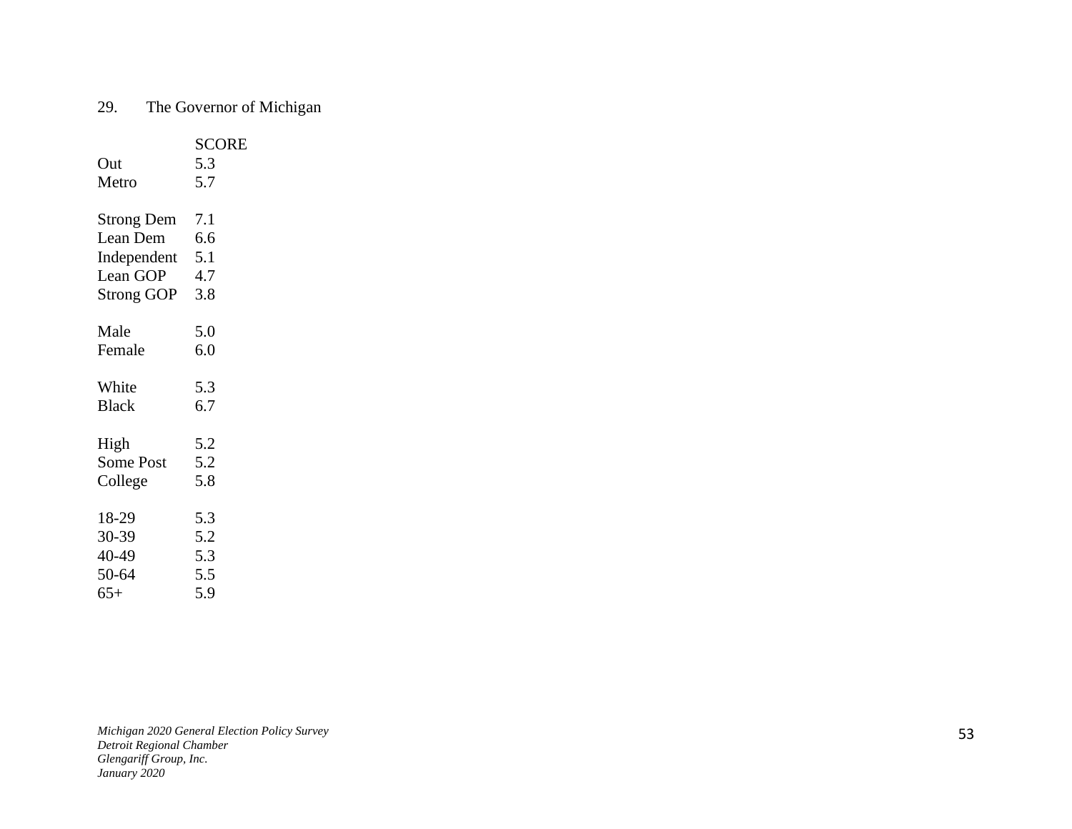29. The Governor of Michigan

| | SCORE |
|---|---|
| Out | 5.3 |
| Metro | 5.7 |
| | |
| Strong Dem | 7.1 |
| Lean Dem | 6.6 |
| Independent | 5.1 |
| Lean GOP | 4.7 |
| Strong GOP | 3.8 |
| | |
| Male | 5.0 |
| Female | 6.0 |
| | |
| White | 5.3 |
| Black | 6.7 |
| | |
| High | 5.2 |
| Some Post | 5.2 |
| College | 5.8 |
| | |
| 18-29 | 5.3 |
| 30-39 | 5.2 |
| 40-49 | 5.3 |
| 50-64 | 5.5 |
| 65+ | 5.9 |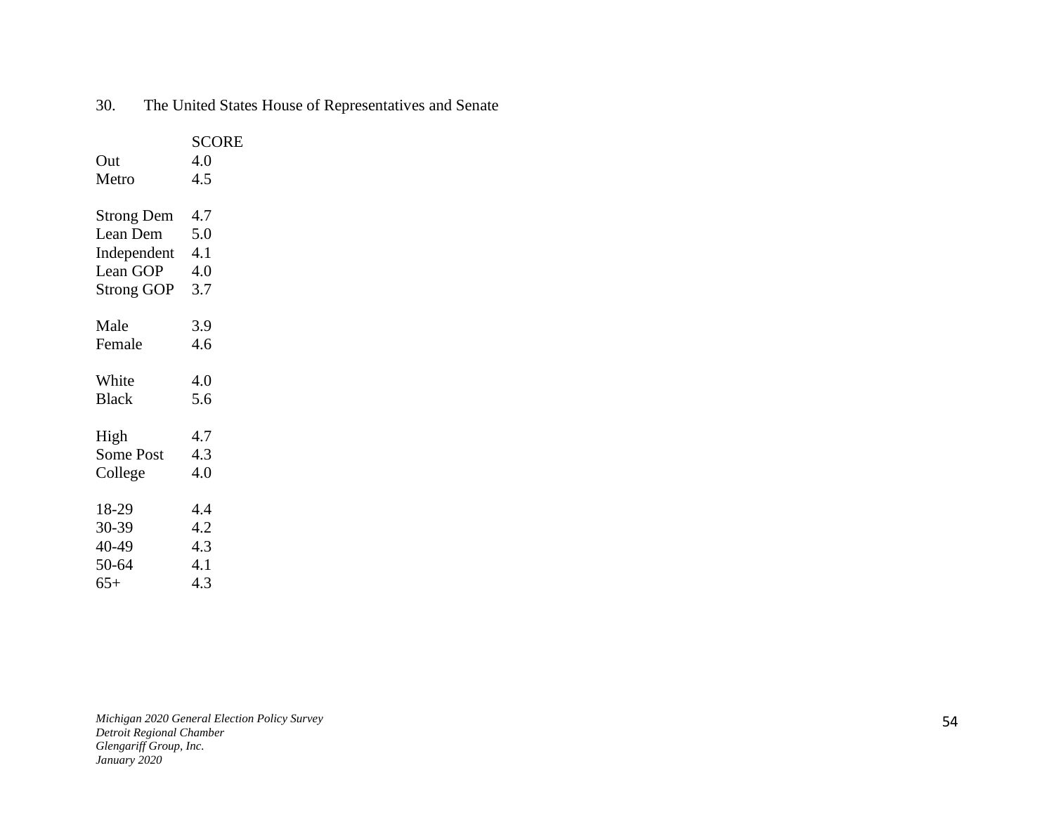30. The United States House of Representatives and Senate

| | SCORE |
|---|---|
| Out | 4.0 |
| Metro | 4.5 |
| | |
| Strong Dem | 4.7 |
| Lean Dem | 5.0 |
| Independent | 4.1 |
| Lean GOP | 4.0 |
| Strong GOP | 3.7 |
| | |
| Male | 3.9 |
| Female | 4.6 |
| | |
| White | 4.0 |
| Black | 5.6 |
| | |
| High | 4.7 |
| Some Post | 4.3 |
| College | 4.0 |
| | |
| 18-29 | 4.4 |
| 30-39 | 4.2 |
| 40-49 | 4.3 |
| 50-64 | 4.1 |
| 65+ | 4.3 |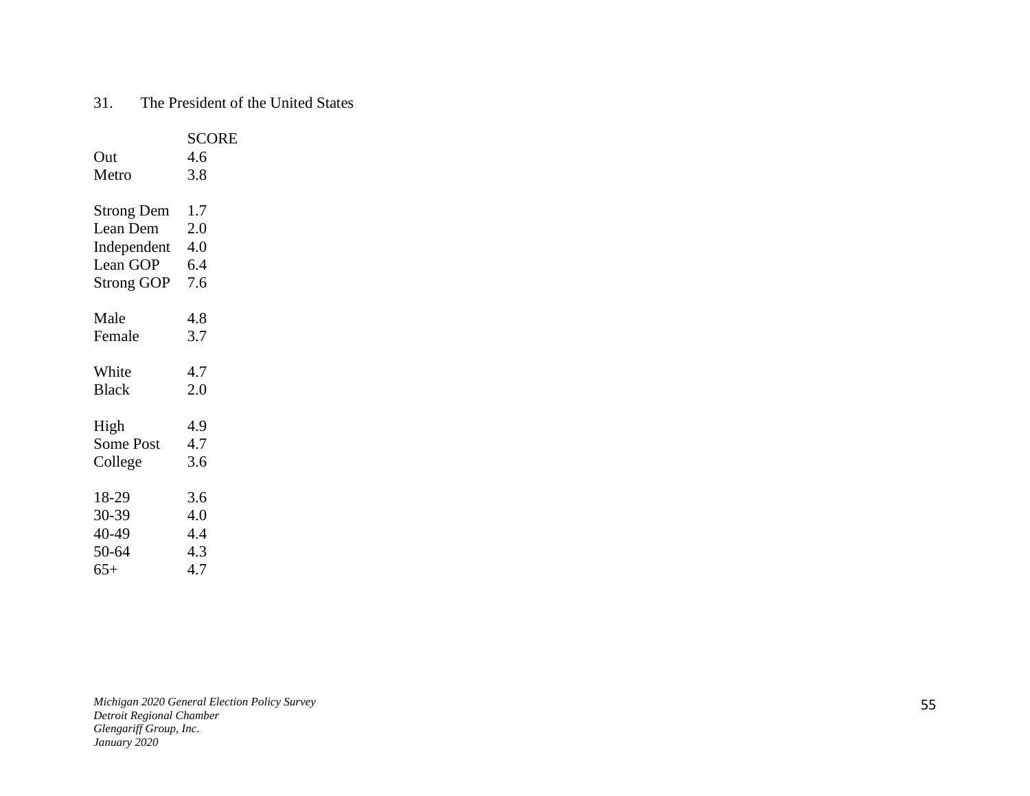31. The President of the United States

| | SCORE |
|---|---|
| Out | 4.6 |
| Metro | 3.8 |
| | |
| Strong Dem | 1.7 |
| Lean Dem | 2.0 |
| Independent | 4.0 |
| Lean GOP | 6.4 |
| Strong GOP | 7.6 |
| | |
| Male | 4.8 |
| Female | 3.7 |
| | |
| White | 4.7 |
| Black | 2.0 |
| | |
| High | 4.9 |
| Some Post | 4.7 |
| College | 3.6 |
| | |
| 18-29 | 3.6 |
| 30-39 | 4.0 |
| 40-49 | 4.4 |
| 50-64 | 4.3 |
| 65+ | 4.7 |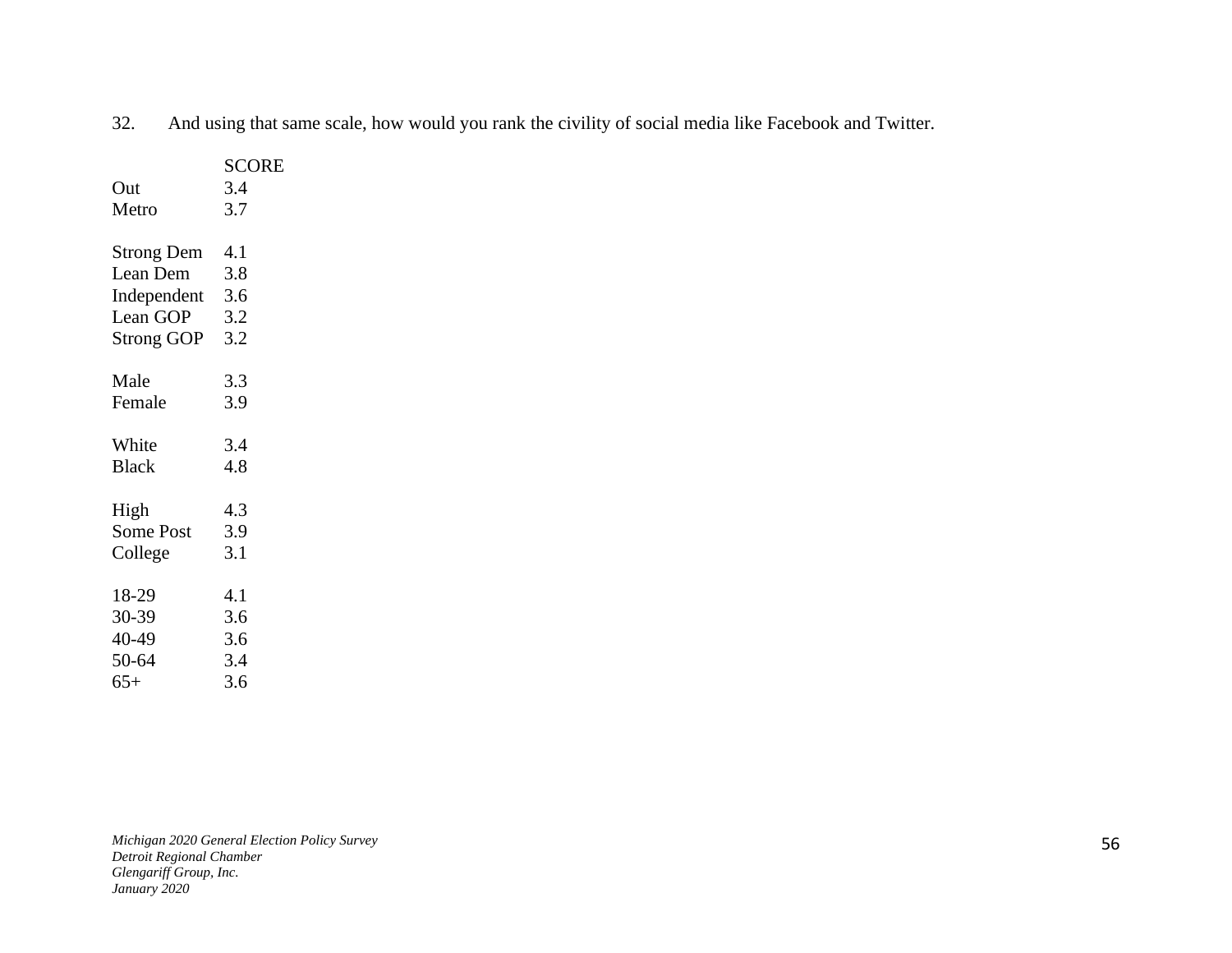32. And using that same scale, how would you rank the civility of social media like Facebook and Twitter.

| | SCORE |
|---|---|
| Out | 3.4 |
| Metro | 3.7 |
| | |
| Strong Dem | 4.1 |
| Lean Dem | 3.8 |
| Independent | 3.6 |
| Lean GOP | 3.2 |
| Strong GOP | 3.2 |
| | |
| Male | 3.3 |
| Female | 3.9 |
| | |
| White | 3.4 |
| Black | 4.8 |
| | |
| High | 4.3 |
| Some Post | 3.9 |
| College | 3.1 |
| | |
| 18-29 | 4.1 |
| 30-39 | 3.6 |
| 40-49 | 3.6 |
| 50-64 | 3.4 |
| 65+ | 3.6 |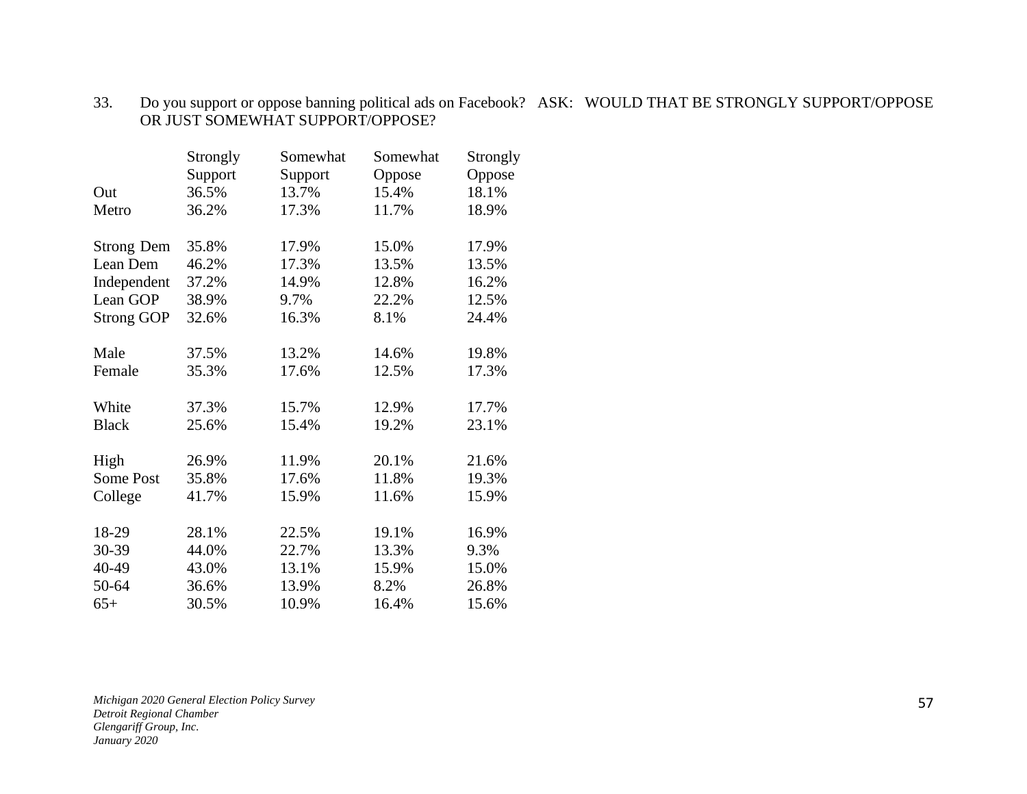33. Do you support or oppose banning political ads on Facebook? ASK: WOULD THAT BE STRONGLY SUPPORT/OPPOSE OR JUST SOMEWHAT SUPPORT/OPPOSE?

| | Strongly Support | Somewhat Support | Somewhat Oppose | Strongly Oppose |
|---|---|---|---|---|
| Out | 36.5% | 13.7% | 15.4% | 18.1% |
| Metro | 36.2% | 17.3% | 11.7% | 18.9% |
| | | | | |
| Strong Dem | 35.8% | 17.9% | 15.0% | 17.9% |
| Lean Dem | 46.2% | 17.3% | 13.5% | 13.5% |
| Independent | 37.2% | 14.9% | 12.8% | 16.2% |
| Lean GOP | 38.9% | 9.7% | 22.2% | 12.5% |
| Strong GOP | 32.6% | 16.3% | 8.1% | 24.4% |
| | | | | |
| Male | 37.5% | 13.2% | 14.6% | 19.8% |
| Female | 35.3% | 17.6% | 12.5% | 17.3% |
| | | | | |
| White | 37.3% | 15.7% | 12.9% | 17.7% |
| Black | 25.6% | 15.4% | 19.2% | 23.1% |
| | | | | |
| High | 26.9% | 11.9% | 20.1% | 21.6% |
| Some Post | 35.8% | 17.6% | 11.8% | 19.3% |
| College | 41.7% | 15.9% | 11.6% | 15.9% |
| | | | | |
| 18-29 | 28.1% | 22.5% | 19.1% | 16.9% |
| 30-39 | 44.0% | 22.7% | 13.3% | 9.3% |
| 40-49 | 43.0% | 13.1% | 15.9% | 15.0% |
| 50-64 | 36.6% | 13.9% | 8.2% | 26.8% |
| 65+ | 30.5% | 10.9% | 16.4% | 15.6% |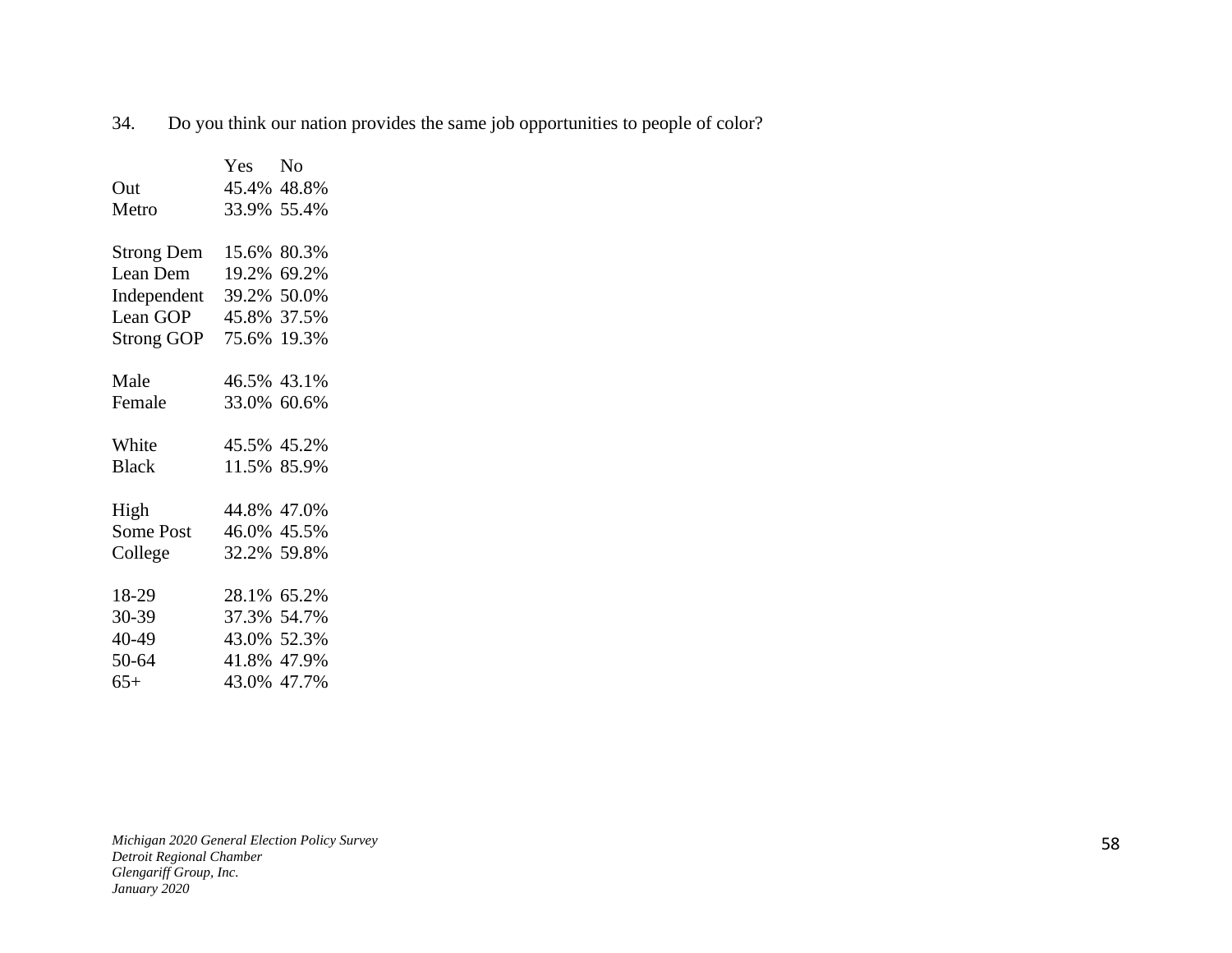34. Do you think our nation provides the same job opportunities to people of color?

| | Yes | No |
|---|---|---|
| Out | 45.4% | 48.8% |
| Metro | 33.9% | 55.4% |
| | | |
| Strong Dem | 15.6% | 80.3% |
| Lean Dem | 19.2% | 69.2% |
| Independent | 39.2% | 50.0% |
| Lean GOP | 45.8% | 37.5% |
| Strong GOP | 75.6% | 19.3% |
| | | |
| Male | 46.5% | 43.1% |
| Female | 33.0% | 60.6% |
| | | |
| White | 45.5% | 45.2% |
| Black | 11.5% | 85.9% |
| | | |
| High | 44.8% | 47.0% |
| Some Post | 46.0% | 45.5% |
| College | 32.2% | 59.8% |
| | | |
| 18-29 | 28.1% | 65.2% |
| 30-39 | 37.3% | 54.7% |
| 40-49 | 43.0% | 52.3% |
| 50-64 | 41.8% | 47.9% |
| 65+ | 43.0% | 47.7% |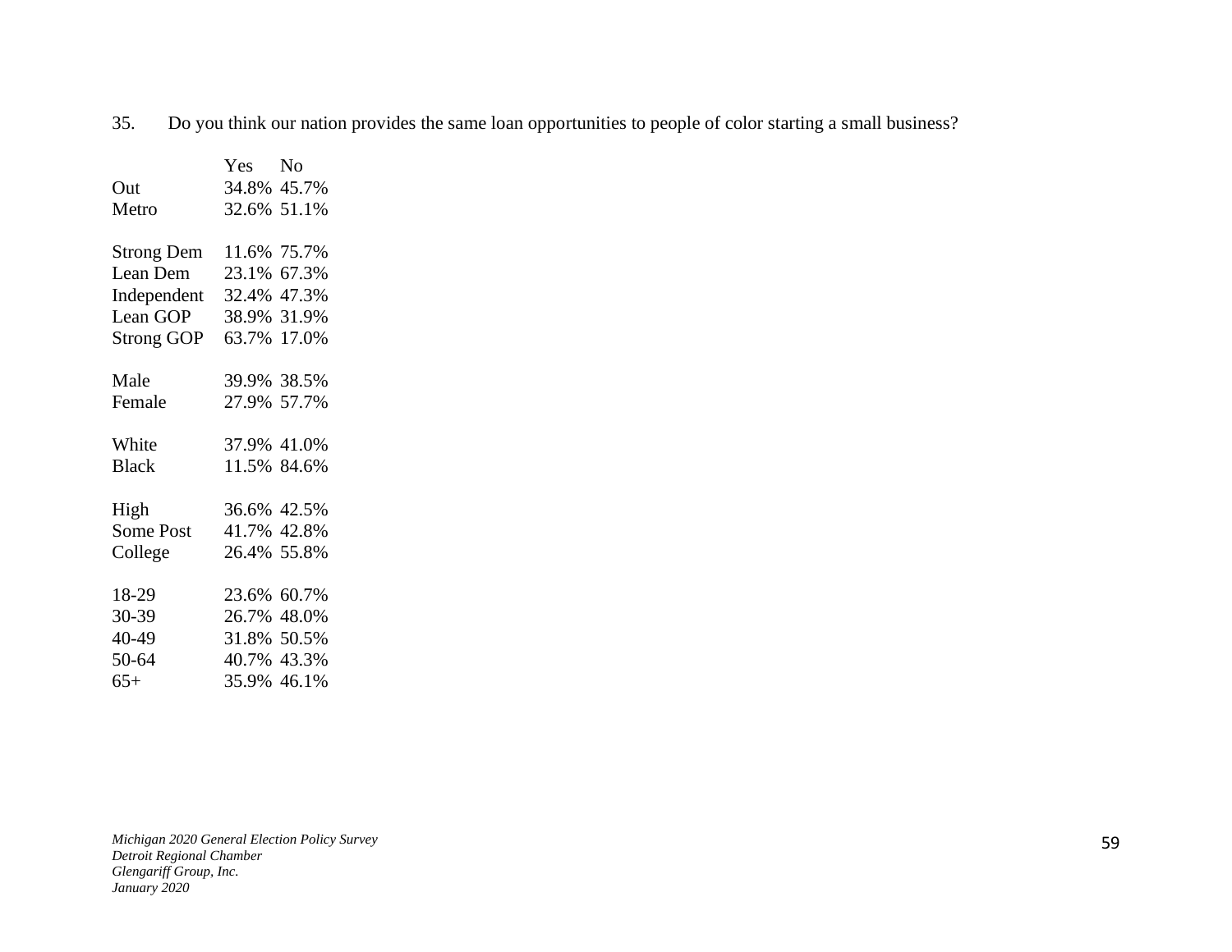35. Do you think our nation provides the same loan opportunities to people of color starting a small business?

| | Yes | No |
|---|---|---|
| Out | 34.8% | 45.7% |
| Metro | 32.6% | 51.1% |
| | | |
| Strong Dem | 11.6% | 75.7% |
| Lean Dem | 23.1% | 67.3% |
| Independent | 32.4% | 47.3% |
| Lean GOP | 38.9% | 31.9% |
| Strong GOP | 63.7% | 17.0% |
| | | |
| Male | 39.9% | 38.5% |
| Female | 27.9% | 57.7% |
| | | |
| White | 37.9% | 41.0% |
| Black | 11.5% | 84.6% |
| | | |
| High | 36.6% | 42.5% |
| Some Post | 41.7% | 42.8% |
| College | 26.4% | 55.8% |
| | | |
| 18-29 | 23.6% | 60.7% |
| 30-39 | 26.7% | 48.0% |
| 40-49 | 31.8% | 50.5% |
| 50-64 | 40.7% | 43.3% |
| 65+ | 35.9% | 46.1% |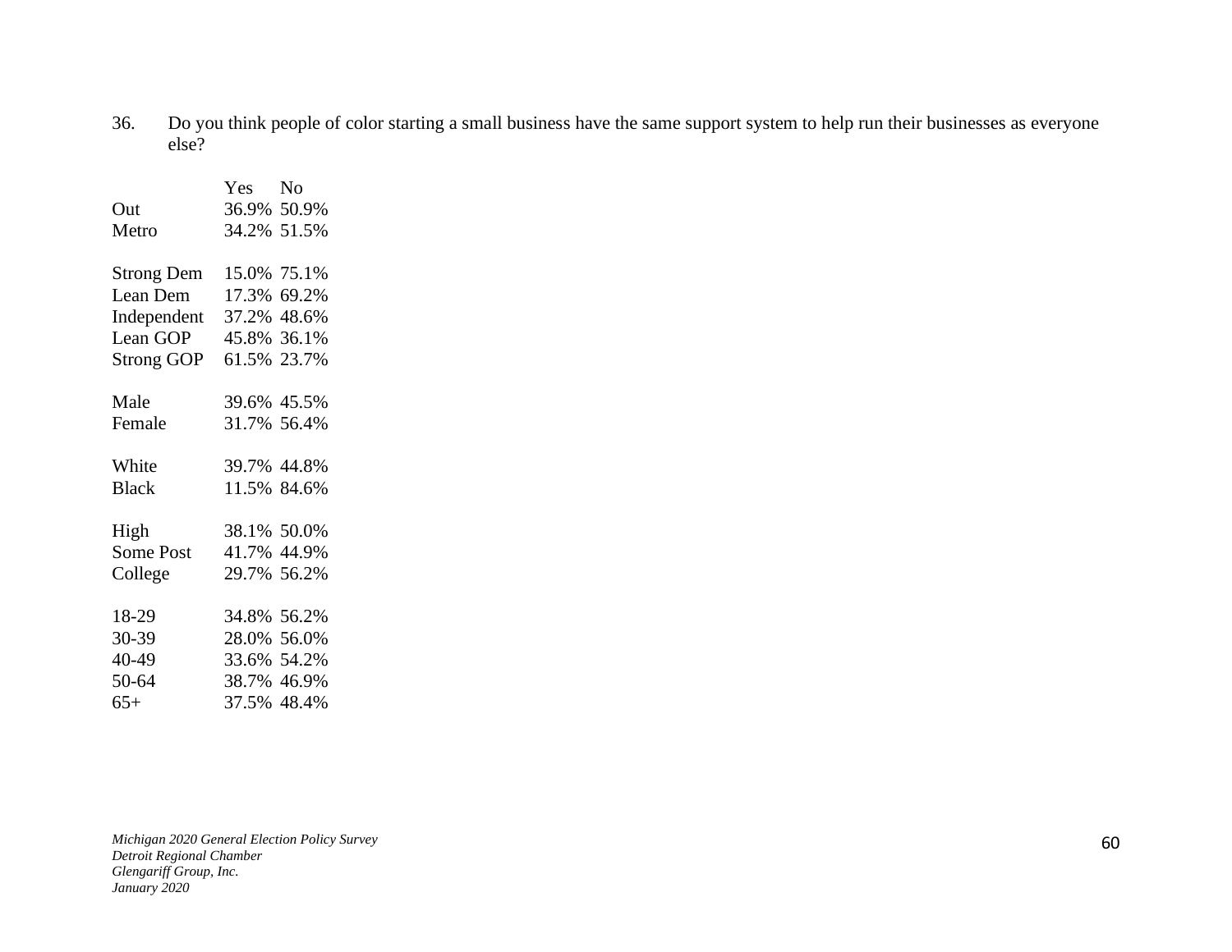36. Do you think people of color starting a small business have the same support system to help run their businesses as everyone else?

| | Yes | No |
|---|---|---|
| Out | 36.9% | 50.9% |
| Metro | 34.2% | 51.5% |
| | | |
| Strong Dem | 15.0% | 75.1% |
| Lean Dem | 17.3% | 69.2% |
| Independent | 37.2% | 48.6% |
| Lean GOP | 45.8% | 36.1% |
| Strong GOP | 61.5% | 23.7% |
| | | |
| Male | 39.6% | 45.5% |
| Female | 31.7% | 56.4% |
| | | |
| White | 39.7% | 44.8% |
| Black | 11.5% | 84.6% |
| | | |
| High | 38.1% | 50.0% |
| Some Post | 41.7% | 44.9% |
| College | 29.7% | 56.2% |
| | | |
| 18-29 | 34.8% | 56.2% |
| 30-39 | 28.0% | 56.0% |
| 40-49 | 33.6% | 54.2% |
| 50-64 | 38.7% | 46.9% |
| 65+ | 37.5% | 48.4% |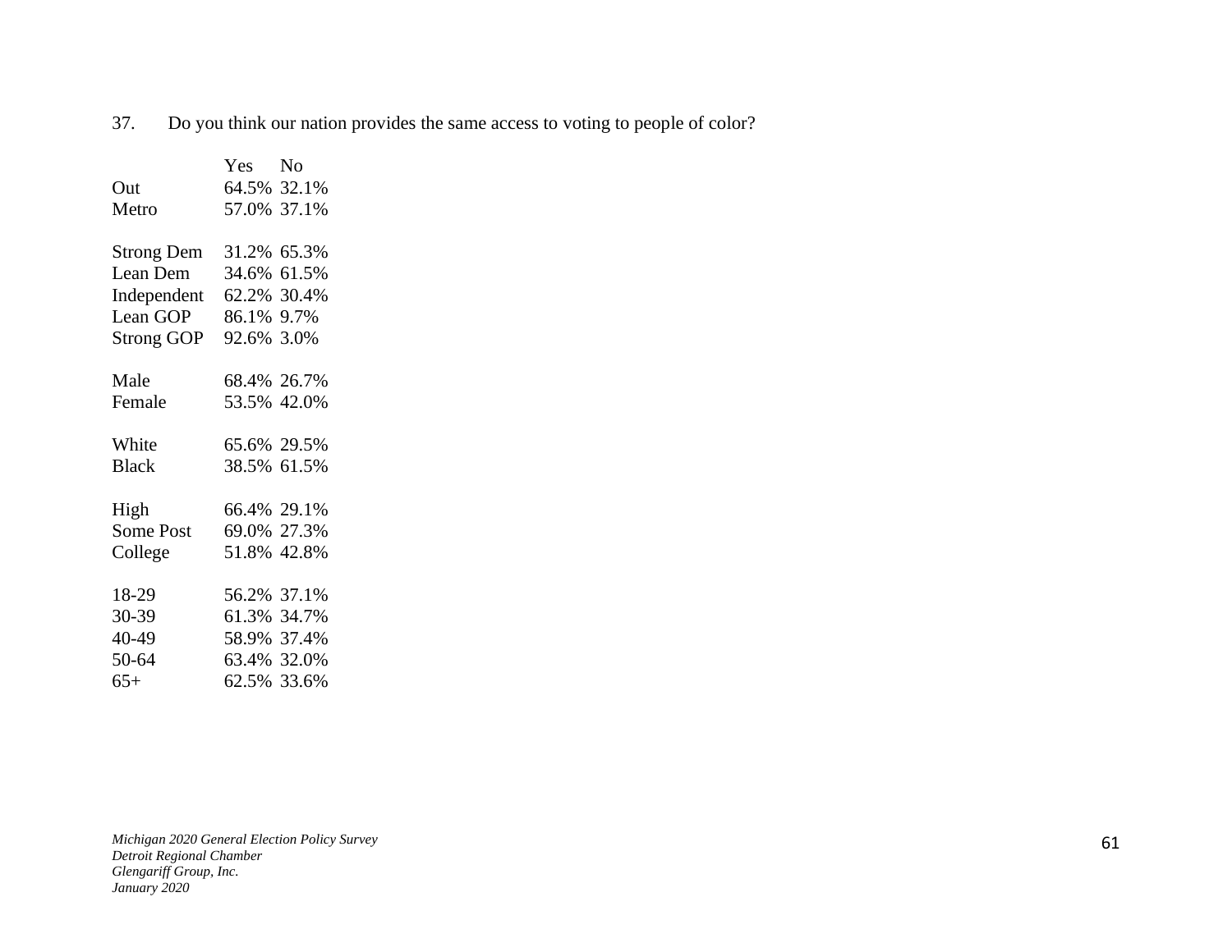37. Do you think our nation provides the same access to voting to people of color?

| | Yes | No |
|---|---|---|
| Out | 64.5% | 32.1% |
| Metro | 57.0% | 37.1% |
| | | |
| Strong Dem | 31.2% | 65.3% |
| Lean Dem | 34.6% | 61.5% |
| Independent | 62.2% | 30.4% |
| Lean GOP | 86.1% | 9.7% |
| Strong GOP | 92.6% | 3.0% |
| | | |
| Male | 68.4% | 26.7% |
| Female | 53.5% | 42.0% |
| | | |
| White | 65.6% | 29.5% |
| Black | 38.5% | 61.5% |
| | | |
| High | 66.4% | 29.1% |
| Some Post | 69.0% | 27.3% |
| College | 51.8% | 42.8% |
| | | |
| 18-29 | 56.2% | 37.1% |
| 30-39 | 61.3% | 34.7% |
| 40-49 | 58.9% | 37.4% |
| 50-64 | 63.4% | 32.0% |
| 65+ | 62.5% | 33.6% |

*Michigan 2020 General Election Policy Survey*
*Detroit Regional Chamber*
*Glengariff Group, Inc.*
*January 2020*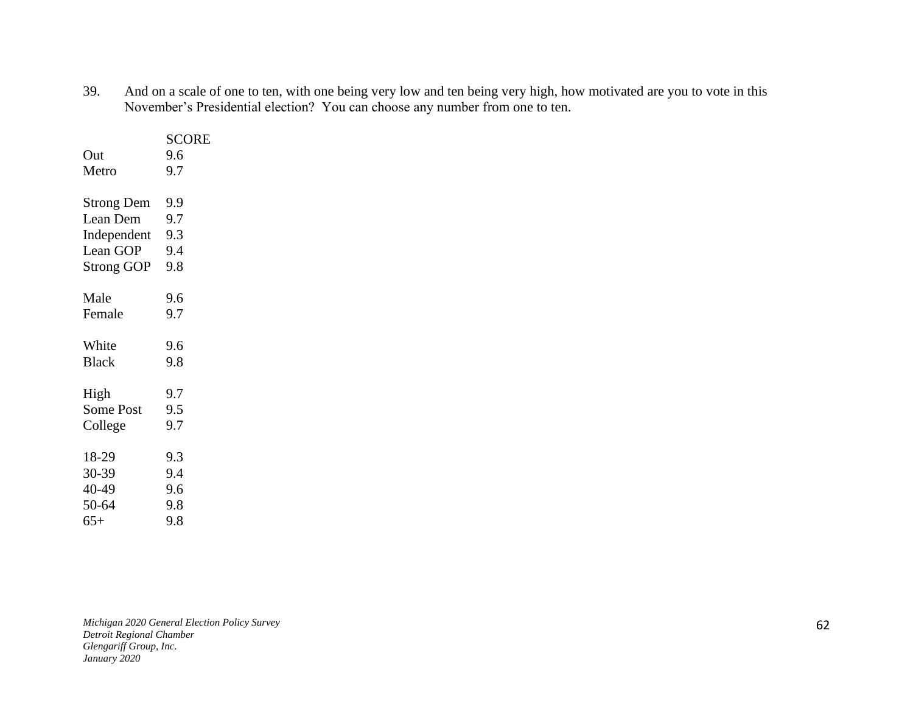39. And on a scale of one to ten, with one being very low and ten being very high, how motivated are you to vote in this November's Presidential election? You can choose any number from one to ten.

| | SCORE |
|---|---|
| Out | 9.6 |
| Metro | 9.7 |
| | |
| Strong Dem | 9.9 |
| Lean Dem | 9.7 |
| Independent | 9.3 |
| Lean GOP | 9.4 |
| Strong GOP | 9.8 |
| | |
| Male | 9.6 |
| Female | 9.7 |
| | |
| White | 9.6 |
| Black | 9.8 |
| | |
| High | 9.7 |
| Some Post | 9.5 |
| College | 9.7 |
| | |
| 18-29 | 9.3 |
| 30-39 | 9.4 |
| 40-49 | 9.6 |
| 50-64 | 9.8 |
| 65+ | 9.8 |

*Michigan 2020 General Election Policy Survey*
*Detroit Regional Chamber*
*Glengariff Group, Inc.*
*January 2020*